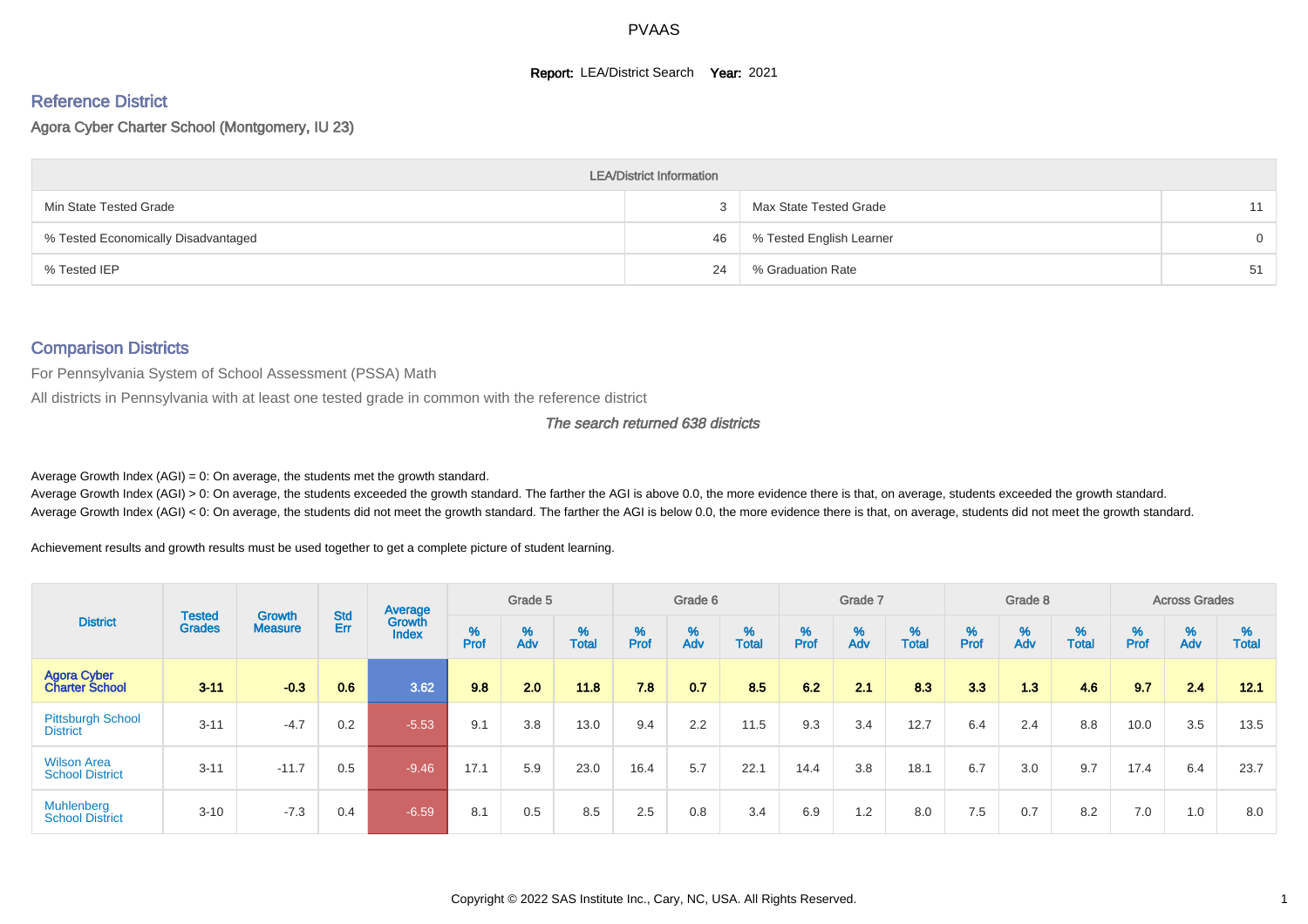# PVAAS

**Report:** LEA/District Search **Year:** 2021

## Reference District

Agora Cyber Charter School (Montgomery, IU 23)

| LEA/District Information | | | |
|---|---|---|---|
| Min State Tested Grade | 3 | Max State Tested Grade | 11 |
| % Tested Economically Disadvantaged | 46 | % Tested English Learner | 0 |
| % Tested IEP | 24 | % Graduation Rate | 51 |

## Comparison Districts

For Pennsylvania System of School Assessment (PSSA) Math

All districts in Pennsylvania with at least one tested grade in common with the reference district

*The search returned 638 districts*

Average Growth Index (AGI) = 0: On average, the students met the growth standard.

Average Growth Index (AGI) > 0: On average, the students exceeded the growth standard. The farther the AGI is above 0.0, the more evidence there is that, on average, students exceeded the growth standard.

Average Growth Index (AGI) < 0: On average, the students did not meet the growth standard. The farther the AGI is below 0.0, the more evidence there is that, on average, students did not meet the growth standard.

Achievement results and growth results must be used together to get a complete picture of student learning.

| District | Tested Grades | Growth Measure | Std Err | Average Growth Index | Grade 5 | | | Grade 6 | | | Grade 7 | | | Grade 8 | | | Across Grades | | |
|---|---|---|---|---|---|---|---|---|---|---|---|---|---|---|---|---|---|---|---|
| | | | | | % Prof | % Adv | % Total | % Prof | % Adv | % Total | % Prof | % Adv | % Total | % Prof | % Adv | % Total | % Prof | % Adv | % Total |
| **Agora Cyber Charter School** | **3-11** | **-0.3** | **0.6** | **3.62** | **9.8** | **2.0** | **11.8** | **7.8** | **0.7** | **8.5** | **6.2** | **2.1** | **8.3** | **3.3** | **1.3** | **4.6** | **9.7** | **2.4** | **12.1** |
| Pittsburgh School District | 3-11 | -4.7 | 0.2 | -5.53 | 9.1 | 3.8 | 13.0 | 9.4 | 2.2 | 11.5 | 9.3 | 3.4 | 12.7 | 6.4 | 2.4 | 8.8 | 10.0 | 3.5 | 13.5 |
| Wilson Area School District | 3-11 | -11.7 | 0.5 | -9.46 | 17.1 | 5.9 | 23.0 | 16.4 | 5.7 | 22.1 | 14.4 | 3.8 | 18.1 | 6.7 | 3.0 | 9.7 | 17.4 | 6.4 | 23.7 |
| Muhlenberg School District | 3-10 | -7.3 | 0.4 | -6.59 | 8.1 | 0.5 | 8.5 | 2.5 | 0.8 | 3.4 | 6.9 | 1.2 | 8.0 | 7.5 | 0.7 | 8.2 | 7.0 | 1.0 | 8.0 |

Copyright © 2022 SAS Institute Inc., Cary, NC, USA. All Rights Reserved.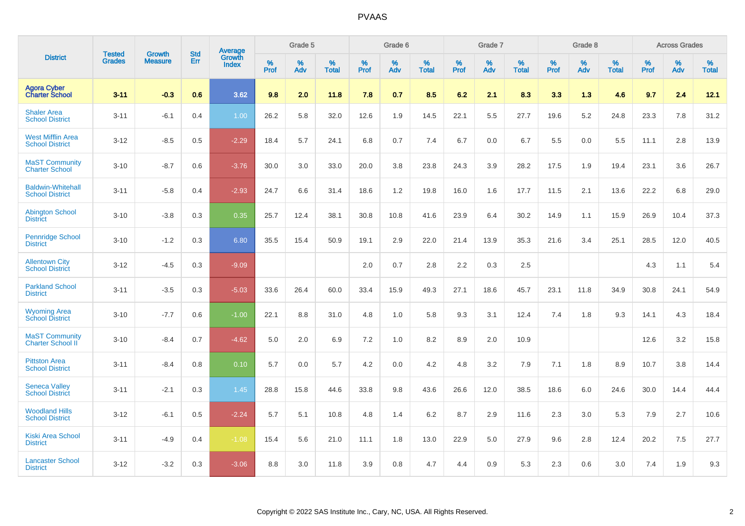| District | Tested Grades | Growth Measure | Std Err | Average Growth Index | Grade 5 | | | Grade 6 | | | Grade 7 | | | Grade 8 | | | Across Grades | | |
|---|---|---|---|---|---|---|---|---|---|---|---|---|---|---|---|---|---|---|---|
| | | | | | % Prof | % Adv | % Total | % Prof | % Adv | % Total | % Prof | % Adv | % Total | % Prof | % Adv | % Total | % Prof | % Adv | % Total |
| **Agora Cyber Charter School** | **3-11** | **-0.3** | **0.6** | **3.62** | **9.8** | **2.0** | **11.8** | **7.8** | **0.7** | **8.5** | **6.2** | **2.1** | **8.3** | **3.3** | **1.3** | **4.6** | **9.7** | **2.4** | **12.1** |
| Shaler Area School District | 3-11 | -6.1 | 0.4 | 1.00 | 26.2 | 5.8 | 32.0 | 12.6 | 1.9 | 14.5 | 22.1 | 5.5 | 27.7 | 19.6 | 5.2 | 24.8 | 23.3 | 7.8 | 31.2 |
| West Mifflin Area School District | 3-12 | -8.5 | 0.5 | -2.29 | 18.4 | 5.7 | 24.1 | 6.8 | 0.7 | 7.4 | 6.7 | 0.0 | 6.7 | 5.5 | 0.0 | 5.5 | 11.1 | 2.8 | 13.9 |
| MaST Community Charter School | 3-10 | -8.7 | 0.6 | -3.76 | 30.0 | 3.0 | 33.0 | 20.0 | 3.8 | 23.8 | 24.3 | 3.9 | 28.2 | 17.5 | 1.9 | 19.4 | 23.1 | 3.6 | 26.7 |
| Baldwin-Whitehall School District | 3-11 | -5.8 | 0.4 | -2.93 | 24.7 | 6.6 | 31.4 | 18.6 | 1.2 | 19.8 | 16.0 | 1.6 | 17.7 | 11.5 | 2.1 | 13.6 | 22.2 | 6.8 | 29.0 |
| Abington School District | 3-10 | -3.8 | 0.3 | 0.35 | 25.7 | 12.4 | 38.1 | 30.8 | 10.8 | 41.6 | 23.9 | 6.4 | 30.2 | 14.9 | 1.1 | 15.9 | 26.9 | 10.4 | 37.3 |
| Pennridge School District | 3-10 | -1.2 | 0.3 | 6.80 | 35.5 | 15.4 | 50.9 | 19.1 | 2.9 | 22.0 | 21.4 | 13.9 | 35.3 | 21.6 | 3.4 | 25.1 | 28.5 | 12.0 | 40.5 |
| Allentown City School District | 3-12 | -4.5 | 0.3 | -9.09 | | | | 2.0 | 0.7 | 2.8 | 2.2 | 0.3 | 2.5 | | | | 4.3 | 1.1 | 5.4 |
| Parkland School District | 3-11 | -3.5 | 0.3 | -5.03 | 33.6 | 26.4 | 60.0 | 33.4 | 15.9 | 49.3 | 27.1 | 18.6 | 45.7 | 23.1 | 11.8 | 34.9 | 30.8 | 24.1 | 54.9 |
| Wyoming Area School District | 3-10 | -7.7 | 0.6 | -1.00 | 22.1 | 8.8 | 31.0 | 4.8 | 1.0 | 5.8 | 9.3 | 3.1 | 12.4 | 7.4 | 1.8 | 9.3 | 14.1 | 4.3 | 18.4 |
| MaST Community Charter School II | 3-10 | -8.4 | 0.7 | -4.62 | 5.0 | 2.0 | 6.9 | 7.2 | 1.0 | 8.2 | 8.9 | 2.0 | 10.9 | | | | 12.6 | 3.2 | 15.8 |
| Pittston Area School District | 3-11 | -8.4 | 0.8 | 0.10 | 5.7 | 0.0 | 5.7 | 4.2 | 0.0 | 4.2 | 4.8 | 3.2 | 7.9 | 7.1 | 1.8 | 8.9 | 10.7 | 3.8 | 14.4 |
| Seneca Valley School District | 3-11 | -2.1 | 0.3 | 1.45 | 28.8 | 15.8 | 44.6 | 33.8 | 9.8 | 43.6 | 26.6 | 12.0 | 38.5 | 18.6 | 6.0 | 24.6 | 30.0 | 14.4 | 44.4 |
| Woodland Hills School District | 3-12 | -6.1 | 0.5 | -2.24 | 5.7 | 5.1 | 10.8 | 4.8 | 1.4 | 6.2 | 8.7 | 2.9 | 11.6 | 2.3 | 3.0 | 5.3 | 7.9 | 2.7 | 10.6 |
| Kiski Area School District | 3-11 | -4.9 | 0.4 | -1.08 | 15.4 | 5.6 | 21.0 | 11.1 | 1.8 | 13.0 | 22.9 | 5.0 | 27.9 | 9.6 | 2.8 | 12.4 | 20.2 | 7.5 | 27.7 |
| Lancaster School District | 3-12 | -3.2 | 0.3 | -3.06 | 8.8 | 3.0 | 11.8 | 3.9 | 0.8 | 4.7 | 4.4 | 0.9 | 5.3 | 2.3 | 0.6 | 3.0 | 7.4 | 1.9 | 9.3 |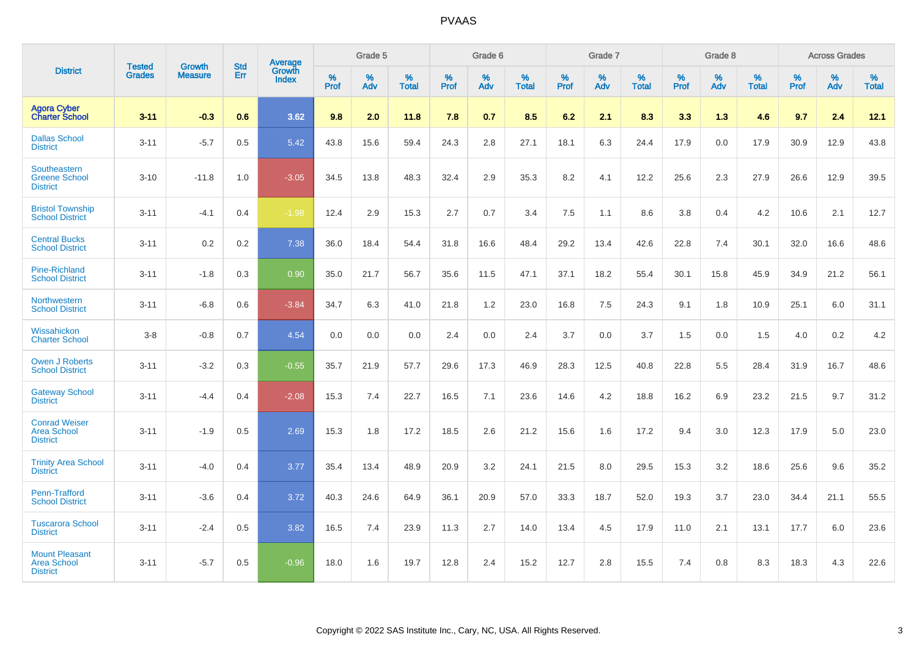| District | Tested Grades | Growth Measure | Std Err | Average Growth Index | Grade 5 | | | Grade 6 | | | Grade 7 | | | Grade 8 | | | Across Grades | | |
|---|---|---|---|---|---|---|---|---|---|---|---|---|---|---|---|---|---|---|---|
| | | | | | % Prof | % Adv | % Total | % Prof | % Adv | % Total | % Prof | % Adv | % Total | % Prof | % Adv | % Total | % Prof | % Adv | % Total |
| **Agora Cyber Charter School** | **3-11** | **-0.3** | **0.6** | **3.62** | **9.8** | **2.0** | **11.8** | **7.8** | **0.7** | **8.5** | **6.2** | **2.1** | **8.3** | **3.3** | **1.3** | **4.6** | **9.7** | **2.4** | **12.1** |
| Dallas School District | 3-11 | -5.7 | 0.5 | 5.42 | 43.8 | 15.6 | 59.4 | 24.3 | 2.8 | 27.1 | 18.1 | 6.3 | 24.4 | 17.9 | 0.0 | 17.9 | 30.9 | 12.9 | 43.8 |
| Southeastern Greene School District | 3-10 | -11.8 | 1.0 | -3.05 | 34.5 | 13.8 | 48.3 | 32.4 | 2.9 | 35.3 | 8.2 | 4.1 | 12.2 | 25.6 | 2.3 | 27.9 | 26.6 | 12.9 | 39.5 |
| Bristol Township School District | 3-11 | -4.1 | 0.4 | -1.98 | 12.4 | 2.9 | 15.3 | 2.7 | 0.7 | 3.4 | 7.5 | 1.1 | 8.6 | 3.8 | 0.4 | 4.2 | 10.6 | 2.1 | 12.7 |
| Central Bucks School District | 3-11 | 0.2 | 0.2 | 7.38 | 36.0 | 18.4 | 54.4 | 31.8 | 16.6 | 48.4 | 29.2 | 13.4 | 42.6 | 22.8 | 7.4 | 30.1 | 32.0 | 16.6 | 48.6 |
| Pine-Richland School District | 3-11 | -1.8 | 0.3 | 0.90 | 35.0 | 21.7 | 56.7 | 35.6 | 11.5 | 47.1 | 37.1 | 18.2 | 55.4 | 30.1 | 15.8 | 45.9 | 34.9 | 21.2 | 56.1 |
| Northwestern School District | 3-11 | -6.8 | 0.6 | -3.84 | 34.7 | 6.3 | 41.0 | 21.8 | 1.2 | 23.0 | 16.8 | 7.5 | 24.3 | 9.1 | 1.8 | 10.9 | 25.1 | 6.0 | 31.1 |
| Wissahickon Charter School | 3-8 | -0.8 | 0.7 | 4.54 | 0.0 | 0.0 | 0.0 | 2.4 | 0.0 | 2.4 | 3.7 | 0.0 | 3.7 | 1.5 | 0.0 | 1.5 | 4.0 | 0.2 | 4.2 |
| Owen J Roberts School District | 3-11 | -3.2 | 0.3 | -0.55 | 35.7 | 21.9 | 57.7 | 29.6 | 17.3 | 46.9 | 28.3 | 12.5 | 40.8 | 22.8 | 5.5 | 28.4 | 31.9 | 16.7 | 48.6 |
| Gateway School District | 3-11 | -4.4 | 0.4 | -2.08 | 15.3 | 7.4 | 22.7 | 16.5 | 7.1 | 23.6 | 14.6 | 4.2 | 18.8 | 16.2 | 6.9 | 23.2 | 21.5 | 9.7 | 31.2 |
| Conrad Weiser Area School District | 3-11 | -1.9 | 0.5 | 2.69 | 15.3 | 1.8 | 17.2 | 18.5 | 2.6 | 21.2 | 15.6 | 1.6 | 17.2 | 9.4 | 3.0 | 12.3 | 17.9 | 5.0 | 23.0 |
| Trinity Area School District | 3-11 | -4.0 | 0.4 | 3.77 | 35.4 | 13.4 | 48.9 | 20.9 | 3.2 | 24.1 | 21.5 | 8.0 | 29.5 | 15.3 | 3.2 | 18.6 | 25.6 | 9.6 | 35.2 |
| Penn-Trafford School District | 3-11 | -3.6 | 0.4 | 3.72 | 40.3 | 24.6 | 64.9 | 36.1 | 20.9 | 57.0 | 33.3 | 18.7 | 52.0 | 19.3 | 3.7 | 23.0 | 34.4 | 21.1 | 55.5 |
| Tuscarora School District | 3-11 | -2.4 | 0.5 | 3.82 | 16.5 | 7.4 | 23.9 | 11.3 | 2.7 | 14.0 | 13.4 | 4.5 | 17.9 | 11.0 | 2.1 | 13.1 | 17.7 | 6.0 | 23.6 |
| Mount Pleasant Area School District | 3-11 | -5.7 | 0.5 | -0.96 | 18.0 | 1.6 | 19.7 | 12.8 | 2.4 | 15.2 | 12.7 | 2.8 | 15.5 | 7.4 | 0.8 | 8.3 | 18.3 | 4.3 | 22.6 |

Copyright © 2022 SAS Institute Inc., Cary, NC, USA. All Rights Reserved.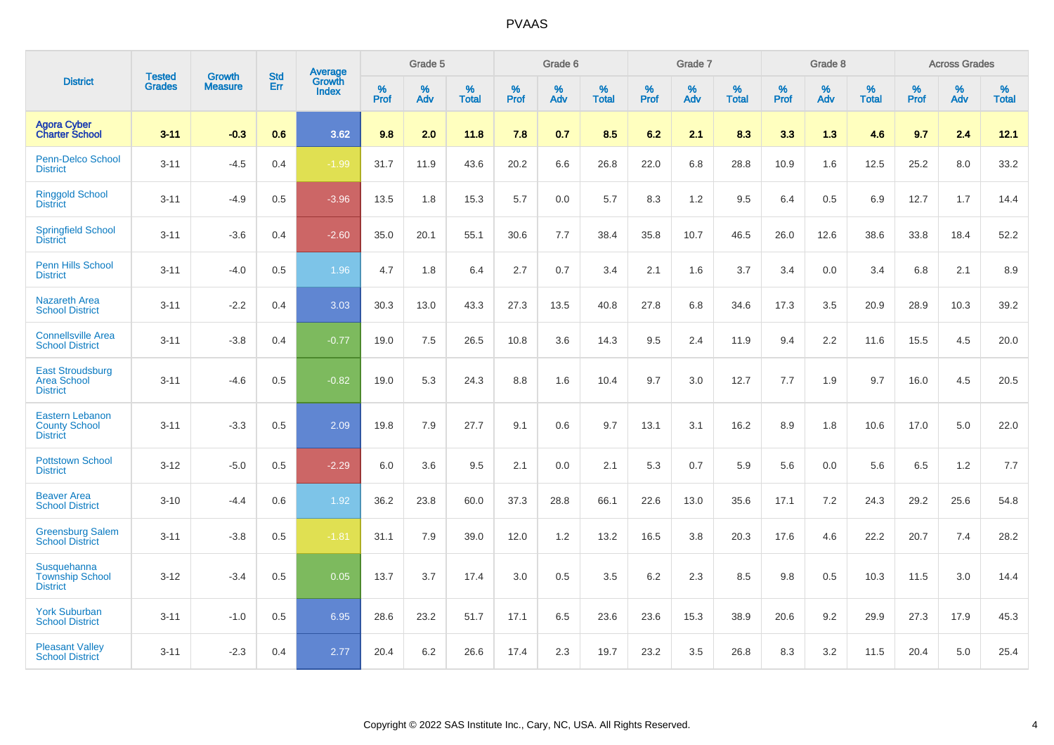# PVAAS

| District | Tested Grades | Growth Measure | Std Err | Average Growth Index | Grade 5 | | | Grade 6 | | | Grade 7 | | | Grade 8 | | | Across Grades | | |
|---|---|---|---|---|---|---|---|---|---|---|---|---|---|---|---|---|---|---|---|
| | | | | | % Prof | % Adv | % Total | % Prof | % Adv | % Total | % Prof | % Adv | % Total | % Prof | % Adv | % Total | % Prof | % Adv | % Total |
| **Agora Cyber Charter School** | **3-11** | **-0.3** | **0.6** | **3.62** | **9.8** | **2.0** | **11.8** | **7.8** | **0.7** | **8.5** | **6.2** | **2.1** | **8.3** | **3.3** | **1.3** | **4.6** | **9.7** | **2.4** | **12.1** |
| Penn-Delco School District | 3-11 | -4.5 | 0.4 | -1.99 | 31.7 | 11.9 | 43.6 | 20.2 | 6.6 | 26.8 | 22.0 | 6.8 | 28.8 | 10.9 | 1.6 | 12.5 | 25.2 | 8.0 | 33.2 |
| Ringgold School District | 3-11 | -4.9 | 0.5 | -3.96 | 13.5 | 1.8 | 15.3 | 5.7 | 0.0 | 5.7 | 8.3 | 1.2 | 9.5 | 6.4 | 0.5 | 6.9 | 12.7 | 1.7 | 14.4 |
| Springfield School District | 3-11 | -3.6 | 0.4 | -2.60 | 35.0 | 20.1 | 55.1 | 30.6 | 7.7 | 38.4 | 35.8 | 10.7 | 46.5 | 26.0 | 12.6 | 38.6 | 33.8 | 18.4 | 52.2 |
| Penn Hills School District | 3-11 | -4.0 | 0.5 | 1.96 | 4.7 | 1.8 | 6.4 | 2.7 | 0.7 | 3.4 | 2.1 | 1.6 | 3.7 | 3.4 | 0.0 | 3.4 | 6.8 | 2.1 | 8.9 |
| Nazareth Area School District | 3-11 | -2.2 | 0.4 | 3.03 | 30.3 | 13.0 | 43.3 | 27.3 | 13.5 | 40.8 | 27.8 | 6.8 | 34.6 | 17.3 | 3.5 | 20.9 | 28.9 | 10.3 | 39.2 |
| Connellsville Area School District | 3-11 | -3.8 | 0.4 | -0.77 | 19.0 | 7.5 | 26.5 | 10.8 | 3.6 | 14.3 | 9.5 | 2.4 | 11.9 | 9.4 | 2.2 | 11.6 | 15.5 | 4.5 | 20.0 |
| East Stroudsburg Area School District | 3-11 | -4.6 | 0.5 | -0.82 | 19.0 | 5.3 | 24.3 | 8.8 | 1.6 | 10.4 | 9.7 | 3.0 | 12.7 | 7.7 | 1.9 | 9.7 | 16.0 | 4.5 | 20.5 |
| Eastern Lebanon County School District | 3-11 | -3.3 | 0.5 | 2.09 | 19.8 | 7.9 | 27.7 | 9.1 | 0.6 | 9.7 | 13.1 | 3.1 | 16.2 | 8.9 | 1.8 | 10.6 | 17.0 | 5.0 | 22.0 |
| Pottstown School District | 3-12 | -5.0 | 0.5 | -2.29 | 6.0 | 3.6 | 9.5 | 2.1 | 0.0 | 2.1 | 5.3 | 0.7 | 5.9 | 5.6 | 0.0 | 5.6 | 6.5 | 1.2 | 7.7 |
| Beaver Area School District | 3-10 | -4.4 | 0.6 | 1.92 | 36.2 | 23.8 | 60.0 | 37.3 | 28.8 | 66.1 | 22.6 | 13.0 | 35.6 | 17.1 | 7.2 | 24.3 | 29.2 | 25.6 | 54.8 |
| Greensburg Salem School District | 3-11 | -3.8 | 0.5 | -1.81 | 31.1 | 7.9 | 39.0 | 12.0 | 1.2 | 13.2 | 16.5 | 3.8 | 20.3 | 17.6 | 4.6 | 22.2 | 20.7 | 7.4 | 28.2 |
| Susquehanna Township School District | 3-12 | -3.4 | 0.5 | 0.05 | 13.7 | 3.7 | 17.4 | 3.0 | 0.5 | 3.5 | 6.2 | 2.3 | 8.5 | 9.8 | 0.5 | 10.3 | 11.5 | 3.0 | 14.4 |
| York Suburban School District | 3-11 | -1.0 | 0.5 | 6.95 | 28.6 | 23.2 | 51.7 | 17.1 | 6.5 | 23.6 | 23.6 | 15.3 | 38.9 | 20.6 | 9.2 | 29.9 | 27.3 | 17.9 | 45.3 |
| Pleasant Valley School District | 3-11 | -2.3 | 0.4 | 2.77 | 20.4 | 6.2 | 26.6 | 17.4 | 2.3 | 19.7 | 23.2 | 3.5 | 26.8 | 8.3 | 3.2 | 11.5 | 20.4 | 5.0 | 25.4 |

Copyright © 2022 SAS Institute Inc., Cary, NC, USA. All Rights Reserved.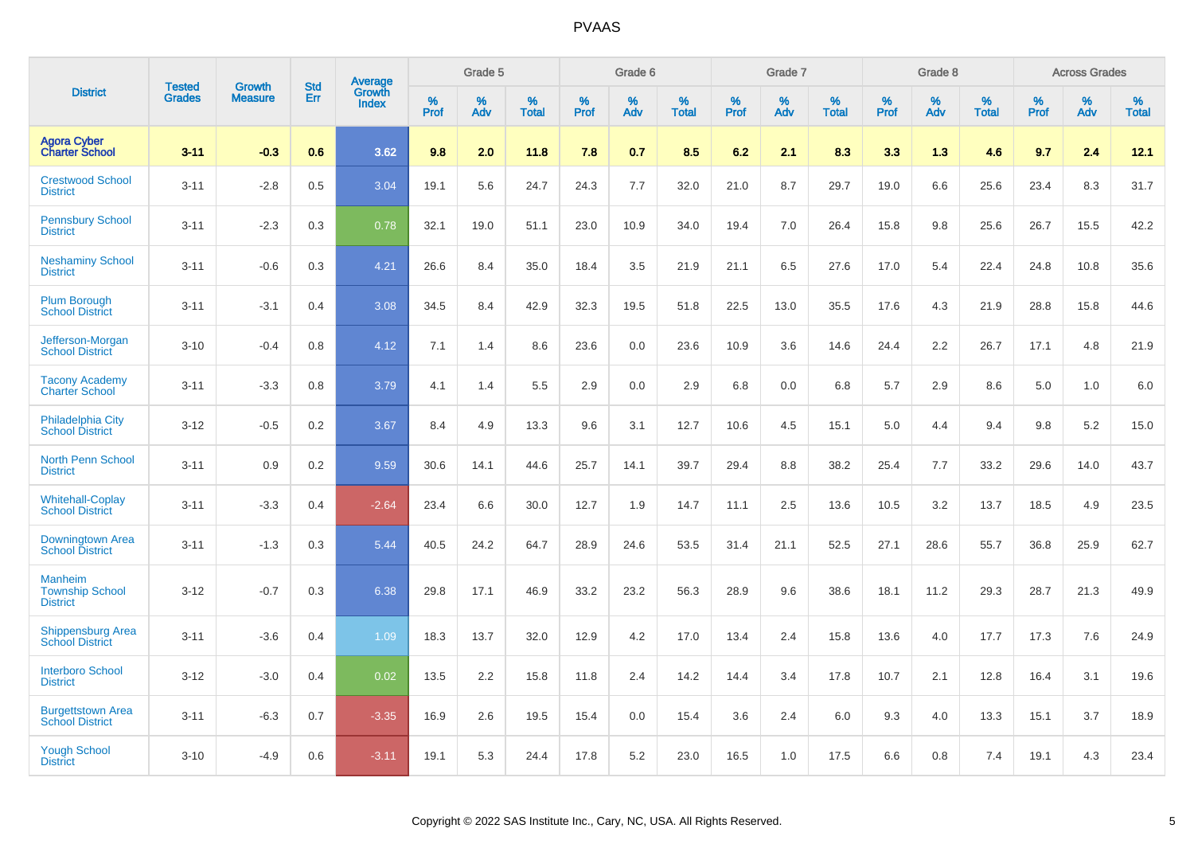# PVAAS

| District | Tested Grades | Growth Measure | Std Err | Average Growth Index | Grade 5 | | | Grade 6 | | | Grade 7 | | | Grade 8 | | | Across Grades | | |
|---|---|---|---|---|---|---|---|---|---|---|---|---|---|---|---|---|---|---|---|
| | | | | | % Prof | % Adv | % Total | % Prof | % Adv | % Total | % Prof | % Adv | % Total | % Prof | % Adv | % Total | % Prof | % Adv | % Total |
| **Agora Cyber Charter School** | **3-11** | **-0.3** | **0.6** | **3.62** | **9.8** | **2.0** | **11.8** | **7.8** | **0.7** | **8.5** | **6.2** | **2.1** | **8.3** | **3.3** | **1.3** | **4.6** | **9.7** | **2.4** | **12.1** |
| Crestwood School District | 3-11 | -2.8 | 0.5 | 3.04 | 19.1 | 5.6 | 24.7 | 24.3 | 7.7 | 32.0 | 21.0 | 8.7 | 29.7 | 19.0 | 6.6 | 25.6 | 23.4 | 8.3 | 31.7 |
| Pennsbury School District | 3-11 | -2.3 | 0.3 | 0.78 | 32.1 | 19.0 | 51.1 | 23.0 | 10.9 | 34.0 | 19.4 | 7.0 | 26.4 | 15.8 | 9.8 | 25.6 | 26.7 | 15.5 | 42.2 |
| Neshaminy School District | 3-11 | -0.6 | 0.3 | 4.21 | 26.6 | 8.4 | 35.0 | 18.4 | 3.5 | 21.9 | 21.1 | 6.5 | 27.6 | 17.0 | 5.4 | 22.4 | 24.8 | 10.8 | 35.6 |
| Plum Borough School District | 3-11 | -3.1 | 0.4 | 3.08 | 34.5 | 8.4 | 42.9 | 32.3 | 19.5 | 51.8 | 22.5 | 13.0 | 35.5 | 17.6 | 4.3 | 21.9 | 28.8 | 15.8 | 44.6 |
| Jefferson-Morgan School District | 3-10 | -0.4 | 0.8 | 4.12 | 7.1 | 1.4 | 8.6 | 23.6 | 0.0 | 23.6 | 10.9 | 3.6 | 14.6 | 24.4 | 2.2 | 26.7 | 17.1 | 4.8 | 21.9 |
| Tacony Academy Charter School | 3-11 | -3.3 | 0.8 | 3.79 | 4.1 | 1.4 | 5.5 | 2.9 | 0.0 | 2.9 | 6.8 | 0.0 | 6.8 | 5.7 | 2.9 | 8.6 | 5.0 | 1.0 | 6.0 |
| Philadelphia City School District | 3-12 | -0.5 | 0.2 | 3.67 | 8.4 | 4.9 | 13.3 | 9.6 | 3.1 | 12.7 | 10.6 | 4.5 | 15.1 | 5.0 | 4.4 | 9.4 | 9.8 | 5.2 | 15.0 |
| North Penn School District | 3-11 | 0.9 | 0.2 | 9.59 | 30.6 | 14.1 | 44.6 | 25.7 | 14.1 | 39.7 | 29.4 | 8.8 | 38.2 | 25.4 | 7.7 | 33.2 | 29.6 | 14.0 | 43.7 |
| Whitehall-Coplay School District | 3-11 | -3.3 | 0.4 | -2.64 | 23.4 | 6.6 | 30.0 | 12.7 | 1.9 | 14.7 | 11.1 | 2.5 | 13.6 | 10.5 | 3.2 | 13.7 | 18.5 | 4.9 | 23.5 |
| Downingtown Area School District | 3-11 | -1.3 | 0.3 | 5.44 | 40.5 | 24.2 | 64.7 | 28.9 | 24.6 | 53.5 | 31.4 | 21.1 | 52.5 | 27.1 | 28.6 | 55.7 | 36.8 | 25.9 | 62.7 |
| Manheim Township School District | 3-12 | -0.7 | 0.3 | 6.38 | 29.8 | 17.1 | 46.9 | 33.2 | 23.2 | 56.3 | 28.9 | 9.6 | 38.6 | 18.1 | 11.2 | 29.3 | 28.7 | 21.3 | 49.9 |
| Shippensburg Area School District | 3-11 | -3.6 | 0.4 | 1.09 | 18.3 | 13.7 | 32.0 | 12.9 | 4.2 | 17.0 | 13.4 | 2.4 | 15.8 | 13.6 | 4.0 | 17.7 | 17.3 | 7.6 | 24.9 |
| Interboro School District | 3-12 | -3.0 | 0.4 | 0.02 | 13.5 | 2.2 | 15.8 | 11.8 | 2.4 | 14.2 | 14.4 | 3.4 | 17.8 | 10.7 | 2.1 | 12.8 | 16.4 | 3.1 | 19.6 |
| Burgettstown Area School District | 3-11 | -6.3 | 0.7 | -3.35 | 16.9 | 2.6 | 19.5 | 15.4 | 0.0 | 15.4 | 3.6 | 2.4 | 6.0 | 9.3 | 4.0 | 13.3 | 15.1 | 3.7 | 18.9 |
| Yough School District | 3-10 | -4.9 | 0.6 | -3.11 | 19.1 | 5.3 | 24.4 | 17.8 | 5.2 | 23.0 | 16.5 | 1.0 | 17.5 | 6.6 | 0.8 | 7.4 | 19.1 | 4.3 | 23.4 |

Copyright © 2022 SAS Institute Inc., Cary, NC, USA. All Rights Reserved.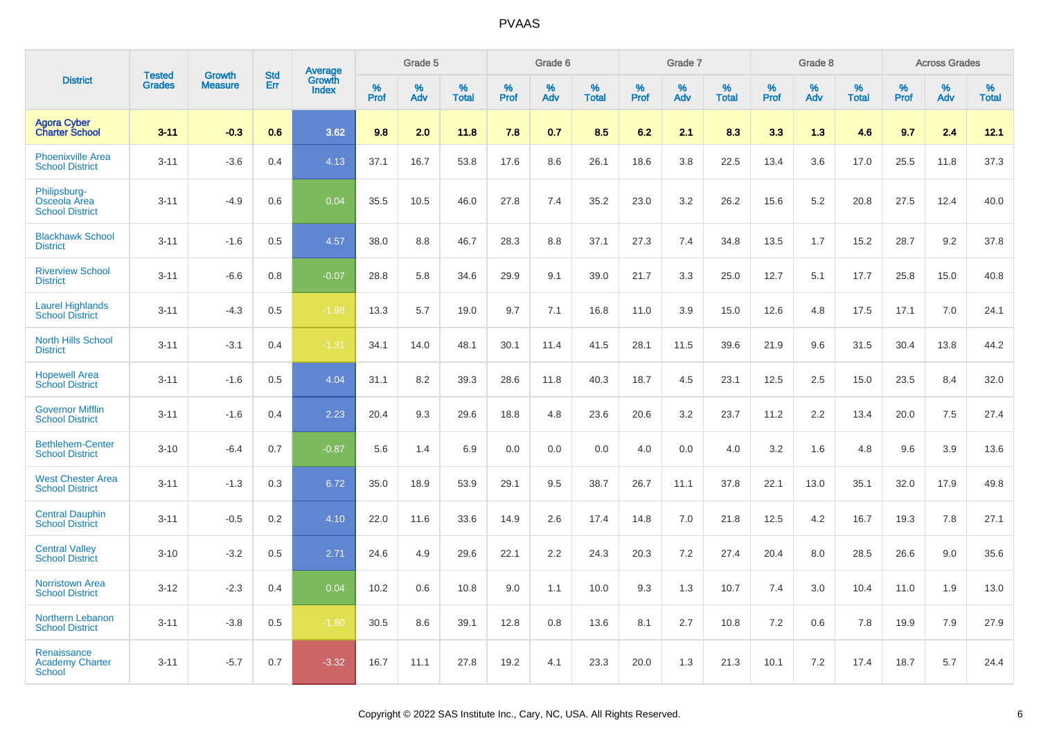# PVAAS

| District | Tested Grades | Growth Measure | Std Err | Average Growth Index | Grade 5 | | | Grade 6 | | | Grade 7 | | | Grade 8 | | | Across Grades | | |
|---|---|---|---|---|---|---|---|---|---|---|---|---|---|---|---|---|---|---|---|
| | | | | | % Prof | % Adv | % Total | % Prof | % Adv | % Total | % Prof | % Adv | % Total | % Prof | % Adv | % Total | % Prof | % Adv | % Total |
| **Agora Cyber Charter School** | **3-11** | **-0.3** | **0.6** | **3.62** | **9.8** | **2.0** | **11.8** | **7.8** | **0.7** | **8.5** | **6.2** | **2.1** | **8.3** | **3.3** | **1.3** | **4.6** | **9.7** | **2.4** | **12.1** |
| Phoenixville Area School District | 3-11 | -3.6 | 0.4 | 4.13 | 37.1 | 16.7 | 53.8 | 17.6 | 8.6 | 26.1 | 18.6 | 3.8 | 22.5 | 13.4 | 3.6 | 17.0 | 25.5 | 11.8 | 37.3 |
| Philipsburg-Osceola Area School District | 3-11 | -4.9 | 0.6 | 0.04 | 35.5 | 10.5 | 46.0 | 27.8 | 7.4 | 35.2 | 23.0 | 3.2 | 26.2 | 15.6 | 5.2 | 20.8 | 27.5 | 12.4 | 40.0 |
| Blackhawk School District | 3-11 | -1.6 | 0.5 | 4.57 | 38.0 | 8.8 | 46.7 | 28.3 | 8.8 | 37.1 | 27.3 | 7.4 | 34.8 | 13.5 | 1.7 | 15.2 | 28.7 | 9.2 | 37.8 |
| Riverview School District | 3-11 | -6.6 | 0.8 | -0.07 | 28.8 | 5.8 | 34.6 | 29.9 | 9.1 | 39.0 | 21.7 | 3.3 | 25.0 | 12.7 | 5.1 | 17.7 | 25.8 | 15.0 | 40.8 |
| Laurel Highlands School District | 3-11 | -4.3 | 0.5 | -1.98 | 13.3 | 5.7 | 19.0 | 9.7 | 7.1 | 16.8 | 11.0 | 3.9 | 15.0 | 12.6 | 4.8 | 17.5 | 17.1 | 7.0 | 24.1 |
| North Hills School District | 3-11 | -3.1 | 0.4 | -1.31 | 34.1 | 14.0 | 48.1 | 30.1 | 11.4 | 41.5 | 28.1 | 11.5 | 39.6 | 21.9 | 9.6 | 31.5 | 30.4 | 13.8 | 44.2 |
| Hopewell Area School District | 3-11 | -1.6 | 0.5 | 4.04 | 31.1 | 8.2 | 39.3 | 28.6 | 11.8 | 40.3 | 18.7 | 4.5 | 23.1 | 12.5 | 2.5 | 15.0 | 23.5 | 8.4 | 32.0 |
| Governor Mifflin School District | 3-11 | -1.6 | 0.4 | 2.23 | 20.4 | 9.3 | 29.6 | 18.8 | 4.8 | 23.6 | 20.6 | 3.2 | 23.7 | 11.2 | 2.2 | 13.4 | 20.0 | 7.5 | 27.4 |
| Bethlehem-Center School District | 3-10 | -6.4 | 0.7 | -0.87 | 5.6 | 1.4 | 6.9 | 0.0 | 0.0 | 0.0 | 4.0 | 0.0 | 4.0 | 3.2 | 1.6 | 4.8 | 9.6 | 3.9 | 13.6 |
| West Chester Area School District | 3-11 | -1.3 | 0.3 | 6.72 | 35.0 | 18.9 | 53.9 | 29.1 | 9.5 | 38.7 | 26.7 | 11.1 | 37.8 | 22.1 | 13.0 | 35.1 | 32.0 | 17.9 | 49.8 |
| Central Dauphin School District | 3-11 | -0.5 | 0.2 | 4.10 | 22.0 | 11.6 | 33.6 | 14.9 | 2.6 | 17.4 | 14.8 | 7.0 | 21.8 | 12.5 | 4.2 | 16.7 | 19.3 | 7.8 | 27.1 |
| Central Valley School District | 3-10 | -3.2 | 0.5 | 2.71 | 24.6 | 4.9 | 29.6 | 22.1 | 2.2 | 24.3 | 20.3 | 7.2 | 27.4 | 20.4 | 8.0 | 28.5 | 26.6 | 9.0 | 35.6 |
| Norristown Area School District | 3-12 | -2.3 | 0.4 | 0.04 | 10.2 | 0.6 | 10.8 | 9.0 | 1.1 | 10.0 | 9.3 | 1.3 | 10.7 | 7.4 | 3.0 | 10.4 | 11.0 | 1.9 | 13.0 |
| Northern Lebanon School District | 3-11 | -3.8 | 0.5 | -1.80 | 30.5 | 8.6 | 39.1 | 12.8 | 0.8 | 13.6 | 8.1 | 2.7 | 10.8 | 7.2 | 0.6 | 7.8 | 19.9 | 7.9 | 27.9 |
| Renaissance Academy Charter School | 3-11 | -5.7 | 0.7 | -3.32 | 16.7 | 11.1 | 27.8 | 19.2 | 4.1 | 23.3 | 20.0 | 1.3 | 21.3 | 10.1 | 7.2 | 17.4 | 18.7 | 5.7 | 24.4 |

Copyright © 2022 SAS Institute Inc., Cary, NC, USA. All Rights Reserved.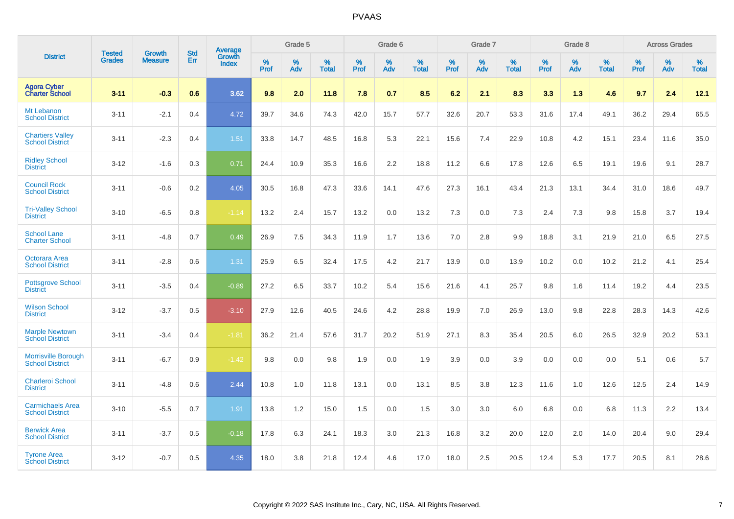# PVAAS

| District | Tested Grades | Growth Measure | Std Err | Average Growth Index | Grade 5 | | | Grade 6 | | | Grade 7 | | | Grade 8 | | | Across Grades | | |
|---|---|---|---|---|---|---|---|---|---|---|---|---|---|---|---|---|---|---|---|
| | | | | | % Prof | % Adv | % Total | % Prof | % Adv | % Total | % Prof | % Adv | % Total | % Prof | % Adv | % Total | % Prof | % Adv | % Total |
| **Agora Cyber Charter School** | **3-11** | **-0.3** | **0.6** | **3.62** | **9.8** | **2.0** | **11.8** | **7.8** | **0.7** | **8.5** | **6.2** | **2.1** | **8.3** | **3.3** | **1.3** | **4.6** | **9.7** | **2.4** | **12.1** |
| Mt Lebanon School District | 3-11 | -2.1 | 0.4 | 4.72 | 39.7 | 34.6 | 74.3 | 42.0 | 15.7 | 57.7 | 32.6 | 20.7 | 53.3 | 31.6 | 17.4 | 49.1 | 36.2 | 29.4 | 65.5 |
| Chartiers Valley School District | 3-11 | -2.3 | 0.4 | 1.51 | 33.8 | 14.7 | 48.5 | 16.8 | 5.3 | 22.1 | 15.6 | 7.4 | 22.9 | 10.8 | 4.2 | 15.1 | 23.4 | 11.6 | 35.0 |
| Ridley School District | 3-12 | -1.6 | 0.3 | 0.71 | 24.4 | 10.9 | 35.3 | 16.6 | 2.2 | 18.8 | 11.2 | 6.6 | 17.8 | 12.6 | 6.5 | 19.1 | 19.6 | 9.1 | 28.7 |
| Council Rock School District | 3-11 | -0.6 | 0.2 | 4.05 | 30.5 | 16.8 | 47.3 | 33.6 | 14.1 | 47.6 | 27.3 | 16.1 | 43.4 | 21.3 | 13.1 | 34.4 | 31.0 | 18.6 | 49.7 |
| Tri-Valley School District | 3-10 | -6.5 | 0.8 | -1.14 | 13.2 | 2.4 | 15.7 | 13.2 | 0.0 | 13.2 | 7.3 | 0.0 | 7.3 | 2.4 | 7.3 | 9.8 | 15.8 | 3.7 | 19.4 |
| School Lane Charter School | 3-11 | -4.8 | 0.7 | 0.49 | 26.9 | 7.5 | 34.3 | 11.9 | 1.7 | 13.6 | 7.0 | 2.8 | 9.9 | 18.8 | 3.1 | 21.9 | 21.0 | 6.5 | 27.5 |
| Octorara Area School District | 3-11 | -2.8 | 0.6 | 1.31 | 25.9 | 6.5 | 32.4 | 17.5 | 4.2 | 21.7 | 13.9 | 0.0 | 13.9 | 10.2 | 0.0 | 10.2 | 21.2 | 4.1 | 25.4 |
| Pottsgrove School District | 3-11 | -3.5 | 0.4 | -0.89 | 27.2 | 6.5 | 33.7 | 10.2 | 5.4 | 15.6 | 21.6 | 4.1 | 25.7 | 9.8 | 1.6 | 11.4 | 19.2 | 4.4 | 23.5 |
| Wilson School District | 3-12 | -3.7 | 0.5 | -3.10 | 27.9 | 12.6 | 40.5 | 24.6 | 4.2 | 28.8 | 19.9 | 7.0 | 26.9 | 13.0 | 9.8 | 22.8 | 28.3 | 14.3 | 42.6 |
| Marple Newtown School District | 3-11 | -3.4 | 0.4 | -1.81 | 36.2 | 21.4 | 57.6 | 31.7 | 20.2 | 51.9 | 27.1 | 8.3 | 35.4 | 20.5 | 6.0 | 26.5 | 32.9 | 20.2 | 53.1 |
| Morrisville Borough School District | 3-11 | -6.7 | 0.9 | -1.42 | 9.8 | 0.0 | 9.8 | 1.9 | 0.0 | 1.9 | 3.9 | 0.0 | 3.9 | 0.0 | 0.0 | 0.0 | 5.1 | 0.6 | 5.7 |
| Charleroi School District | 3-11 | -4.8 | 0.6 | 2.44 | 10.8 | 1.0 | 11.8 | 13.1 | 0.0 | 13.1 | 8.5 | 3.8 | 12.3 | 11.6 | 1.0 | 12.6 | 12.5 | 2.4 | 14.9 |
| Carmichaels Area School District | 3-10 | -5.5 | 0.7 | 1.91 | 13.8 | 1.2 | 15.0 | 1.5 | 0.0 | 1.5 | 3.0 | 3.0 | 6.0 | 6.8 | 0.0 | 6.8 | 11.3 | 2.2 | 13.4 |
| Berwick Area School District | 3-11 | -3.7 | 0.5 | -0.18 | 17.8 | 6.3 | 24.1 | 18.3 | 3.0 | 21.3 | 16.8 | 3.2 | 20.0 | 12.0 | 2.0 | 14.0 | 20.4 | 9.0 | 29.4 |
| Tyrone Area School District | 3-12 | -0.7 | 0.5 | 4.35 | 18.0 | 3.8 | 21.8 | 12.4 | 4.6 | 17.0 | 18.0 | 2.5 | 20.5 | 12.4 | 5.3 | 17.7 | 20.5 | 8.1 | 28.6 |

Copyright © 2022 SAS Institute Inc., Cary, NC, USA. All Rights Reserved.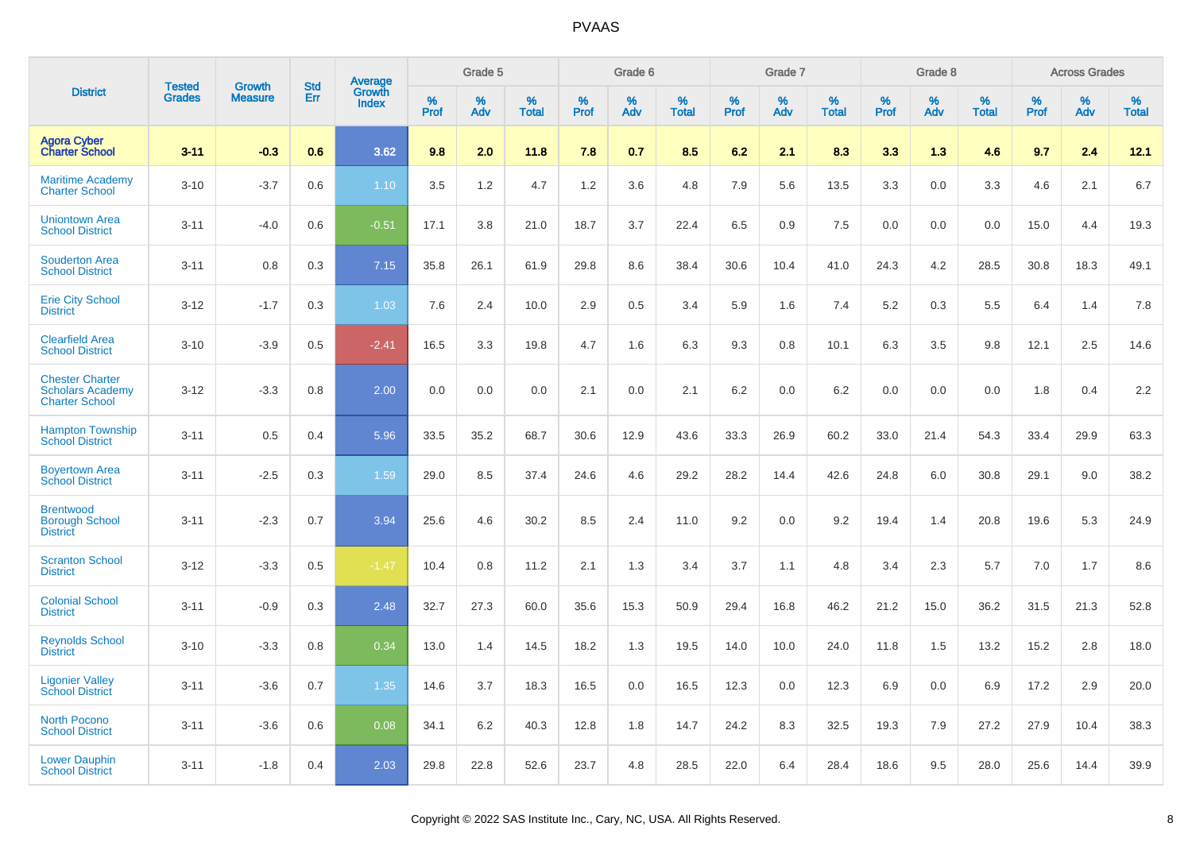# PVAAS

| District | Tested Grades | Growth Measure | Std Err | Average Growth Index | Grade 5 | | | Grade 6 | | | Grade 7 | | | Grade 8 | | | Across Grades | | |
|---|---|---|---|---|---|---|---|---|---|---|---|---|---|---|---|---|---|---|---|
| | | | | | % Prof | % Adv | % Total | % Prof | % Adv | % Total | % Prof | % Adv | % Total | % Prof | % Adv | % Total | % Prof | % Adv | % Total |
| **Agora Cyber Charter School** | **3-11** | **-0.3** | **0.6** | **3.62** | **9.8** | **2.0** | **11.8** | **7.8** | **0.7** | **8.5** | **6.2** | **2.1** | **8.3** | **3.3** | **1.3** | **4.6** | **9.7** | **2.4** | **12.1** |
| Maritime Academy Charter School | 3-10 | -3.7 | 0.6 | 1.10 | 3.5 | 1.2 | 4.7 | 1.2 | 3.6 | 4.8 | 7.9 | 5.6 | 13.5 | 3.3 | 0.0 | 3.3 | 4.6 | 2.1 | 6.7 |
| Uniontown Area School District | 3-11 | -4.0 | 0.6 | -0.51 | 17.1 | 3.8 | 21.0 | 18.7 | 3.7 | 22.4 | 6.5 | 0.9 | 7.5 | 0.0 | 0.0 | 0.0 | 15.0 | 4.4 | 19.3 |
| Souderton Area School District | 3-11 | 0.8 | 0.3 | 7.15 | 35.8 | 26.1 | 61.9 | 29.8 | 8.6 | 38.4 | 30.6 | 10.4 | 41.0 | 24.3 | 4.2 | 28.5 | 30.8 | 18.3 | 49.1 |
| Erie City School District | 3-12 | -1.7 | 0.3 | 1.03 | 7.6 | 2.4 | 10.0 | 2.9 | 0.5 | 3.4 | 5.9 | 1.6 | 7.4 | 5.2 | 0.3 | 5.5 | 6.4 | 1.4 | 7.8 |
| Clearfield Area School District | 3-10 | -3.9 | 0.5 | -2.41 | 16.5 | 3.3 | 19.8 | 4.7 | 1.6 | 6.3 | 9.3 | 0.8 | 10.1 | 6.3 | 3.5 | 9.8 | 12.1 | 2.5 | 14.6 |
| Chester Charter Scholars Academy Charter School | 3-12 | -3.3 | 0.8 | 2.00 | 0.0 | 0.0 | 0.0 | 2.1 | 0.0 | 2.1 | 6.2 | 0.0 | 6.2 | 0.0 | 0.0 | 0.0 | 1.8 | 0.4 | 2.2 |
| Hampton Township School District | 3-11 | 0.5 | 0.4 | 5.96 | 33.5 | 35.2 | 68.7 | 30.6 | 12.9 | 43.6 | 33.3 | 26.9 | 60.2 | 33.0 | 21.4 | 54.3 | 33.4 | 29.9 | 63.3 |
| Boyertown Area School District | 3-11 | -2.5 | 0.3 | 1.59 | 29.0 | 8.5 | 37.4 | 24.6 | 4.6 | 29.2 | 28.2 | 14.4 | 42.6 | 24.8 | 6.0 | 30.8 | 29.1 | 9.0 | 38.2 |
| Brentwood Borough School District | 3-11 | -2.3 | 0.7 | 3.94 | 25.6 | 4.6 | 30.2 | 8.5 | 2.4 | 11.0 | 9.2 | 0.0 | 9.2 | 19.4 | 1.4 | 20.8 | 19.6 | 5.3 | 24.9 |
| Scranton School District | 3-12 | -3.3 | 0.5 | -1.47 | 10.4 | 0.8 | 11.2 | 2.1 | 1.3 | 3.4 | 3.7 | 1.1 | 4.8 | 3.4 | 2.3 | 5.7 | 7.0 | 1.7 | 8.6 |
| Colonial School District | 3-11 | -0.9 | 0.3 | 2.48 | 32.7 | 27.3 | 60.0 | 35.6 | 15.3 | 50.9 | 29.4 | 16.8 | 46.2 | 21.2 | 15.0 | 36.2 | 31.5 | 21.3 | 52.8 |
| Reynolds School District | 3-10 | -3.3 | 0.8 | 0.34 | 13.0 | 1.4 | 14.5 | 18.2 | 1.3 | 19.5 | 14.0 | 10.0 | 24.0 | 11.8 | 1.5 | 13.2 | 15.2 | 2.8 | 18.0 |
| Ligonier Valley School District | 3-11 | -3.6 | 0.7 | 1.35 | 14.6 | 3.7 | 18.3 | 16.5 | 0.0 | 16.5 | 12.3 | 0.0 | 12.3 | 6.9 | 0.0 | 6.9 | 17.2 | 2.9 | 20.0 |
| North Pocono School District | 3-11 | -3.6 | 0.6 | 0.08 | 34.1 | 6.2 | 40.3 | 12.8 | 1.8 | 14.7 | 24.2 | 8.3 | 32.5 | 19.3 | 7.9 | 27.2 | 27.9 | 10.4 | 38.3 |
| Lower Dauphin School District | 3-11 | -1.8 | 0.4 | 2.03 | 29.8 | 22.8 | 52.6 | 23.7 | 4.8 | 28.5 | 22.0 | 6.4 | 28.4 | 18.6 | 9.5 | 28.0 | 25.6 | 14.4 | 39.9 |

Copyright © 2022 SAS Institute Inc., Cary, NC, USA. All Rights Reserved.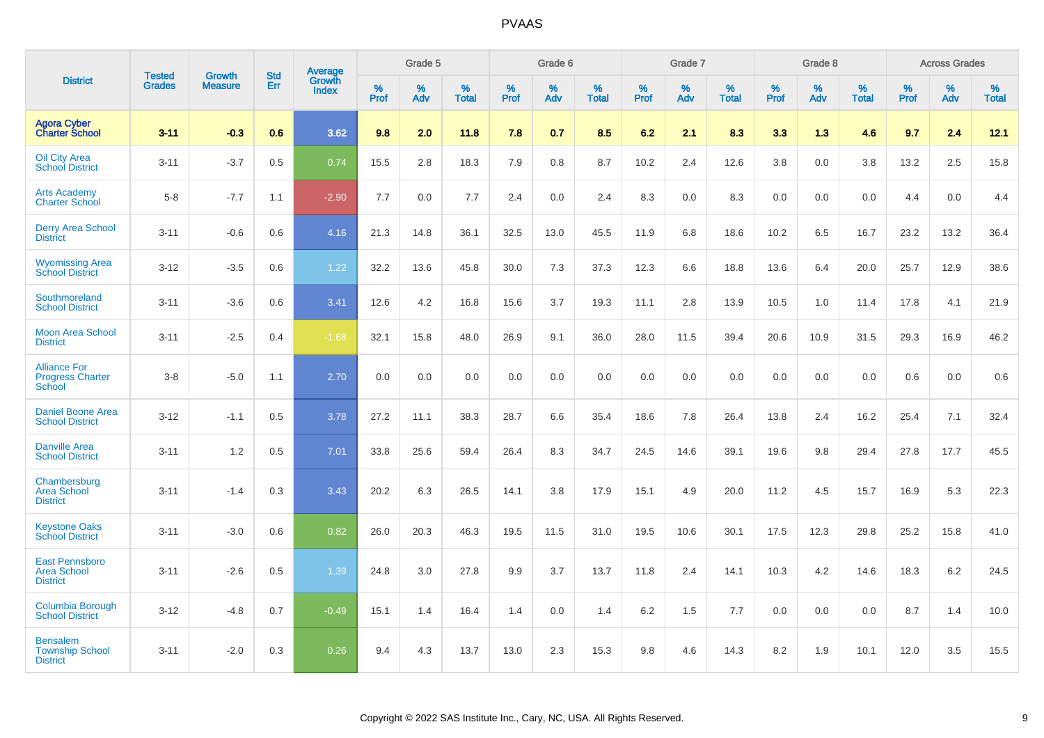# PVAAS

| District | Tested Grades | Growth Measure | Std Err | Average Growth Index | Grade 5 | | | Grade 6 | | | Grade 7 | | | Grade 8 | | | Across Grades | | |
|---|---|---|---|---|---|---|---|---|---|---|---|---|---|---|---|---|---|---|---|
| | | | | | % Prof | % Adv | % Total | % Prof | % Adv | % Total | % Prof | % Adv | % Total | % Prof | % Adv | % Total | % Prof | % Adv | % Total |
| **Agora Cyber Charter School** | **3-11** | **-0.3** | **0.6** | **3.62** | **9.8** | **2.0** | **11.8** | **7.8** | **0.7** | **8.5** | **6.2** | **2.1** | **8.3** | **3.3** | **1.3** | **4.6** | **9.7** | **2.4** | **12.1** |
| Oil City Area School District | 3-11 | -3.7 | 0.5 | 0.74 | 15.5 | 2.8 | 18.3 | 7.9 | 0.8 | 8.7 | 10.2 | 2.4 | 12.6 | 3.8 | 0.0 | 3.8 | 13.2 | 2.5 | 15.8 |
| Arts Academy Charter School | 5-8 | -7.7 | 1.1 | -2.90 | 7.7 | 0.0 | 7.7 | 2.4 | 0.0 | 2.4 | 8.3 | 0.0 | 8.3 | 0.0 | 0.0 | 0.0 | 4.4 | 0.0 | 4.4 |
| Derry Area School District | 3-11 | -0.6 | 0.6 | 4.16 | 21.3 | 14.8 | 36.1 | 32.5 | 13.0 | 45.5 | 11.9 | 6.8 | 18.6 | 10.2 | 6.5 | 16.7 | 23.2 | 13.2 | 36.4 |
| Wyomissing Area School District | 3-12 | -3.5 | 0.6 | 1.22 | 32.2 | 13.6 | 45.8 | 30.0 | 7.3 | 37.3 | 12.3 | 6.6 | 18.8 | 13.6 | 6.4 | 20.0 | 25.7 | 12.9 | 38.6 |
| Southmoreland School District | 3-11 | -3.6 | 0.6 | 3.41 | 12.6 | 4.2 | 16.8 | 15.6 | 3.7 | 19.3 | 11.1 | 2.8 | 13.9 | 10.5 | 1.0 | 11.4 | 17.8 | 4.1 | 21.9 |
| Moon Area School District | 3-11 | -2.5 | 0.4 | -1.68 | 32.1 | 15.8 | 48.0 | 26.9 | 9.1 | 36.0 | 28.0 | 11.5 | 39.4 | 20.6 | 10.9 | 31.5 | 29.3 | 16.9 | 46.2 |
| Alliance For Progress Charter School | 3-8 | -5.0 | 1.1 | 2.70 | 0.0 | 0.0 | 0.0 | 0.0 | 0.0 | 0.0 | 0.0 | 0.0 | 0.0 | 0.0 | 0.0 | 0.0 | 0.6 | 0.0 | 0.6 |
| Daniel Boone Area School District | 3-12 | -1.1 | 0.5 | 3.78 | 27.2 | 11.1 | 38.3 | 28.7 | 6.6 | 35.4 | 18.6 | 7.8 | 26.4 | 13.8 | 2.4 | 16.2 | 25.4 | 7.1 | 32.4 |
| Danville Area School District | 3-11 | 1.2 | 0.5 | 7.01 | 33.8 | 25.6 | 59.4 | 26.4 | 8.3 | 34.7 | 24.5 | 14.6 | 39.1 | 19.6 | 9.8 | 29.4 | 27.8 | 17.7 | 45.5 |
| Chambersburg Area School District | 3-11 | -1.4 | 0.3 | 3.43 | 20.2 | 6.3 | 26.5 | 14.1 | 3.8 | 17.9 | 15.1 | 4.9 | 20.0 | 11.2 | 4.5 | 15.7 | 16.9 | 5.3 | 22.3 |
| Keystone Oaks School District | 3-11 | -3.0 | 0.6 | 0.82 | 26.0 | 20.3 | 46.3 | 19.5 | 11.5 | 31.0 | 19.5 | 10.6 | 30.1 | 17.5 | 12.3 | 29.8 | 25.2 | 15.8 | 41.0 |
| East Pennsboro Area School District | 3-11 | -2.6 | 0.5 | 1.39 | 24.8 | 3.0 | 27.8 | 9.9 | 3.7 | 13.7 | 11.8 | 2.4 | 14.1 | 10.3 | 4.2 | 14.6 | 18.3 | 6.2 | 24.5 |
| Columbia Borough School District | 3-12 | -4.8 | 0.7 | -0.49 | 15.1 | 1.4 | 16.4 | 1.4 | 0.0 | 1.4 | 6.2 | 1.5 | 7.7 | 0.0 | 0.0 | 0.0 | 8.7 | 1.4 | 10.0 |
| Bensalem Township School District | 3-11 | -2.0 | 0.3 | 0.26 | 9.4 | 4.3 | 13.7 | 13.0 | 2.3 | 15.3 | 9.8 | 4.6 | 14.3 | 8.2 | 1.9 | 10.1 | 12.0 | 3.5 | 15.5 |

Copyright © 2022 SAS Institute Inc., Cary, NC, USA. All Rights Reserved.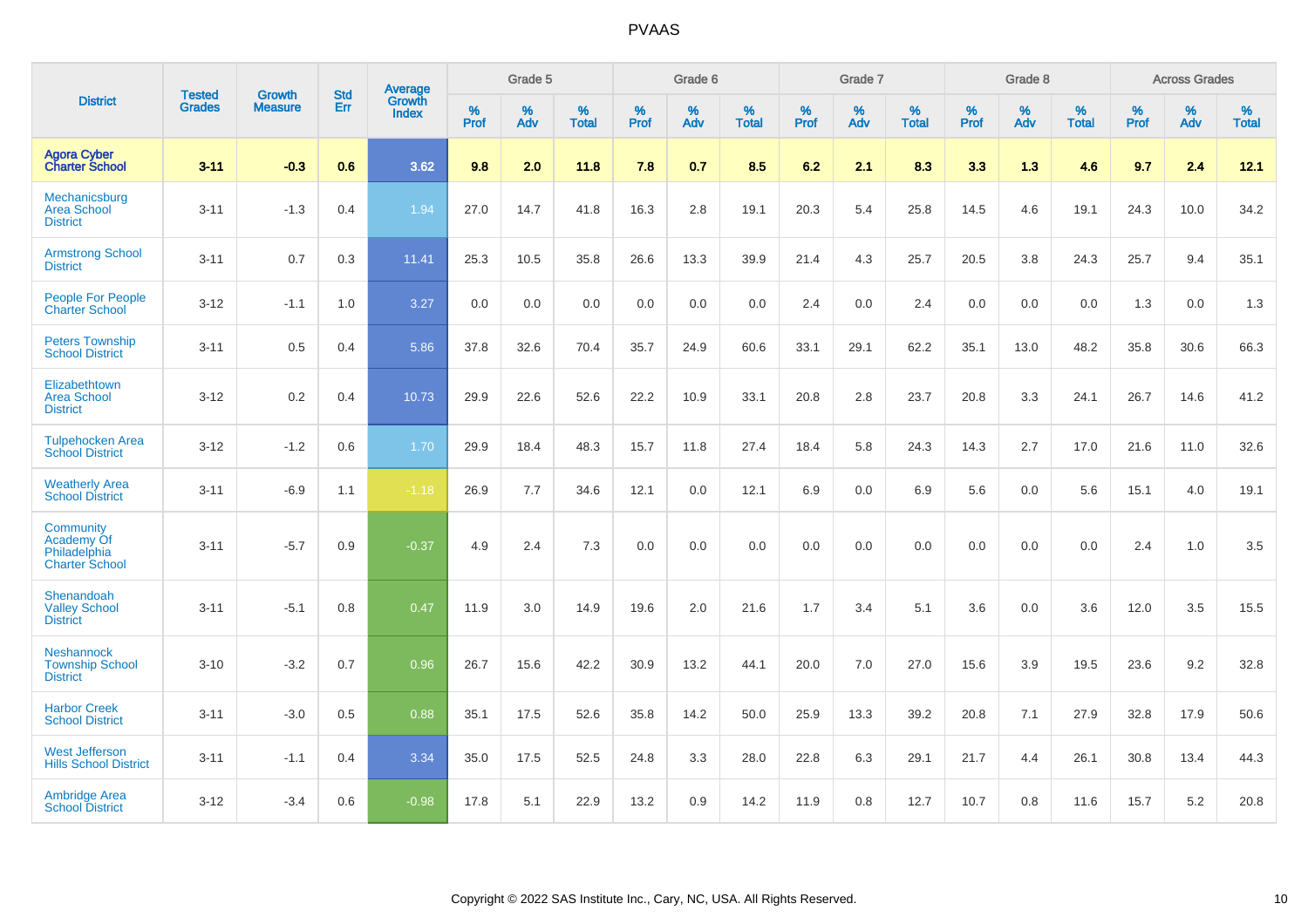# PVAAS

| District | Tested Grades | Growth Measure | Std Err | Average Growth Index | Grade 5 | | | Grade 6 | | | Grade 7 | | | Grade 8 | | | Across Grades | | |
|---|---|---|---|---|---|---|---|---|---|---|---|---|---|---|---|---|---|---|---|
| | | | | | % Prof | % Adv | % Total | % Prof | % Adv | % Total | % Prof | % Adv | % Total | % Prof | % Adv | % Total | % Prof | % Adv | % Total |
| **Agora Cyber Charter School** | **3-11** | **-0.3** | **0.6** | **3.62** | **9.8** | **2.0** | **11.8** | **7.8** | **0.7** | **8.5** | **6.2** | **2.1** | **8.3** | **3.3** | **1.3** | **4.6** | **9.7** | **2.4** | **12.1** |
| Mechanicsburg Area School District | 3-11 | -1.3 | 0.4 | 1.94 | 27.0 | 14.7 | 41.8 | 16.3 | 2.8 | 19.1 | 20.3 | 5.4 | 25.8 | 14.5 | 4.6 | 19.1 | 24.3 | 10.0 | 34.2 |
| Armstrong School District | 3-11 | 0.7 | 0.3 | 11.41 | 25.3 | 10.5 | 35.8 | 26.6 | 13.3 | 39.9 | 21.4 | 4.3 | 25.7 | 20.5 | 3.8 | 24.3 | 25.7 | 9.4 | 35.1 |
| People For People Charter School | 3-12 | -1.1 | 1.0 | 3.27 | 0.0 | 0.0 | 0.0 | 0.0 | 0.0 | 0.0 | 2.4 | 0.0 | 2.4 | 0.0 | 0.0 | 0.0 | 1.3 | 0.0 | 1.3 |
| Peters Township School District | 3-11 | 0.5 | 0.4 | 5.86 | 37.8 | 32.6 | 70.4 | 35.7 | 24.9 | 60.6 | 33.1 | 29.1 | 62.2 | 35.1 | 13.0 | 48.2 | 35.8 | 30.6 | 66.3 |
| Elizabethtown Area School District | 3-12 | 0.2 | 0.4 | 10.73 | 29.9 | 22.6 | 52.6 | 22.2 | 10.9 | 33.1 | 20.8 | 2.8 | 23.7 | 20.8 | 3.3 | 24.1 | 26.7 | 14.6 | 41.2 |
| Tulpehocken Area School District | 3-12 | -1.2 | 0.6 | 1.70 | 29.9 | 18.4 | 48.3 | 15.7 | 11.8 | 27.4 | 18.4 | 5.8 | 24.3 | 14.3 | 2.7 | 17.0 | 21.6 | 11.0 | 32.6 |
| Weatherly Area School District | 3-11 | -6.9 | 1.1 | -1.18 | 26.9 | 7.7 | 34.6 | 12.1 | 0.0 | 12.1 | 6.9 | 0.0 | 6.9 | 5.6 | 0.0 | 5.6 | 15.1 | 4.0 | 19.1 |
| Community Academy Of Philadelphia Charter School | 3-11 | -5.7 | 0.9 | -0.37 | 4.9 | 2.4 | 7.3 | 0.0 | 0.0 | 0.0 | 0.0 | 0.0 | 0.0 | 0.0 | 0.0 | 0.0 | 2.4 | 1.0 | 3.5 |
| Shenandoah Valley School District | 3-11 | -5.1 | 0.8 | 0.47 | 11.9 | 3.0 | 14.9 | 19.6 | 2.0 | 21.6 | 1.7 | 3.4 | 5.1 | 3.6 | 0.0 | 3.6 | 12.0 | 3.5 | 15.5 |
| Neshannock Township School District | 3-10 | -3.2 | 0.7 | 0.96 | 26.7 | 15.6 | 42.2 | 30.9 | 13.2 | 44.1 | 20.0 | 7.0 | 27.0 | 15.6 | 3.9 | 19.5 | 23.6 | 9.2 | 32.8 |
| Harbor Creek School District | 3-11 | -3.0 | 0.5 | 0.88 | 35.1 | 17.5 | 52.6 | 35.8 | 14.2 | 50.0 | 25.9 | 13.3 | 39.2 | 20.8 | 7.1 | 27.9 | 32.8 | 17.9 | 50.6 |
| West Jefferson Hills School District | 3-11 | -1.1 | 0.4 | 3.34 | 35.0 | 17.5 | 52.5 | 24.8 | 3.3 | 28.0 | 22.8 | 6.3 | 29.1 | 21.7 | 4.4 | 26.1 | 30.8 | 13.4 | 44.3 |
| Ambridge Area School District | 3-12 | -3.4 | 0.6 | -0.98 | 17.8 | 5.1 | 22.9 | 13.2 | 0.9 | 14.2 | 11.9 | 0.8 | 12.7 | 10.7 | 0.8 | 11.6 | 15.7 | 5.2 | 20.8 |

Copyright © 2022 SAS Institute Inc., Cary, NC, USA. All Rights Reserved.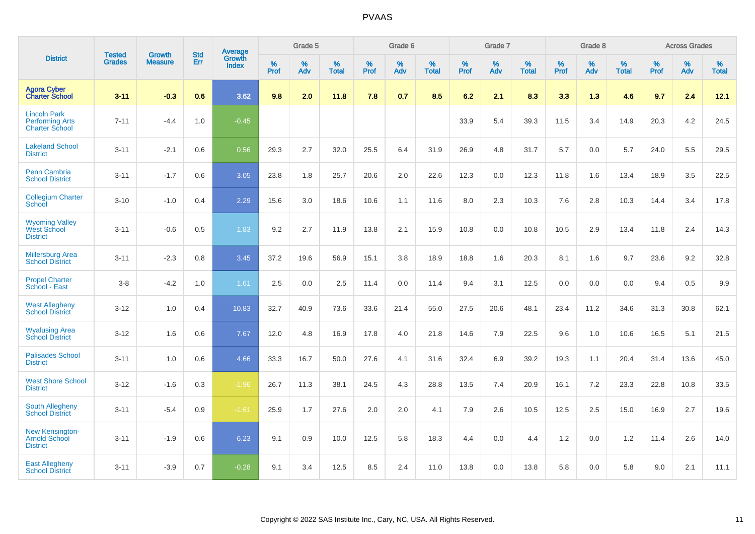| District | Tested Grades | Growth Measure | Std Err | Average Growth Index | Grade 5 | | | Grade 6 | | | Grade 7 | | | Grade 8 | | | Across Grades | | |
|---|---|---|---|---|---|---|---|---|---|---|---|---|---|---|---|---|---|---|---|
| | | | | | % Prof | % Adv | % Total | % Prof | % Adv | % Total | % Prof | % Adv | % Total | % Prof | % Adv | % Total | % Prof | % Adv | % Total |
| **Agora Cyber Charter School** | **3-11** | **-0.3** | **0.6** | **3.62** | **9.8** | **2.0** | **11.8** | **7.8** | **0.7** | **8.5** | **6.2** | **2.1** | **8.3** | **3.3** | **1.3** | **4.6** | **9.7** | **2.4** | **12.1** |
| Lincoln Park Performing Arts Charter School | 7-11 | -4.4 | 1.0 | -0.45 | | | | | | | 33.9 | 5.4 | 39.3 | 11.5 | 3.4 | 14.9 | 20.3 | 4.2 | 24.5 |
| Lakeland School District | 3-11 | -2.1 | 0.6 | 0.56 | 29.3 | 2.7 | 32.0 | 25.5 | 6.4 | 31.9 | 26.9 | 4.8 | 31.7 | 5.7 | 0.0 | 5.7 | 24.0 | 5.5 | 29.5 |
| Penn Cambria School District | 3-11 | -1.7 | 0.6 | 3.05 | 23.8 | 1.8 | 25.7 | 20.6 | 2.0 | 22.6 | 12.3 | 0.0 | 12.3 | 11.8 | 1.6 | 13.4 | 18.9 | 3.5 | 22.5 |
| Collegium Charter School | 3-10 | -1.0 | 0.4 | 2.29 | 15.6 | 3.0 | 18.6 | 10.6 | 1.1 | 11.6 | 8.0 | 2.3 | 10.3 | 7.6 | 2.8 | 10.3 | 14.4 | 3.4 | 17.8 |
| Wyoming Valley West School District | 3-11 | -0.6 | 0.5 | 1.83 | 9.2 | 2.7 | 11.9 | 13.8 | 2.1 | 15.9 | 10.8 | 0.0 | 10.8 | 10.5 | 2.9 | 13.4 | 11.8 | 2.4 | 14.3 |
| Millersburg Area School District | 3-11 | -2.3 | 0.8 | 3.45 | 37.2 | 19.6 | 56.9 | 15.1 | 3.8 | 18.9 | 18.8 | 1.6 | 20.3 | 8.1 | 1.6 | 9.7 | 23.6 | 9.2 | 32.8 |
| Propel Charter School - East | 3-8 | -4.2 | 1.0 | 1.61 | 2.5 | 0.0 | 2.5 | 11.4 | 0.0 | 11.4 | 9.4 | 3.1 | 12.5 | 0.0 | 0.0 | 0.0 | 9.4 | 0.5 | 9.9 |
| West Allegheny School District | 3-12 | 1.0 | 0.4 | 10.83 | 32.7 | 40.9 | 73.6 | 33.6 | 21.4 | 55.0 | 27.5 | 20.6 | 48.1 | 23.4 | 11.2 | 34.6 | 31.3 | 30.8 | 62.1 |
| Wyalusing Area School District | 3-12 | 1.6 | 0.6 | 7.67 | 12.0 | 4.8 | 16.9 | 17.8 | 4.0 | 21.8 | 14.6 | 7.9 | 22.5 | 9.6 | 1.0 | 10.6 | 16.5 | 5.1 | 21.5 |
| Palisades School District | 3-11 | 1.0 | 0.6 | 4.66 | 33.3 | 16.7 | 50.0 | 27.6 | 4.1 | 31.6 | 32.4 | 6.9 | 39.2 | 19.3 | 1.1 | 20.4 | 31.4 | 13.6 | 45.0 |
| West Shore School District | 3-12 | -1.6 | 0.3 | -1.96 | 26.7 | 11.3 | 38.1 | 24.5 | 4.3 | 28.8 | 13.5 | 7.4 | 20.9 | 16.1 | 7.2 | 23.3 | 22.8 | 10.8 | 33.5 |
| South Allegheny School District | 3-11 | -5.4 | 0.9 | -1.61 | 25.9 | 1.7 | 27.6 | 2.0 | 2.0 | 4.1 | 7.9 | 2.6 | 10.5 | 12.5 | 2.5 | 15.0 | 16.9 | 2.7 | 19.6 |
| New Kensington-Arnold School District | 3-11 | -1.9 | 0.6 | 6.23 | 9.1 | 0.9 | 10.0 | 12.5 | 5.8 | 18.3 | 4.4 | 0.0 | 4.4 | 1.2 | 0.0 | 1.2 | 11.4 | 2.6 | 14.0 |
| East Allegheny School District | 3-11 | -3.9 | 0.7 | -0.28 | 9.1 | 3.4 | 12.5 | 8.5 | 2.4 | 11.0 | 13.8 | 0.0 | 13.8 | 5.8 | 0.0 | 5.8 | 9.0 | 2.1 | 11.1 |

Copyright © 2022 SAS Institute Inc., Cary, NC, USA. All Rights Reserved.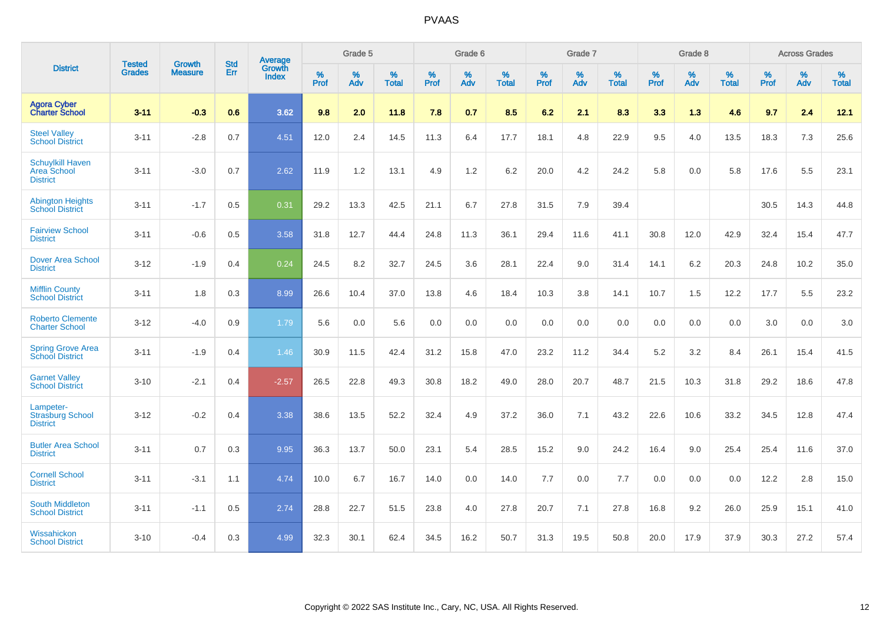# PVAAS

| District | Tested Grades | Growth Measure | Std Err | Average Growth Index | Grade 5 | | | Grade 6 | | | Grade 7 | | | Grade 8 | | | Across Grades | | |
|---|---|---|---|---|---|---|---|---|---|---|---|---|---|---|---|---|---|---|---|
| | | | | | % Prof | % Adv | % Total | % Prof | % Adv | % Total | % Prof | % Adv | % Total | % Prof | % Adv | % Total | % Prof | % Adv | % Total |
| **Agora Cyber Charter School** | **3-11** | **-0.3** | **0.6** | **3.62** | **9.8** | **2.0** | **11.8** | **7.8** | **0.7** | **8.5** | **6.2** | **2.1** | **8.3** | **3.3** | **1.3** | **4.6** | **9.7** | **2.4** | **12.1** |
| Steel Valley School District | 3-11 | -2.8 | 0.7 | 4.51 | 12.0 | 2.4 | 14.5 | 11.3 | 6.4 | 17.7 | 18.1 | 4.8 | 22.9 | 9.5 | 4.0 | 13.5 | 18.3 | 7.3 | 25.6 |
| Schuylkill Haven Area School District | 3-11 | -3.0 | 0.7 | 2.62 | 11.9 | 1.2 | 13.1 | 4.9 | 1.2 | 6.2 | 20.0 | 4.2 | 24.2 | 5.8 | 0.0 | 5.8 | 17.6 | 5.5 | 23.1 |
| Abington Heights School District | 3-11 | -1.7 | 0.5 | 0.31 | 29.2 | 13.3 | 42.5 | 21.1 | 6.7 | 27.8 | 31.5 | 7.9 | 39.4 | | | | 30.5 | 14.3 | 44.8 |
| Fairview School District | 3-11 | -0.6 | 0.5 | 3.58 | 31.8 | 12.7 | 44.4 | 24.8 | 11.3 | 36.1 | 29.4 | 11.6 | 41.1 | 30.8 | 12.0 | 42.9 | 32.4 | 15.4 | 47.7 |
| Dover Area School District | 3-12 | -1.9 | 0.4 | 0.24 | 24.5 | 8.2 | 32.7 | 24.5 | 3.6 | 28.1 | 22.4 | 9.0 | 31.4 | 14.1 | 6.2 | 20.3 | 24.8 | 10.2 | 35.0 |
| Mifflin County School District | 3-11 | 1.8 | 0.3 | 8.99 | 26.6 | 10.4 | 37.0 | 13.8 | 4.6 | 18.4 | 10.3 | 3.8 | 14.1 | 10.7 | 1.5 | 12.2 | 17.7 | 5.5 | 23.2 |
| Roberto Clemente Charter School | 3-12 | -4.0 | 0.9 | 1.79 | 5.6 | 0.0 | 5.6 | 0.0 | 0.0 | 0.0 | 0.0 | 0.0 | 0.0 | 0.0 | 0.0 | 0.0 | 3.0 | 0.0 | 3.0 |
| Spring Grove Area School District | 3-11 | -1.9 | 0.4 | 1.46 | 30.9 | 11.5 | 42.4 | 31.2 | 15.8 | 47.0 | 23.2 | 11.2 | 34.4 | 5.2 | 3.2 | 8.4 | 26.1 | 15.4 | 41.5 |
| Garnet Valley School District | 3-10 | -2.1 | 0.4 | -2.57 | 26.5 | 22.8 | 49.3 | 30.8 | 18.2 | 49.0 | 28.0 | 20.7 | 48.7 | 21.5 | 10.3 | 31.8 | 29.2 | 18.6 | 47.8 |
| Lampeter-Strasburg School District | 3-12 | -0.2 | 0.4 | 3.38 | 38.6 | 13.5 | 52.2 | 32.4 | 4.9 | 37.2 | 36.0 | 7.1 | 43.2 | 22.6 | 10.6 | 33.2 | 34.5 | 12.8 | 47.4 |
| Butler Area School District | 3-11 | 0.7 | 0.3 | 9.95 | 36.3 | 13.7 | 50.0 | 23.1 | 5.4 | 28.5 | 15.2 | 9.0 | 24.2 | 16.4 | 9.0 | 25.4 | 25.4 | 11.6 | 37.0 |
| Cornell School District | 3-11 | -3.1 | 1.1 | 4.74 | 10.0 | 6.7 | 16.7 | 14.0 | 0.0 | 14.0 | 7.7 | 0.0 | 7.7 | 0.0 | 0.0 | 0.0 | 12.2 | 2.8 | 15.0 |
| South Middleton School District | 3-11 | -1.1 | 0.5 | 2.74 | 28.8 | 22.7 | 51.5 | 23.8 | 4.0 | 27.8 | 20.7 | 7.1 | 27.8 | 16.8 | 9.2 | 26.0 | 25.9 | 15.1 | 41.0 |
| Wissahickon School District | 3-10 | -0.4 | 0.3 | 4.99 | 32.3 | 30.1 | 62.4 | 34.5 | 16.2 | 50.7 | 31.3 | 19.5 | 50.8 | 20.0 | 17.9 | 37.9 | 30.3 | 27.2 | 57.4 |

Copyright © 2022 SAS Institute Inc., Cary, NC, USA. All Rights Reserved.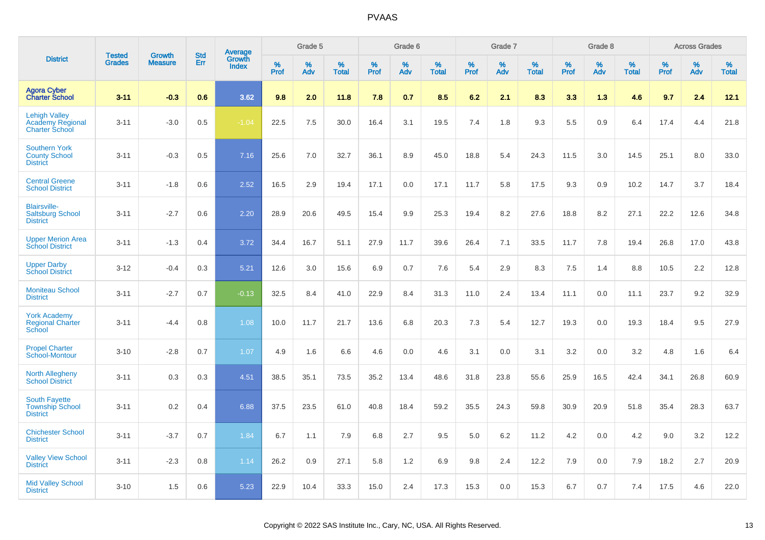| District | Tested Grades | Growth Measure | Std Err | Average Growth Index | Grade 5 | | | Grade 6 | | | Grade 7 | | | Grade 8 | | | Across Grades | | |
|---|---|---|---|---|---|---|---|---|---|---|---|---|---|---|---|---|---|---|---|
| | | | | | % Prof | % Adv | % Total | % Prof | % Adv | % Total | % Prof | % Adv | % Total | % Prof | % Adv | % Total | % Prof | % Adv | % Total |
| **Agora Cyber Charter School** | **3-11** | **-0.3** | **0.6** | **3.62** | **9.8** | **2.0** | **11.8** | **7.8** | **0.7** | **8.5** | **6.2** | **2.1** | **8.3** | **3.3** | **1.3** | **4.6** | **9.7** | **2.4** | **12.1** |
| Lehigh Valley Academy Regional Charter School | 3-11 | -3.0 | 0.5 | -1.04 | 22.5 | 7.5 | 30.0 | 16.4 | 3.1 | 19.5 | 7.4 | 1.8 | 9.3 | 5.5 | 0.9 | 6.4 | 17.4 | 4.4 | 21.8 |
| Southern York County School District | 3-11 | -0.3 | 0.5 | 7.16 | 25.6 | 7.0 | 32.7 | 36.1 | 8.9 | 45.0 | 18.8 | 5.4 | 24.3 | 11.5 | 3.0 | 14.5 | 25.1 | 8.0 | 33.0 |
| Central Greene School District | 3-11 | -1.8 | 0.6 | 2.52 | 16.5 | 2.9 | 19.4 | 17.1 | 0.0 | 17.1 | 11.7 | 5.8 | 17.5 | 9.3 | 0.9 | 10.2 | 14.7 | 3.7 | 18.4 |
| Blairsville-Saltsburg School District | 3-11 | -2.7 | 0.6 | 2.20 | 28.9 | 20.6 | 49.5 | 15.4 | 9.9 | 25.3 | 19.4 | 8.2 | 27.6 | 18.8 | 8.2 | 27.1 | 22.2 | 12.6 | 34.8 |
| Upper Merion Area School District | 3-11 | -1.3 | 0.4 | 3.72 | 34.4 | 16.7 | 51.1 | 27.9 | 11.7 | 39.6 | 26.4 | 7.1 | 33.5 | 11.7 | 7.8 | 19.4 | 26.8 | 17.0 | 43.8 |
| Upper Darby School District | 3-12 | -0.4 | 0.3 | 5.21 | 12.6 | 3.0 | 15.6 | 6.9 | 0.7 | 7.6 | 5.4 | 2.9 | 8.3 | 7.5 | 1.4 | 8.8 | 10.5 | 2.2 | 12.8 |
| Moniteau School District | 3-11 | -2.7 | 0.7 | -0.13 | 32.5 | 8.4 | 41.0 | 22.9 | 8.4 | 31.3 | 11.0 | 2.4 | 13.4 | 11.1 | 0.0 | 11.1 | 23.7 | 9.2 | 32.9 |
| York Academy Regional Charter School | 3-11 | -4.4 | 0.8 | 1.08 | 10.0 | 11.7 | 21.7 | 13.6 | 6.8 | 20.3 | 7.3 | 5.4 | 12.7 | 19.3 | 0.0 | 19.3 | 18.4 | 9.5 | 27.9 |
| Propel Charter School-Montour | 3-10 | -2.8 | 0.7 | 1.07 | 4.9 | 1.6 | 6.6 | 4.6 | 0.0 | 4.6 | 3.1 | 0.0 | 3.1 | 3.2 | 0.0 | 3.2 | 4.8 | 1.6 | 6.4 |
| North Allegheny School District | 3-11 | 0.3 | 0.3 | 4.51 | 38.5 | 35.1 | 73.5 | 35.2 | 13.4 | 48.6 | 31.8 | 23.8 | 55.6 | 25.9 | 16.5 | 42.4 | 34.1 | 26.8 | 60.9 |
| South Fayette Township School District | 3-11 | 0.2 | 0.4 | 6.88 | 37.5 | 23.5 | 61.0 | 40.8 | 18.4 | 59.2 | 35.5 | 24.3 | 59.8 | 30.9 | 20.9 | 51.8 | 35.4 | 28.3 | 63.7 |
| Chichester School District | 3-11 | -3.7 | 0.7 | 1.84 | 6.7 | 1.1 | 7.9 | 6.8 | 2.7 | 9.5 | 5.0 | 6.2 | 11.2 | 4.2 | 0.0 | 4.2 | 9.0 | 3.2 | 12.2 |
| Valley View School District | 3-11 | -2.3 | 0.8 | 1.14 | 26.2 | 0.9 | 27.1 | 5.8 | 1.2 | 6.9 | 9.8 | 2.4 | 12.2 | 7.9 | 0.0 | 7.9 | 18.2 | 2.7 | 20.9 |
| Mid Valley School District | 3-10 | 1.5 | 0.6 | 5.23 | 22.9 | 10.4 | 33.3 | 15.0 | 2.4 | 17.3 | 15.3 | 0.0 | 15.3 | 6.7 | 0.7 | 7.4 | 17.5 | 4.6 | 22.0 |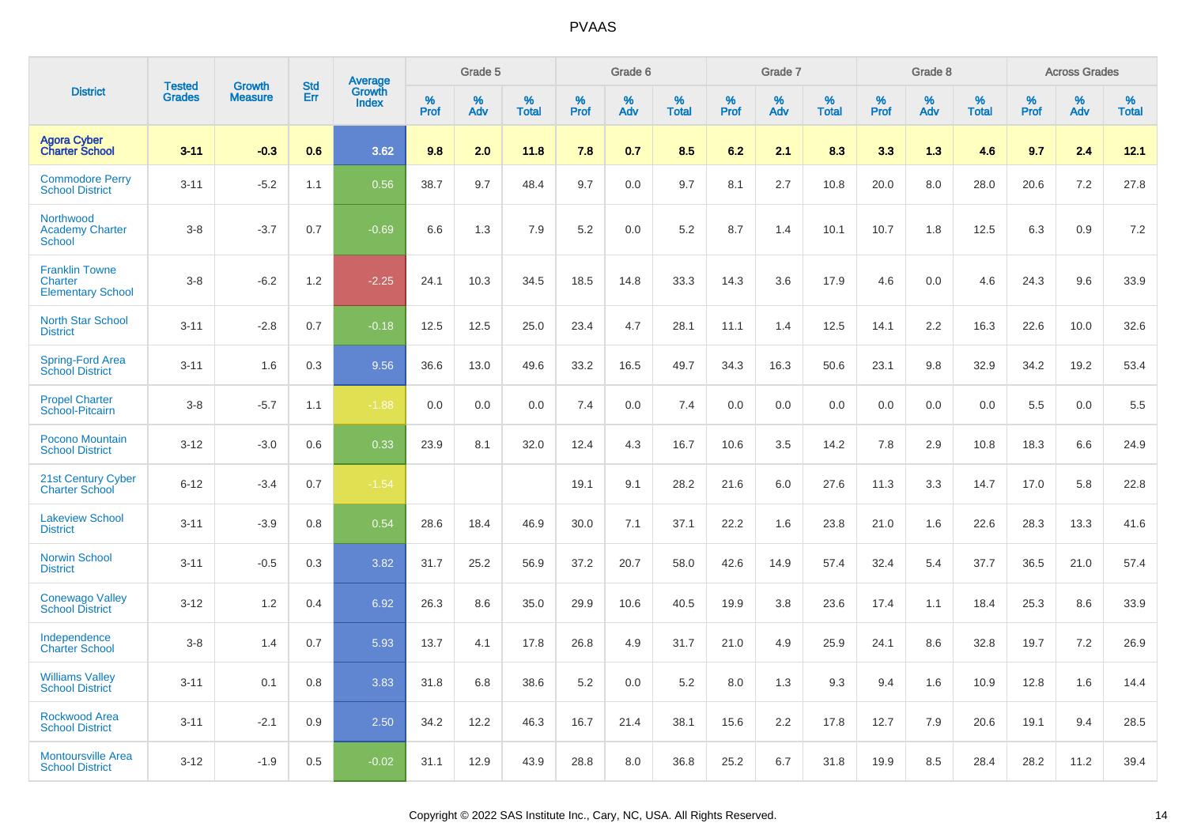# PVAAS

| District | Tested Grades | Growth Measure | Std Err | Average Growth Index | Grade 5 | | | Grade 6 | | | Grade 7 | | | Grade 8 | | | Across Grades | | |
|---|---|---|---|---|---|---|---|---|---|---|---|---|---|---|---|---|---|---|---|
| | | | | | % Prof | % Adv | % Total | % Prof | % Adv | % Total | % Prof | % Adv | % Total | % Prof | % Adv | % Total | % Prof | % Adv | % Total |
| **Agora Cyber Charter School** | **3-11** | **-0.3** | **0.6** | **3.62** | **9.8** | **2.0** | **11.8** | **7.8** | **0.7** | **8.5** | **6.2** | **2.1** | **8.3** | **3.3** | **1.3** | **4.6** | **9.7** | **2.4** | **12.1** |
| Commodore Perry School District | 3-11 | -5.2 | 1.1 | 0.56 | 38.7 | 9.7 | 48.4 | 9.7 | 0.0 | 9.7 | 8.1 | 2.7 | 10.8 | 20.0 | 8.0 | 28.0 | 20.6 | 7.2 | 27.8 |
| Northwood Academy Charter School | 3-8 | -3.7 | 0.7 | -0.69 | 6.6 | 1.3 | 7.9 | 5.2 | 0.0 | 5.2 | 8.7 | 1.4 | 10.1 | 10.7 | 1.8 | 12.5 | 6.3 | 0.9 | 7.2 |
| Franklin Towne Charter Elementary School | 3-8 | -6.2 | 1.2 | -2.25 | 24.1 | 10.3 | 34.5 | 18.5 | 14.8 | 33.3 | 14.3 | 3.6 | 17.9 | 4.6 | 0.0 | 4.6 | 24.3 | 9.6 | 33.9 |
| North Star School District | 3-11 | -2.8 | 0.7 | -0.18 | 12.5 | 12.5 | 25.0 | 23.4 | 4.7 | 28.1 | 11.1 | 1.4 | 12.5 | 14.1 | 2.2 | 16.3 | 22.6 | 10.0 | 32.6 |
| Spring-Ford Area School District | 3-11 | 1.6 | 0.3 | 9.56 | 36.6 | 13.0 | 49.6 | 33.2 | 16.5 | 49.7 | 34.3 | 16.3 | 50.6 | 23.1 | 9.8 | 32.9 | 34.2 | 19.2 | 53.4 |
| Propel Charter School-Pitcairn | 3-8 | -5.7 | 1.1 | -1.88 | 0.0 | 0.0 | 0.0 | 7.4 | 0.0 | 7.4 | 0.0 | 0.0 | 0.0 | 0.0 | 0.0 | 0.0 | 5.5 | 0.0 | 5.5 |
| Pocono Mountain School District | 3-12 | -3.0 | 0.6 | 0.33 | 23.9 | 8.1 | 32.0 | 12.4 | 4.3 | 16.7 | 10.6 | 3.5 | 14.2 | 7.8 | 2.9 | 10.8 | 18.3 | 6.6 | 24.9 |
| 21st Century Cyber Charter School | 6-12 | -3.4 | 0.7 | -1.54 | | | | 19.1 | 9.1 | 28.2 | 21.6 | 6.0 | 27.6 | 11.3 | 3.3 | 14.7 | 17.0 | 5.8 | 22.8 |
| Lakeview School District | 3-11 | -3.9 | 0.8 | 0.54 | 28.6 | 18.4 | 46.9 | 30.0 | 7.1 | 37.1 | 22.2 | 1.6 | 23.8 | 21.0 | 1.6 | 22.6 | 28.3 | 13.3 | 41.6 |
| Norwin School District | 3-11 | -0.5 | 0.3 | 3.82 | 31.7 | 25.2 | 56.9 | 37.2 | 20.7 | 58.0 | 42.6 | 14.9 | 57.4 | 32.4 | 5.4 | 37.7 | 36.5 | 21.0 | 57.4 |
| Conewago Valley School District | 3-12 | 1.2 | 0.4 | 6.92 | 26.3 | 8.6 | 35.0 | 29.9 | 10.6 | 40.5 | 19.9 | 3.8 | 23.6 | 17.4 | 1.1 | 18.4 | 25.3 | 8.6 | 33.9 |
| Independence Charter School | 3-8 | 1.4 | 0.7 | 5.93 | 13.7 | 4.1 | 17.8 | 26.8 | 4.9 | 31.7 | 21.0 | 4.9 | 25.9 | 24.1 | 8.6 | 32.8 | 19.7 | 7.2 | 26.9 |
| Williams Valley School District | 3-11 | 0.1 | 0.8 | 3.83 | 31.8 | 6.8 | 38.6 | 5.2 | 0.0 | 5.2 | 8.0 | 1.3 | 9.3 | 9.4 | 1.6 | 10.9 | 12.8 | 1.6 | 14.4 |
| Rockwood Area School District | 3-11 | -2.1 | 0.9 | 2.50 | 34.2 | 12.2 | 46.3 | 16.7 | 21.4 | 38.1 | 15.6 | 2.2 | 17.8 | 12.7 | 7.9 | 20.6 | 19.1 | 9.4 | 28.5 |
| Montoursville Area School District | 3-12 | -1.9 | 0.5 | -0.02 | 31.1 | 12.9 | 43.9 | 28.8 | 8.0 | 36.8 | 25.2 | 6.7 | 31.8 | 19.9 | 8.5 | 28.4 | 28.2 | 11.2 | 39.4 |

Copyright © 2022 SAS Institute Inc., Cary, NC, USA. All Rights Reserved.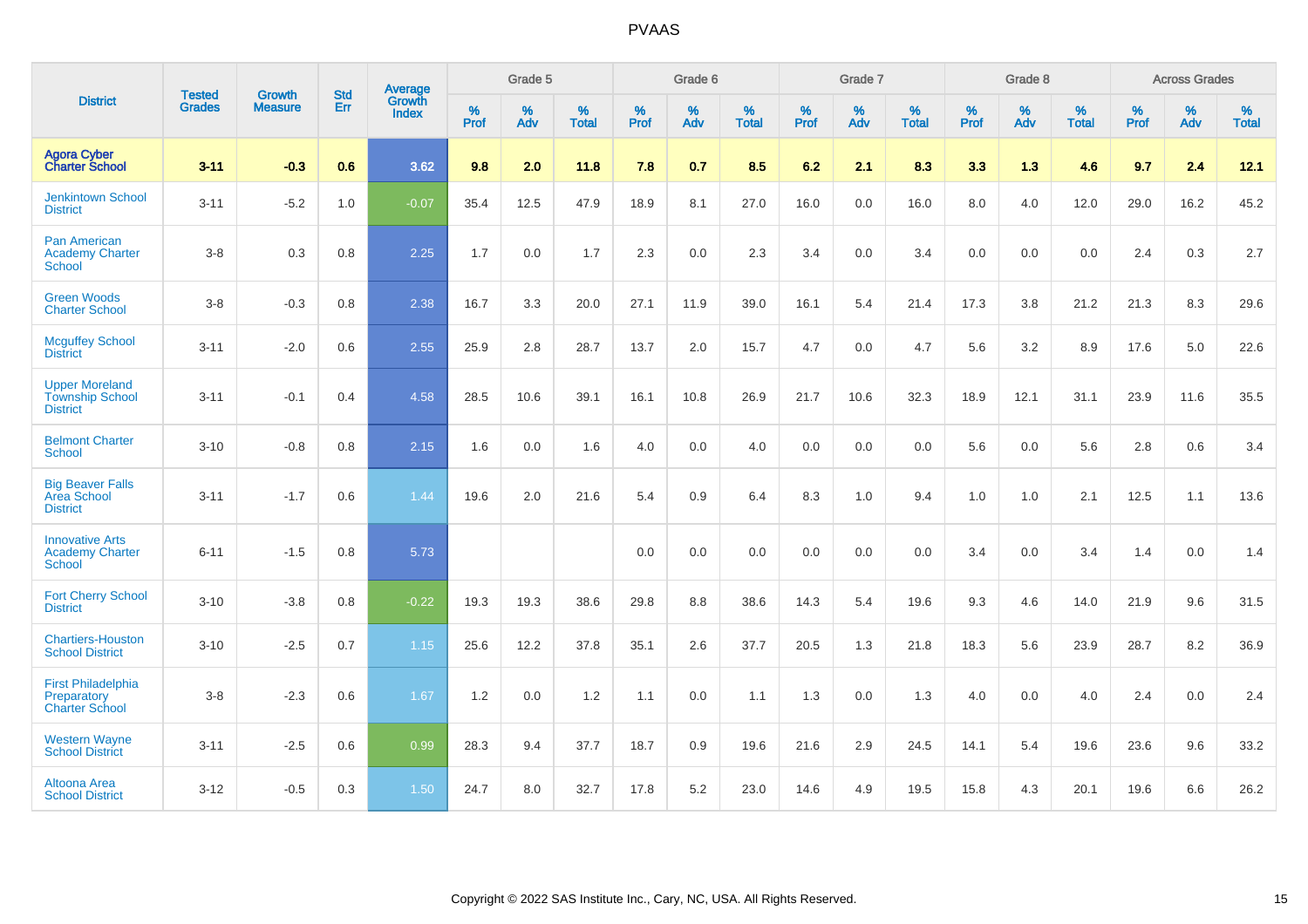# PVAAS

| District | Tested Grades | Growth Measure | Std Err | Average Growth Index | Grade 5 | | | Grade 6 | | | Grade 7 | | | Grade 8 | | | Across Grades | | |
|---|---|---|---|---|---|---|---|---|---|---|---|---|---|---|---|---|---|---|---|
| | | | | | % Prof | % Adv | % Total | % Prof | % Adv | % Total | % Prof | % Adv | % Total | % Prof | % Adv | % Total | % Prof | % Adv | % Total |
| **Agora Cyber Charter School** | **3-11** | **-0.3** | **0.6** | **3.62** | **9.8** | **2.0** | **11.8** | **7.8** | **0.7** | **8.5** | **6.2** | **2.1** | **8.3** | **3.3** | **1.3** | **4.6** | **9.7** | **2.4** | **12.1** |
| Jenkintown School District | 3-11 | -5.2 | 1.0 | -0.07 | 35.4 | 12.5 | 47.9 | 18.9 | 8.1 | 27.0 | 16.0 | 0.0 | 16.0 | 8.0 | 4.0 | 12.0 | 29.0 | 16.2 | 45.2 |
| Pan American Academy Charter School | 3-8 | 0.3 | 0.8 | 2.25 | 1.7 | 0.0 | 1.7 | 2.3 | 0.0 | 2.3 | 3.4 | 0.0 | 3.4 | 0.0 | 0.0 | 0.0 | 2.4 | 0.3 | 2.7 |
| Green Woods Charter School | 3-8 | -0.3 | 0.8 | 2.38 | 16.7 | 3.3 | 20.0 | 27.1 | 11.9 | 39.0 | 16.1 | 5.4 | 21.4 | 17.3 | 3.8 | 21.2 | 21.3 | 8.3 | 29.6 |
| Mcguffey School District | 3-11 | -2.0 | 0.6 | 2.55 | 25.9 | 2.8 | 28.7 | 13.7 | 2.0 | 15.7 | 4.7 | 0.0 | 4.7 | 5.6 | 3.2 | 8.9 | 17.6 | 5.0 | 22.6 |
| Upper Moreland Township School District | 3-11 | -0.1 | 0.4 | 4.58 | 28.5 | 10.6 | 39.1 | 16.1 | 10.8 | 26.9 | 21.7 | 10.6 | 32.3 | 18.9 | 12.1 | 31.1 | 23.9 | 11.6 | 35.5 |
| Belmont Charter School | 3-10 | -0.8 | 0.8 | 2.15 | 1.6 | 0.0 | 1.6 | 4.0 | 0.0 | 4.0 | 0.0 | 0.0 | 0.0 | 5.6 | 0.0 | 5.6 | 2.8 | 0.6 | 3.4 |
| Big Beaver Falls Area School District | 3-11 | -1.7 | 0.6 | 1.44 | 19.6 | 2.0 | 21.6 | 5.4 | 0.9 | 6.4 | 8.3 | 1.0 | 9.4 | 1.0 | 1.0 | 2.1 | 12.5 | 1.1 | 13.6 |
| Innovative Arts Academy Charter School | 6-11 | -1.5 | 0.8 | 5.73 | | | | 0.0 | 0.0 | 0.0 | 0.0 | 0.0 | 0.0 | 3.4 | 0.0 | 3.4 | 1.4 | 0.0 | 1.4 |
| Fort Cherry School District | 3-10 | -3.8 | 0.8 | -0.22 | 19.3 | 19.3 | 38.6 | 29.8 | 8.8 | 38.6 | 14.3 | 5.4 | 19.6 | 9.3 | 4.6 | 14.0 | 21.9 | 9.6 | 31.5 |
| Chartiers-Houston School District | 3-10 | -2.5 | 0.7 | 1.15 | 25.6 | 12.2 | 37.8 | 35.1 | 2.6 | 37.7 | 20.5 | 1.3 | 21.8 | 18.3 | 5.6 | 23.9 | 28.7 | 8.2 | 36.9 |
| First Philadelphia Preparatory Charter School | 3-8 | -2.3 | 0.6 | 1.67 | 1.2 | 0.0 | 1.2 | 1.1 | 0.0 | 1.1 | 1.3 | 0.0 | 1.3 | 4.0 | 0.0 | 4.0 | 2.4 | 0.0 | 2.4 |
| Western Wayne School District | 3-11 | -2.5 | 0.6 | 0.99 | 28.3 | 9.4 | 37.7 | 18.7 | 0.9 | 19.6 | 21.6 | 2.9 | 24.5 | 14.1 | 5.4 | 19.6 | 23.6 | 9.6 | 33.2 |
| Altoona Area School District | 3-12 | -0.5 | 0.3 | 1.50 | 24.7 | 8.0 | 32.7 | 17.8 | 5.2 | 23.0 | 14.6 | 4.9 | 19.5 | 15.8 | 4.3 | 20.1 | 19.6 | 6.6 | 26.2 |

Copyright © 2022 SAS Institute Inc., Cary, NC, USA. All Rights Reserved.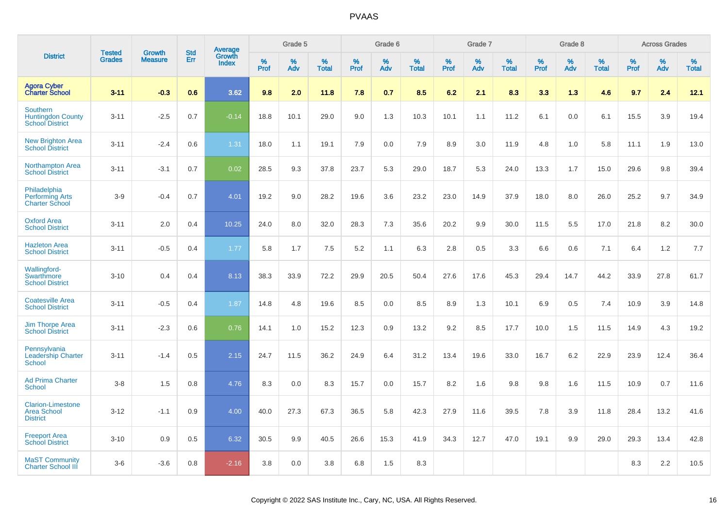# PVAAS

| District | Tested Grades | Growth Measure | Std Err | Average Growth Index | Grade 5 | | | Grade 6 | | | Grade 7 | | | Grade 8 | | | Across Grades | | |
|---|---|---|---|---|---|---|---|---|---|---|---|---|---|---|---|---|---|---|---|
| | | | | | % Prof | % Adv | % Total | % Prof | % Adv | % Total | % Prof | % Adv | % Total | % Prof | % Adv | % Total | % Prof | % Adv | % Total |
| **Agora Cyber Charter School** | **3-11** | **-0.3** | **0.6** | **3.62** | **9.8** | **2.0** | **11.8** | **7.8** | **0.7** | **8.5** | **6.2** | **2.1** | **8.3** | **3.3** | **1.3** | **4.6** | **9.7** | **2.4** | **12.1** |
| Southern Huntingdon County School District | 3-11 | -2.5 | 0.7 | -0.14 | 18.8 | 10.1 | 29.0 | 9.0 | 1.3 | 10.3 | 10.1 | 1.1 | 11.2 | 6.1 | 0.0 | 6.1 | 15.5 | 3.9 | 19.4 |
| New Brighton Area School District | 3-11 | -2.4 | 0.6 | 1.31 | 18.0 | 1.1 | 19.1 | 7.9 | 0.0 | 7.9 | 8.9 | 3.0 | 11.9 | 4.8 | 1.0 | 5.8 | 11.1 | 1.9 | 13.0 |
| Northampton Area School District | 3-11 | -3.1 | 0.7 | 0.02 | 28.5 | 9.3 | 37.8 | 23.7 | 5.3 | 29.0 | 18.7 | 5.3 | 24.0 | 13.3 | 1.7 | 15.0 | 29.6 | 9.8 | 39.4 |
| Philadelphia Performing Arts Charter School | 3-9 | -0.4 | 0.7 | 4.01 | 19.2 | 9.0 | 28.2 | 19.6 | 3.6 | 23.2 | 23.0 | 14.9 | 37.9 | 18.0 | 8.0 | 26.0 | 25.2 | 9.7 | 34.9 |
| Oxford Area School District | 3-11 | 2.0 | 0.4 | 10.25 | 24.0 | 8.0 | 32.0 | 28.3 | 7.3 | 35.6 | 20.2 | 9.9 | 30.0 | 11.5 | 5.5 | 17.0 | 21.8 | 8.2 | 30.0 |
| Hazleton Area School District | 3-11 | -0.5 | 0.4 | 1.77 | 5.8 | 1.7 | 7.5 | 5.2 | 1.1 | 6.3 | 2.8 | 0.5 | 3.3 | 6.6 | 0.6 | 7.1 | 6.4 | 1.2 | 7.7 |
| Wallingford-Swarthmore School District | 3-10 | 0.4 | 0.4 | 8.13 | 38.3 | 33.9 | 72.2 | 29.9 | 20.5 | 50.4 | 27.6 | 17.6 | 45.3 | 29.4 | 14.7 | 44.2 | 33.9 | 27.8 | 61.7 |
| Coatesville Area School District | 3-11 | -0.5 | 0.4 | 1.87 | 14.8 | 4.8 | 19.6 | 8.5 | 0.0 | 8.5 | 8.9 | 1.3 | 10.1 | 6.9 | 0.5 | 7.4 | 10.9 | 3.9 | 14.8 |
| Jim Thorpe Area School District | 3-11 | -2.3 | 0.6 | 0.76 | 14.1 | 1.0 | 15.2 | 12.3 | 0.9 | 13.2 | 9.2 | 8.5 | 17.7 | 10.0 | 1.5 | 11.5 | 14.9 | 4.3 | 19.2 |
| Pennsylvania Leadership Charter School | 3-11 | -1.4 | 0.5 | 2.15 | 24.7 | 11.5 | 36.2 | 24.9 | 6.4 | 31.2 | 13.4 | 19.6 | 33.0 | 16.7 | 6.2 | 22.9 | 23.9 | 12.4 | 36.4 |
| Ad Prima Charter School | 3-8 | 1.5 | 0.8 | 4.76 | 8.3 | 0.0 | 8.3 | 15.7 | 0.0 | 15.7 | 8.2 | 1.6 | 9.8 | 9.8 | 1.6 | 11.5 | 10.9 | 0.7 | 11.6 |
| Clarion-Limestone Area School District | 3-12 | -1.1 | 0.9 | 4.00 | 40.0 | 27.3 | 67.3 | 36.5 | 5.8 | 42.3 | 27.9 | 11.6 | 39.5 | 7.8 | 3.9 | 11.8 | 28.4 | 13.2 | 41.6 |
| Freeport Area School District | 3-10 | 0.9 | 0.5 | 6.32 | 30.5 | 9.9 | 40.5 | 26.6 | 15.3 | 41.9 | 34.3 | 12.7 | 47.0 | 19.1 | 9.9 | 29.0 | 29.3 | 13.4 | 42.8 |
| MaST Community Charter School III | 3-6 | -3.6 | 0.8 | -2.16 | 3.8 | 0.0 | 3.8 | 6.8 | 1.5 | 8.3 | | | | | | | 8.3 | 2.2 | 10.5 |

Copyright © 2022 SAS Institute Inc., Cary, NC, USA. All Rights Reserved.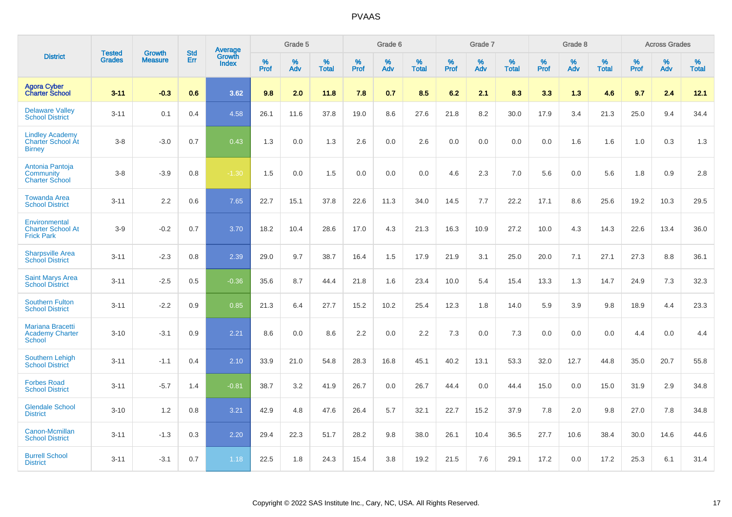| District | Tested Grades | Growth Measure | Std Err | Average Growth Index | Grade 5 | | | Grade 6 | | | Grade 7 | | | Grade 8 | | | Across Grades | | |
|---|---|---|---|---|---|---|---|---|---|---|---|---|---|---|---|---|---|---|---|
| | | | | | % Prof | % Adv | % Total | % Prof | % Adv | % Total | % Prof | % Adv | % Total | % Prof | % Adv | % Total | % Prof | % Adv | % Total |
| **Agora Cyber Charter School** | **3-11** | **-0.3** | **0.6** | **3.62** | **9.8** | **2.0** | **11.8** | **7.8** | **0.7** | **8.5** | **6.2** | **2.1** | **8.3** | **3.3** | **1.3** | **4.6** | **9.7** | **2.4** | **12.1** |
| Delaware Valley School District | 3-11 | 0.1 | 0.4 | 4.58 | 26.1 | 11.6 | 37.8 | 19.0 | 8.6 | 27.6 | 21.8 | 8.2 | 30.0 | 17.9 | 3.4 | 21.3 | 25.0 | 9.4 | 34.4 |
| Lindley Academy Charter School At Birney | 3-8 | -3.0 | 0.7 | 0.43 | 1.3 | 0.0 | 1.3 | 2.6 | 0.0 | 2.6 | 0.0 | 0.0 | 0.0 | 0.0 | 1.6 | 1.6 | 1.0 | 0.3 | 1.3 |
| Antonia Pantoja Community Charter School | 3-8 | -3.9 | 0.8 | -1.30 | 1.5 | 0.0 | 1.5 | 0.0 | 0.0 | 0.0 | 4.6 | 2.3 | 7.0 | 5.6 | 0.0 | 5.6 | 1.8 | 0.9 | 2.8 |
| Towanda Area School District | 3-11 | 2.2 | 0.6 | 7.65 | 22.7 | 15.1 | 37.8 | 22.6 | 11.3 | 34.0 | 14.5 | 7.7 | 22.2 | 17.1 | 8.6 | 25.6 | 19.2 | 10.3 | 29.5 |
| Environmental Charter School At Frick Park | 3-9 | -0.2 | 0.7 | 3.70 | 18.2 | 10.4 | 28.6 | 17.0 | 4.3 | 21.3 | 16.3 | 10.9 | 27.2 | 10.0 | 4.3 | 14.3 | 22.6 | 13.4 | 36.0 |
| Sharpsville Area School District | 3-11 | -2.3 | 0.8 | 2.39 | 29.0 | 9.7 | 38.7 | 16.4 | 1.5 | 17.9 | 21.9 | 3.1 | 25.0 | 20.0 | 7.1 | 27.1 | 27.3 | 8.8 | 36.1 |
| Saint Marys Area School District | 3-11 | -2.5 | 0.5 | -0.36 | 35.6 | 8.7 | 44.4 | 21.8 | 1.6 | 23.4 | 10.0 | 5.4 | 15.4 | 13.3 | 1.3 | 14.7 | 24.9 | 7.3 | 32.3 |
| Southern Fulton School District | 3-11 | -2.2 | 0.9 | 0.85 | 21.3 | 6.4 | 27.7 | 15.2 | 10.2 | 25.4 | 12.3 | 1.8 | 14.0 | 5.9 | 3.9 | 9.8 | 18.9 | 4.4 | 23.3 |
| Mariana Bracetti Academy Charter School | 3-10 | -3.1 | 0.9 | 2.21 | 8.6 | 0.0 | 8.6 | 2.2 | 0.0 | 2.2 | 7.3 | 0.0 | 7.3 | 0.0 | 0.0 | 0.0 | 4.4 | 0.0 | 4.4 |
| Southern Lehigh School District | 3-11 | -1.1 | 0.4 | 2.10 | 33.9 | 21.0 | 54.8 | 28.3 | 16.8 | 45.1 | 40.2 | 13.1 | 53.3 | 32.0 | 12.7 | 44.8 | 35.0 | 20.7 | 55.8 |
| Forbes Road School District | 3-11 | -5.7 | 1.4 | -0.81 | 38.7 | 3.2 | 41.9 | 26.7 | 0.0 | 26.7 | 44.4 | 0.0 | 44.4 | 15.0 | 0.0 | 15.0 | 31.9 | 2.9 | 34.8 |
| Glendale School District | 3-10 | 1.2 | 0.8 | 3.21 | 42.9 | 4.8 | 47.6 | 26.4 | 5.7 | 32.1 | 22.7 | 15.2 | 37.9 | 7.8 | 2.0 | 9.8 | 27.0 | 7.8 | 34.8 |
| Canon-Mcmillan School District | 3-11 | -1.3 | 0.3 | 2.20 | 29.4 | 22.3 | 51.7 | 28.2 | 9.8 | 38.0 | 26.1 | 10.4 | 36.5 | 27.7 | 10.6 | 38.4 | 30.0 | 14.6 | 44.6 |
| Burrell School District | 3-11 | -3.1 | 0.7 | 1.18 | 22.5 | 1.8 | 24.3 | 15.4 | 3.8 | 19.2 | 21.5 | 7.6 | 29.1 | 17.2 | 0.0 | 17.2 | 25.3 | 6.1 | 31.4 |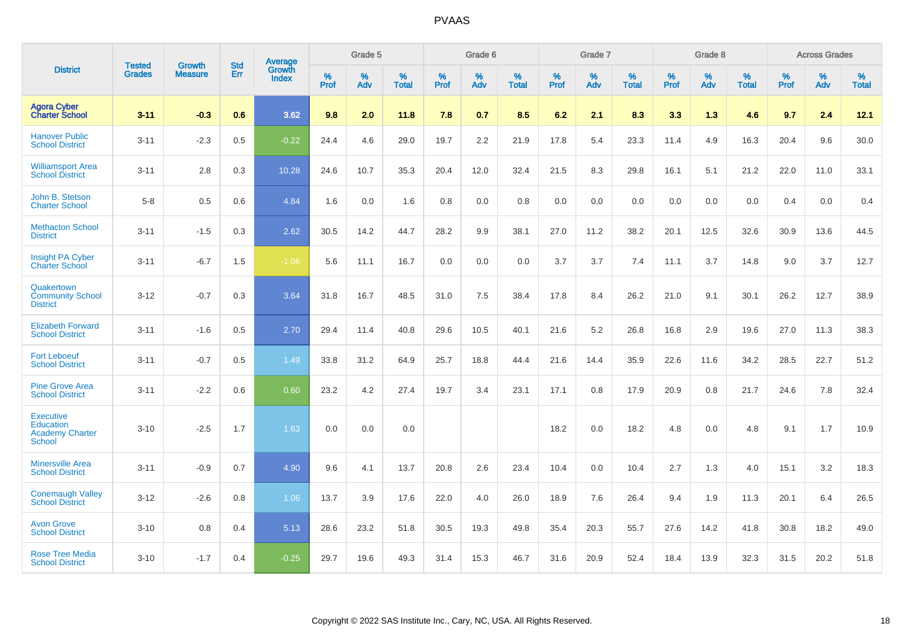# PVAAS

| District | Tested Grades | Growth Measure | Std Err | Average Growth Index | Grade 5 | | | Grade 6 | | | Grade 7 | | | Grade 8 | | | Across Grades | | |
|---|---|---|---|---|---|---|---|---|---|---|---|---|---|---|---|---|---|---|---|
| | | | | | % Prof | % Adv | % Total | % Prof | % Adv | % Total | % Prof | % Adv | % Total | % Prof | % Adv | % Total | % Prof | % Adv | % Total |
| **Agora Cyber Charter School** | **3-11** | **-0.3** | **0.6** | **3.62** | **9.8** | **2.0** | **11.8** | **7.8** | **0.7** | **8.5** | **6.2** | **2.1** | **8.3** | **3.3** | **1.3** | **4.6** | **9.7** | **2.4** | **12.1** |
| Hanover Public School District | 3-11 | -2.3 | 0.5 | -0.22 | 24.4 | 4.6 | 29.0 | 19.7 | 2.2 | 21.9 | 17.8 | 5.4 | 23.3 | 11.4 | 4.9 | 16.3 | 20.4 | 9.6 | 30.0 |
| Williamsport Area School District | 3-11 | 2.8 | 0.3 | 10.28 | 24.6 | 10.7 | 35.3 | 20.4 | 12.0 | 32.4 | 21.5 | 8.3 | 29.8 | 16.1 | 5.1 | 21.2 | 22.0 | 11.0 | 33.1 |
| John B. Stetson Charter School | 5-8 | 0.5 | 0.6 | 4.84 | 1.6 | 0.0 | 1.6 | 0.8 | 0.0 | 0.8 | 0.0 | 0.0 | 0.0 | 0.0 | 0.0 | 0.0 | 0.4 | 0.0 | 0.4 |
| Methacton School District | 3-11 | -1.5 | 0.3 | 2.62 | 30.5 | 14.2 | 44.7 | 28.2 | 9.9 | 38.1 | 27.0 | 11.2 | 38.2 | 20.1 | 12.5 | 32.6 | 30.9 | 13.6 | 44.5 |
| Insight PA Cyber Charter School | 3-11 | -6.7 | 1.5 | -1.06 | 5.6 | 11.1 | 16.7 | 0.0 | 0.0 | 0.0 | 3.7 | 3.7 | 7.4 | 11.1 | 3.7 | 14.8 | 9.0 | 3.7 | 12.7 |
| Quakertown Community School District | 3-12 | -0.7 | 0.3 | 3.64 | 31.8 | 16.7 | 48.5 | 31.0 | 7.5 | 38.4 | 17.8 | 8.4 | 26.2 | 21.0 | 9.1 | 30.1 | 26.2 | 12.7 | 38.9 |
| Elizabeth Forward School District | 3-11 | -1.6 | 0.5 | 2.70 | 29.4 | 11.4 | 40.8 | 29.6 | 10.5 | 40.1 | 21.6 | 5.2 | 26.8 | 16.8 | 2.9 | 19.6 | 27.0 | 11.3 | 38.3 |
| Fort Leboeuf School District | 3-11 | -0.7 | 0.5 | 1.49 | 33.8 | 31.2 | 64.9 | 25.7 | 18.8 | 44.4 | 21.6 | 14.4 | 35.9 | 22.6 | 11.6 | 34.2 | 28.5 | 22.7 | 51.2 |
| Pine Grove Area School District | 3-11 | -2.2 | 0.6 | 0.60 | 23.2 | 4.2 | 27.4 | 19.7 | 3.4 | 23.1 | 17.1 | 0.8 | 17.9 | 20.9 | 0.8 | 21.7 | 24.6 | 7.8 | 32.4 |
| Executive Education Academy Charter School | 3-10 | -2.5 | 1.7 | 1.63 | 0.0 | 0.0 | 0.0 | | | | 18.2 | 0.0 | 18.2 | 4.8 | 0.0 | 4.8 | 9.1 | 1.7 | 10.9 |
| Minersville Area School District | 3-11 | -0.9 | 0.7 | 4.90 | 9.6 | 4.1 | 13.7 | 20.8 | 2.6 | 23.4 | 10.4 | 0.0 | 10.4 | 2.7 | 1.3 | 4.0 | 15.1 | 3.2 | 18.3 |
| Conemaugh Valley School District | 3-12 | -2.6 | 0.8 | 1.06 | 13.7 | 3.9 | 17.6 | 22.0 | 4.0 | 26.0 | 18.9 | 7.6 | 26.4 | 9.4 | 1.9 | 11.3 | 20.1 | 6.4 | 26.5 |
| Avon Grove School District | 3-10 | 0.8 | 0.4 | 5.13 | 28.6 | 23.2 | 51.8 | 30.5 | 19.3 | 49.8 | 35.4 | 20.3 | 55.7 | 27.6 | 14.2 | 41.8 | 30.8 | 18.2 | 49.0 |
| Rose Tree Media School District | 3-10 | -1.7 | 0.4 | -0.25 | 29.7 | 19.6 | 49.3 | 31.4 | 15.3 | 46.7 | 31.6 | 20.9 | 52.4 | 18.4 | 13.9 | 32.3 | 31.5 | 20.2 | 51.8 |

Copyright © 2022 SAS Institute Inc., Cary, NC, USA. All Rights Reserved.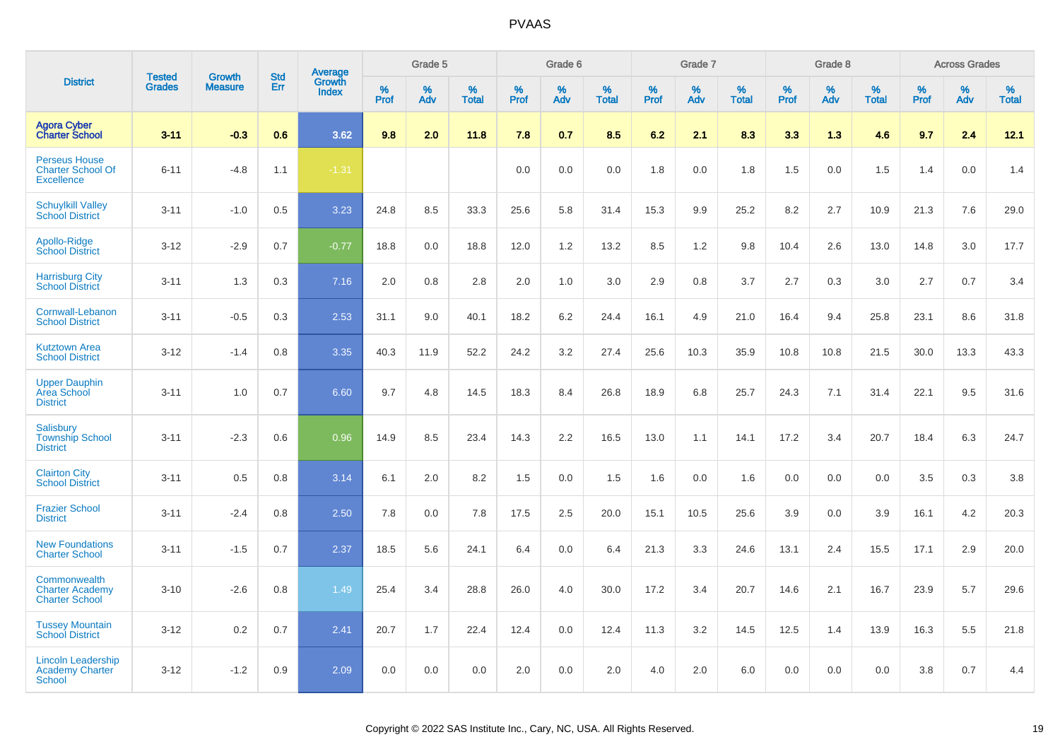# PVAAS

| District | Tested Grades | Growth Measure | Std Err | Average Growth Index | Grade 5 | | | Grade 6 | | | Grade 7 | | | Grade 8 | | | Across Grades | | |
|---|---|---|---|---|---|---|---|---|---|---|---|---|---|---|---|---|---|---|---|
| | | | | | % Prof | % Adv | % Total | % Prof | % Adv | % Total | % Prof | % Adv | % Total | % Prof | % Adv | % Total | % Prof | % Adv | % Total |
| **Agora Cyber Charter School** | **3-11** | **-0.3** | **0.6** | **3.62** | **9.8** | **2.0** | **11.8** | **7.8** | **0.7** | **8.5** | **6.2** | **2.1** | **8.3** | **3.3** | **1.3** | **4.6** | **9.7** | **2.4** | **12.1** |
| Perseus House Charter School Of Excellence | 6-11 | -4.8 | 1.1 | -1.31 | | | | 0.0 | 0.0 | 0.0 | 1.8 | 0.0 | 1.8 | 1.5 | 0.0 | 1.5 | 1.4 | 0.0 | 1.4 |
| Schuylkill Valley School District | 3-11 | -1.0 | 0.5 | 3.23 | 24.8 | 8.5 | 33.3 | 25.6 | 5.8 | 31.4 | 15.3 | 9.9 | 25.2 | 8.2 | 2.7 | 10.9 | 21.3 | 7.6 | 29.0 |
| Apollo-Ridge School District | 3-12 | -2.9 | 0.7 | -0.77 | 18.8 | 0.0 | 18.8 | 12.0 | 1.2 | 13.2 | 8.5 | 1.2 | 9.8 | 10.4 | 2.6 | 13.0 | 14.8 | 3.0 | 17.7 |
| Harrisburg City School District | 3-11 | 1.3 | 0.3 | 7.16 | 2.0 | 0.8 | 2.8 | 2.0 | 1.0 | 3.0 | 2.9 | 0.8 | 3.7 | 2.7 | 0.3 | 3.0 | 2.7 | 0.7 | 3.4 |
| Cornwall-Lebanon School District | 3-11 | -0.5 | 0.3 | 2.53 | 31.1 | 9.0 | 40.1 | 18.2 | 6.2 | 24.4 | 16.1 | 4.9 | 21.0 | 16.4 | 9.4 | 25.8 | 23.1 | 8.6 | 31.8 |
| Kutztown Area School District | 3-12 | -1.4 | 0.8 | 3.35 | 40.3 | 11.9 | 52.2 | 24.2 | 3.2 | 27.4 | 25.6 | 10.3 | 35.9 | 10.8 | 10.8 | 21.5 | 30.0 | 13.3 | 43.3 |
| Upper Dauphin Area School District | 3-11 | 1.0 | 0.7 | 6.60 | 9.7 | 4.8 | 14.5 | 18.3 | 8.4 | 26.8 | 18.9 | 6.8 | 25.7 | 24.3 | 7.1 | 31.4 | 22.1 | 9.5 | 31.6 |
| Salisbury Township School District | 3-11 | -2.3 | 0.6 | 0.96 | 14.9 | 8.5 | 23.4 | 14.3 | 2.2 | 16.5 | 13.0 | 1.1 | 14.1 | 17.2 | 3.4 | 20.7 | 18.4 | 6.3 | 24.7 |
| Clairton City School District | 3-11 | 0.5 | 0.8 | 3.14 | 6.1 | 2.0 | 8.2 | 1.5 | 0.0 | 1.5 | 1.6 | 0.0 | 1.6 | 0.0 | 0.0 | 0.0 | 3.5 | 0.3 | 3.8 |
| Frazier School District | 3-11 | -2.4 | 0.8 | 2.50 | 7.8 | 0.0 | 7.8 | 17.5 | 2.5 | 20.0 | 15.1 | 10.5 | 25.6 | 3.9 | 0.0 | 3.9 | 16.1 | 4.2 | 20.3 |
| New Foundations Charter School | 3-11 | -1.5 | 0.7 | 2.37 | 18.5 | 5.6 | 24.1 | 6.4 | 0.0 | 6.4 | 21.3 | 3.3 | 24.6 | 13.1 | 2.4 | 15.5 | 17.1 | 2.9 | 20.0 |
| Commonwealth Charter Academy Charter School | 3-10 | -2.6 | 0.8 | 1.49 | 25.4 | 3.4 | 28.8 | 26.0 | 4.0 | 30.0 | 17.2 | 3.4 | 20.7 | 14.6 | 2.1 | 16.7 | 23.9 | 5.7 | 29.6 |
| Tussey Mountain School District | 3-12 | 0.2 | 0.7 | 2.41 | 20.7 | 1.7 | 22.4 | 12.4 | 0.0 | 12.4 | 11.3 | 3.2 | 14.5 | 12.5 | 1.4 | 13.9 | 16.3 | 5.5 | 21.8 |
| Lincoln Leadership Academy Charter School | 3-12 | -1.2 | 0.9 | 2.09 | 0.0 | 0.0 | 0.0 | 2.0 | 0.0 | 2.0 | 4.0 | 2.0 | 6.0 | 0.0 | 0.0 | 0.0 | 3.8 | 0.7 | 4.4 |

Copyright © 2022 SAS Institute Inc., Cary, NC, USA. All Rights Reserved.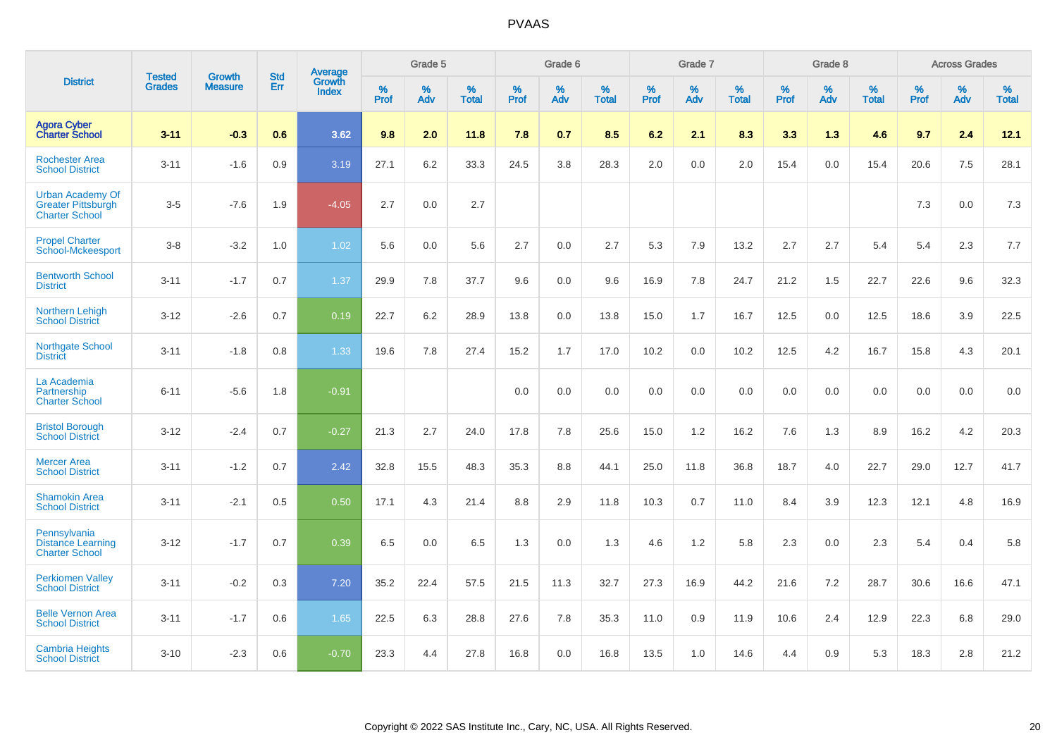| District | Tested Grades | Growth Measure | Std Err | Average Growth Index | Grade 5 | | | Grade 6 | | | Grade 7 | | | Grade 8 | | | Across Grades | | |
|---|---|---|---|---|---|---|---|---|---|---|---|---|---|---|---|---|---|---|---|
| | | | | | % Prof | % Adv | % Total | % Prof | % Adv | % Total | % Prof | % Adv | % Total | % Prof | % Adv | % Total | % Prof | % Adv | % Total |
| **Agora Cyber Charter School** | **3-11** | **-0.3** | **0.6** | **3.62** | **9.8** | **2.0** | **11.8** | **7.8** | **0.7** | **8.5** | **6.2** | **2.1** | **8.3** | **3.3** | **1.3** | **4.6** | **9.7** | **2.4** | **12.1** |
| Rochester Area School District | 3-11 | -1.6 | 0.9 | 3.19 | 27.1 | 6.2 | 33.3 | 24.5 | 3.8 | 28.3 | 2.0 | 0.0 | 2.0 | 15.4 | 0.0 | 15.4 | 20.6 | 7.5 | 28.1 |
| Urban Academy Of Greater Pittsburgh Charter School | 3-5 | -7.6 | 1.9 | -4.05 | 2.7 | 0.0 | 2.7 | | | | | | | | | | 7.3 | 0.0 | 7.3 |
| Propel Charter School-Mckeesport | 3-8 | -3.2 | 1.0 | 1.02 | 5.6 | 0.0 | 5.6 | 2.7 | 0.0 | 2.7 | 5.3 | 7.9 | 13.2 | 2.7 | 2.7 | 5.4 | 5.4 | 2.3 | 7.7 |
| Bentworth School District | 3-11 | -1.7 | 0.7 | 1.37 | 29.9 | 7.8 | 37.7 | 9.6 | 0.0 | 9.6 | 16.9 | 7.8 | 24.7 | 21.2 | 1.5 | 22.7 | 22.6 | 9.6 | 32.3 |
| Northern Lehigh School District | 3-12 | -2.6 | 0.7 | 0.19 | 22.7 | 6.2 | 28.9 | 13.8 | 0.0 | 13.8 | 15.0 | 1.7 | 16.7 | 12.5 | 0.0 | 12.5 | 18.6 | 3.9 | 22.5 |
| Northgate School District | 3-11 | -1.8 | 0.8 | 1.33 | 19.6 | 7.8 | 27.4 | 15.2 | 1.7 | 17.0 | 10.2 | 0.0 | 10.2 | 12.5 | 4.2 | 16.7 | 15.8 | 4.3 | 20.1 |
| La Academia Partnership Charter School | 6-11 | -5.6 | 1.8 | -0.91 | | | | 0.0 | 0.0 | 0.0 | 0.0 | 0.0 | 0.0 | 0.0 | 0.0 | 0.0 | 0.0 | 0.0 | 0.0 |
| Bristol Borough School District | 3-12 | -2.4 | 0.7 | -0.27 | 21.3 | 2.7 | 24.0 | 17.8 | 7.8 | 25.6 | 15.0 | 1.2 | 16.2 | 7.6 | 1.3 | 8.9 | 16.2 | 4.2 | 20.3 |
| Mercer Area School District | 3-11 | -1.2 | 0.7 | 2.42 | 32.8 | 15.5 | 48.3 | 35.3 | 8.8 | 44.1 | 25.0 | 11.8 | 36.8 | 18.7 | 4.0 | 22.7 | 29.0 | 12.7 | 41.7 |
| Shamokin Area School District | 3-11 | -2.1 | 0.5 | 0.50 | 17.1 | 4.3 | 21.4 | 8.8 | 2.9 | 11.8 | 10.3 | 0.7 | 11.0 | 8.4 | 3.9 | 12.3 | 12.1 | 4.8 | 16.9 |
| Pennsylvania Distance Learning Charter School | 3-12 | -1.7 | 0.7 | 0.39 | 6.5 | 0.0 | 6.5 | 1.3 | 0.0 | 1.3 | 4.6 | 1.2 | 5.8 | 2.3 | 0.0 | 2.3 | 5.4 | 0.4 | 5.8 |
| Perkiomen Valley School District | 3-11 | -0.2 | 0.3 | 7.20 | 35.2 | 22.4 | 57.5 | 21.5 | 11.3 | 32.7 | 27.3 | 16.9 | 44.2 | 21.6 | 7.2 | 28.7 | 30.6 | 16.6 | 47.1 |
| Belle Vernon Area School District | 3-11 | -1.7 | 0.6 | 1.65 | 22.5 | 6.3 | 28.8 | 27.6 | 7.8 | 35.3 | 11.0 | 0.9 | 11.9 | 10.6 | 2.4 | 12.9 | 22.3 | 6.8 | 29.0 |
| Cambria Heights School District | 3-10 | -2.3 | 0.6 | -0.70 | 23.3 | 4.4 | 27.8 | 16.8 | 0.0 | 16.8 | 13.5 | 1.0 | 14.6 | 4.4 | 0.9 | 5.3 | 18.3 | 2.8 | 21.2 |

Copyright © 2022 SAS Institute Inc., Cary, NC, USA. All Rights Reserved.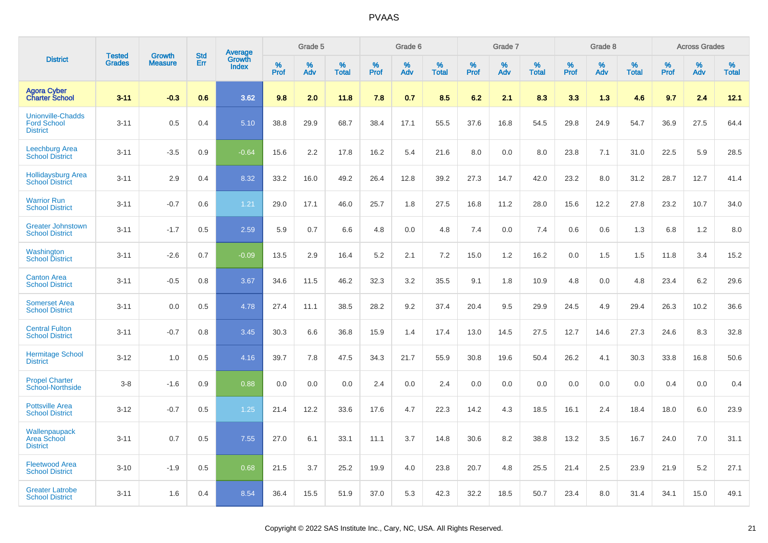# PVAAS

| District | Tested Grades | Growth Measure | Std Err | Average Growth Index | Grade 5 | | | Grade 6 | | | Grade 7 | | | Grade 8 | | | Across Grades | | |
|---|---|---|---|---|---|---|---|---|---|---|---|---|---|---|---|---|---|---|---|
| | | | | | % Prof | % Adv | % Total | % Prof | % Adv | % Total | % Prof | % Adv | % Total | % Prof | % Adv | % Total | % Prof | % Adv | % Total |
| **Agora Cyber Charter School** | **3-11** | **-0.3** | **0.6** | **3.62** | **9.8** | **2.0** | **11.8** | **7.8** | **0.7** | **8.5** | **6.2** | **2.1** | **8.3** | **3.3** | **1.3** | **4.6** | **9.7** | **2.4** | **12.1** |
| Unionville-Chadds Ford School District | 3-11 | 0.5 | 0.4 | 5.10 | 38.8 | 29.9 | 68.7 | 38.4 | 17.1 | 55.5 | 37.6 | 16.8 | 54.5 | 29.8 | 24.9 | 54.7 | 36.9 | 27.5 | 64.4 |
| Leechburg Area School District | 3-11 | -3.5 | 0.9 | -0.64 | 15.6 | 2.2 | 17.8 | 16.2 | 5.4 | 21.6 | 8.0 | 0.0 | 8.0 | 23.8 | 7.1 | 31.0 | 22.5 | 5.9 | 28.5 |
| Hollidaysburg Area School District | 3-11 | 2.9 | 0.4 | 8.32 | 33.2 | 16.0 | 49.2 | 26.4 | 12.8 | 39.2 | 27.3 | 14.7 | 42.0 | 23.2 | 8.0 | 31.2 | 28.7 | 12.7 | 41.4 |
| Warrior Run School District | 3-11 | -0.7 | 0.6 | 1.21 | 29.0 | 17.1 | 46.0 | 25.7 | 1.8 | 27.5 | 16.8 | 11.2 | 28.0 | 15.6 | 12.2 | 27.8 | 23.2 | 10.7 | 34.0 |
| Greater Johnstown School District | 3-11 | -1.7 | 0.5 | 2.59 | 5.9 | 0.7 | 6.6 | 4.8 | 0.0 | 4.8 | 7.4 | 0.0 | 7.4 | 0.6 | 0.6 | 1.3 | 6.8 | 1.2 | 8.0 |
| Washington School District | 3-11 | -2.6 | 0.7 | -0.09 | 13.5 | 2.9 | 16.4 | 5.2 | 2.1 | 7.2 | 15.0 | 1.2 | 16.2 | 0.0 | 1.5 | 1.5 | 11.8 | 3.4 | 15.2 |
| Canton Area School District | 3-11 | -0.5 | 0.8 | 3.67 | 34.6 | 11.5 | 46.2 | 32.3 | 3.2 | 35.5 | 9.1 | 1.8 | 10.9 | 4.8 | 0.0 | 4.8 | 23.4 | 6.2 | 29.6 |
| Somerset Area School District | 3-11 | 0.0 | 0.5 | 4.78 | 27.4 | 11.1 | 38.5 | 28.2 | 9.2 | 37.4 | 20.4 | 9.5 | 29.9 | 24.5 | 4.9 | 29.4 | 26.3 | 10.2 | 36.6 |
| Central Fulton School District | 3-11 | -0.7 | 0.8 | 3.45 | 30.3 | 6.6 | 36.8 | 15.9 | 1.4 | 17.4 | 13.0 | 14.5 | 27.5 | 12.7 | 14.6 | 27.3 | 24.6 | 8.3 | 32.8 |
| Hermitage School District | 3-12 | 1.0 | 0.5 | 4.16 | 39.7 | 7.8 | 47.5 | 34.3 | 21.7 | 55.9 | 30.8 | 19.6 | 50.4 | 26.2 | 4.1 | 30.3 | 33.8 | 16.8 | 50.6 |
| Propel Charter School-Northside | 3-8 | -1.6 | 0.9 | 0.88 | 0.0 | 0.0 | 0.0 | 2.4 | 0.0 | 2.4 | 0.0 | 0.0 | 0.0 | 0.0 | 0.0 | 0.0 | 0.4 | 0.0 | 0.4 |
| Pottsville Area School District | 3-12 | -0.7 | 0.5 | 1.25 | 21.4 | 12.2 | 33.6 | 17.6 | 4.7 | 22.3 | 14.2 | 4.3 | 18.5 | 16.1 | 2.4 | 18.4 | 18.0 | 6.0 | 23.9 |
| Wallenpaupack Area School District | 3-11 | 0.7 | 0.5 | 7.55 | 27.0 | 6.1 | 33.1 | 11.1 | 3.7 | 14.8 | 30.6 | 8.2 | 38.8 | 13.2 | 3.5 | 16.7 | 24.0 | 7.0 | 31.1 |
| Fleetwood Area School District | 3-10 | -1.9 | 0.5 | 0.68 | 21.5 | 3.7 | 25.2 | 19.9 | 4.0 | 23.8 | 20.7 | 4.8 | 25.5 | 21.4 | 2.5 | 23.9 | 21.9 | 5.2 | 27.1 |
| Greater Latrobe School District | 3-11 | 1.6 | 0.4 | 8.54 | 36.4 | 15.5 | 51.9 | 37.0 | 5.3 | 42.3 | 32.2 | 18.5 | 50.7 | 23.4 | 8.0 | 31.4 | 34.1 | 15.0 | 49.1 |

Copyright © 2022 SAS Institute Inc., Cary, NC, USA. All Rights Reserved.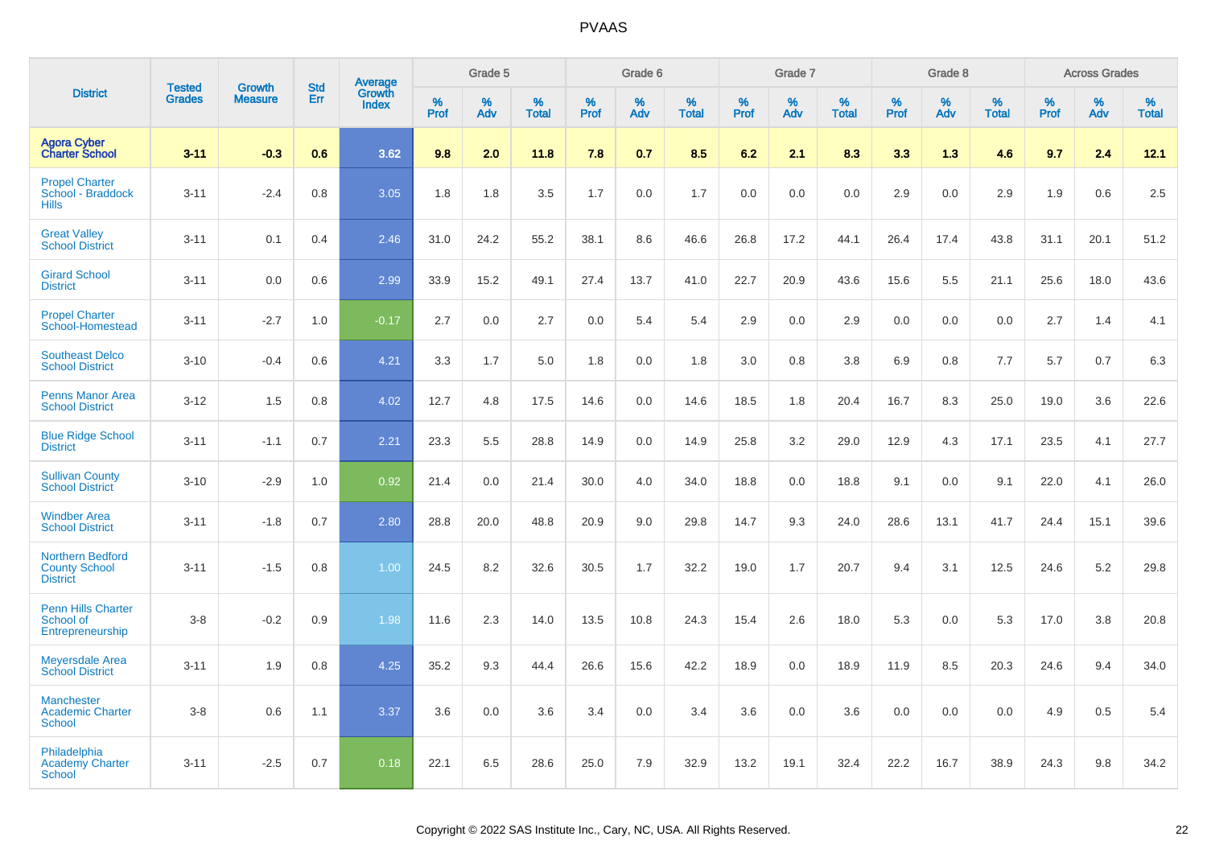# PVAAS

| District | Tested Grades | Growth Measure | Std Err | Average Growth Index | Grade 5 | | | Grade 6 | | | Grade 7 | | | Grade 8 | | | Across Grades | | |
|---|---|---|---|---|---|---|---|---|---|---|---|---|---|---|---|---|---|---|---|
| | | | | | % Prof | % Adv | % Total | % Prof | % Adv | % Total | % Prof | % Adv | % Total | % Prof | % Adv | % Total | % Prof | % Adv | % Total |
| **Agora Cyber Charter School** | **3-11** | **-0.3** | **0.6** | **3.62** | **9.8** | **2.0** | **11.8** | **7.8** | **0.7** | **8.5** | **6.2** | **2.1** | **8.3** | **3.3** | **1.3** | **4.6** | **9.7** | **2.4** | **12.1** |
| Propel Charter School - Braddock Hills | 3-11 | -2.4 | 0.8 | 3.05 | 1.8 | 1.8 | 3.5 | 1.7 | 0.0 | 1.7 | 0.0 | 0.0 | 0.0 | 2.9 | 0.0 | 2.9 | 1.9 | 0.6 | 2.5 |
| Great Valley School District | 3-11 | 0.1 | 0.4 | 2.46 | 31.0 | 24.2 | 55.2 | 38.1 | 8.6 | 46.6 | 26.8 | 17.2 | 44.1 | 26.4 | 17.4 | 43.8 | 31.1 | 20.1 | 51.2 |
| Girard School District | 3-11 | 0.0 | 0.6 | 2.99 | 33.9 | 15.2 | 49.1 | 27.4 | 13.7 | 41.0 | 22.7 | 20.9 | 43.6 | 15.6 | 5.5 | 21.1 | 25.6 | 18.0 | 43.6 |
| Propel Charter School-Homestead | 3-11 | -2.7 | 1.0 | -0.17 | 2.7 | 0.0 | 2.7 | 0.0 | 5.4 | 5.4 | 2.9 | 0.0 | 2.9 | 0.0 | 0.0 | 0.0 | 2.7 | 1.4 | 4.1 |
| Southeast Delco School District | 3-10 | -0.4 | 0.6 | 4.21 | 3.3 | 1.7 | 5.0 | 1.8 | 0.0 | 1.8 | 3.0 | 0.8 | 3.8 | 6.9 | 0.8 | 7.7 | 5.7 | 0.7 | 6.3 |
| Penns Manor Area School District | 3-12 | 1.5 | 0.8 | 4.02 | 12.7 | 4.8 | 17.5 | 14.6 | 0.0 | 14.6 | 18.5 | 1.8 | 20.4 | 16.7 | 8.3 | 25.0 | 19.0 | 3.6 | 22.6 |
| Blue Ridge School District | 3-11 | -1.1 | 0.7 | 2.21 | 23.3 | 5.5 | 28.8 | 14.9 | 0.0 | 14.9 | 25.8 | 3.2 | 29.0 | 12.9 | 4.3 | 17.1 | 23.5 | 4.1 | 27.7 |
| Sullivan County School District | 3-10 | -2.9 | 1.0 | 0.92 | 21.4 | 0.0 | 21.4 | 30.0 | 4.0 | 34.0 | 18.8 | 0.0 | 18.8 | 9.1 | 0.0 | 9.1 | 22.0 | 4.1 | 26.0 |
| Windber Area School District | 3-11 | -1.8 | 0.7 | 2.80 | 28.8 | 20.0 | 48.8 | 20.9 | 9.0 | 29.8 | 14.7 | 9.3 | 24.0 | 28.6 | 13.1 | 41.7 | 24.4 | 15.1 | 39.6 |
| Northern Bedford County School District | 3-11 | -1.5 | 0.8 | 1.00 | 24.5 | 8.2 | 32.6 | 30.5 | 1.7 | 32.2 | 19.0 | 1.7 | 20.7 | 9.4 | 3.1 | 12.5 | 24.6 | 5.2 | 29.8 |
| Penn Hills Charter School of Entrepreneurship | 3-8 | -0.2 | 0.9 | 1.98 | 11.6 | 2.3 | 14.0 | 13.5 | 10.8 | 24.3 | 15.4 | 2.6 | 18.0 | 5.3 | 0.0 | 5.3 | 17.0 | 3.8 | 20.8 |
| Meyersdale Area School District | 3-11 | 1.9 | 0.8 | 4.25 | 35.2 | 9.3 | 44.4 | 26.6 | 15.6 | 42.2 | 18.9 | 0.0 | 18.9 | 11.9 | 8.5 | 20.3 | 24.6 | 9.4 | 34.0 |
| Manchester Academic Charter School | 3-8 | 0.6 | 1.1 | 3.37 | 3.6 | 0.0 | 3.6 | 3.4 | 0.0 | 3.4 | 3.6 | 0.0 | 3.6 | 0.0 | 0.0 | 0.0 | 4.9 | 0.5 | 5.4 |
| Philadelphia Academy Charter School | 3-11 | -2.5 | 0.7 | 0.18 | 22.1 | 6.5 | 28.6 | 25.0 | 7.9 | 32.9 | 13.2 | 19.1 | 32.4 | 22.2 | 16.7 | 38.9 | 24.3 | 9.8 | 34.2 |

Copyright © 2022 SAS Institute Inc., Cary, NC, USA. All Rights Reserved.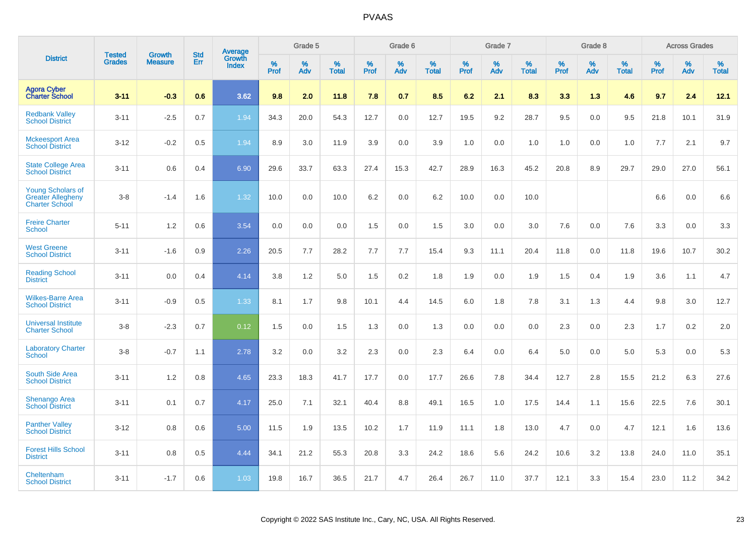# PVAAS

| District | Tested Grades | Growth Measure | Std Err | Average Growth Index | Grade 5 | | | Grade 6 | | | Grade 7 | | | Grade 8 | | | Across Grades | | |
|---|---|---|---|---|---|---|---|---|---|---|---|---|---|---|---|---|---|---|---|
| | | | | | % Prof | % Adv | % Total | % Prof | % Adv | % Total | % Prof | % Adv | % Total | % Prof | % Adv | % Total | % Prof | % Adv | % Total |
| **Agora Cyber Charter School** | **3-11** | **-0.3** | **0.6** | **3.62** | **9.8** | **2.0** | **11.8** | **7.8** | **0.7** | **8.5** | **6.2** | **2.1** | **8.3** | **3.3** | **1.3** | **4.6** | **9.7** | **2.4** | **12.1** |
| Redbank Valley School District | 3-11 | -2.5 | 0.7 | 1.94 | 34.3 | 20.0 | 54.3 | 12.7 | 0.0 | 12.7 | 19.5 | 9.2 | 28.7 | 9.5 | 0.0 | 9.5 | 21.8 | 10.1 | 31.9 |
| Mckeesport Area School District | 3-12 | -0.2 | 0.5 | 1.94 | 8.9 | 3.0 | 11.9 | 3.9 | 0.0 | 3.9 | 1.0 | 0.0 | 1.0 | 1.0 | 0.0 | 1.0 | 7.7 | 2.1 | 9.7 |
| State College Area School District | 3-11 | 0.6 | 0.4 | 6.90 | 29.6 | 33.7 | 63.3 | 27.4 | 15.3 | 42.7 | 28.9 | 16.3 | 45.2 | 20.8 | 8.9 | 29.7 | 29.0 | 27.0 | 56.1 |
| Young Scholars of Greater Allegheny Charter School | 3-8 | -1.4 | 1.6 | 1.32 | 10.0 | 0.0 | 10.0 | 6.2 | 0.0 | 6.2 | 10.0 | 0.0 | 10.0 | | | | 6.6 | 0.0 | 6.6 |
| Freire Charter School | 5-11 | 1.2 | 0.6 | 3.54 | 0.0 | 0.0 | 0.0 | 1.5 | 0.0 | 1.5 | 3.0 | 0.0 | 3.0 | 7.6 | 0.0 | 7.6 | 3.3 | 0.0 | 3.3 |
| West Greene School District | 3-11 | -1.6 | 0.9 | 2.26 | 20.5 | 7.7 | 28.2 | 7.7 | 7.7 | 15.4 | 9.3 | 11.1 | 20.4 | 11.8 | 0.0 | 11.8 | 19.6 | 10.7 | 30.2 |
| Reading School District | 3-11 | 0.0 | 0.4 | 4.14 | 3.8 | 1.2 | 5.0 | 1.5 | 0.2 | 1.8 | 1.9 | 0.0 | 1.9 | 1.5 | 0.4 | 1.9 | 3.6 | 1.1 | 4.7 |
| Wilkes-Barre Area School District | 3-11 | -0.9 | 0.5 | 1.33 | 8.1 | 1.7 | 9.8 | 10.1 | 4.4 | 14.5 | 6.0 | 1.8 | 7.8 | 3.1 | 1.3 | 4.4 | 9.8 | 3.0 | 12.7 |
| Universal Institute Charter School | 3-8 | -2.3 | 0.7 | 0.12 | 1.5 | 0.0 | 1.5 | 1.3 | 0.0 | 1.3 | 0.0 | 0.0 | 0.0 | 2.3 | 0.0 | 2.3 | 1.7 | 0.2 | 2.0 |
| Laboratory Charter School | 3-8 | -0.7 | 1.1 | 2.78 | 3.2 | 0.0 | 3.2 | 2.3 | 0.0 | 2.3 | 6.4 | 0.0 | 6.4 | 5.0 | 0.0 | 5.0 | 5.3 | 0.0 | 5.3 |
| South Side Area School District | 3-11 | 1.2 | 0.8 | 4.65 | 23.3 | 18.3 | 41.7 | 17.7 | 0.0 | 17.7 | 26.6 | 7.8 | 34.4 | 12.7 | 2.8 | 15.5 | 21.2 | 6.3 | 27.6 |
| Shenango Area School District | 3-11 | 0.1 | 0.7 | 4.17 | 25.0 | 7.1 | 32.1 | 40.4 | 8.8 | 49.1 | 16.5 | 1.0 | 17.5 | 14.4 | 1.1 | 15.6 | 22.5 | 7.6 | 30.1 |
| Panther Valley School District | 3-12 | 0.8 | 0.6 | 5.00 | 11.5 | 1.9 | 13.5 | 10.2 | 1.7 | 11.9 | 11.1 | 1.8 | 13.0 | 4.7 | 0.0 | 4.7 | 12.1 | 1.6 | 13.6 |
| Forest Hills School District | 3-11 | 0.8 | 0.5 | 4.44 | 34.1 | 21.2 | 55.3 | 20.8 | 3.3 | 24.2 | 18.6 | 5.6 | 24.2 | 10.6 | 3.2 | 13.8 | 24.0 | 11.0 | 35.1 |
| Cheltenham School District | 3-11 | -1.7 | 0.6 | 1.03 | 19.8 | 16.7 | 36.5 | 21.7 | 4.7 | 26.4 | 26.7 | 11.0 | 37.7 | 12.1 | 3.3 | 15.4 | 23.0 | 11.2 | 34.2 |

Copyright © 2022 SAS Institute Inc., Cary, NC, USA. All Rights Reserved.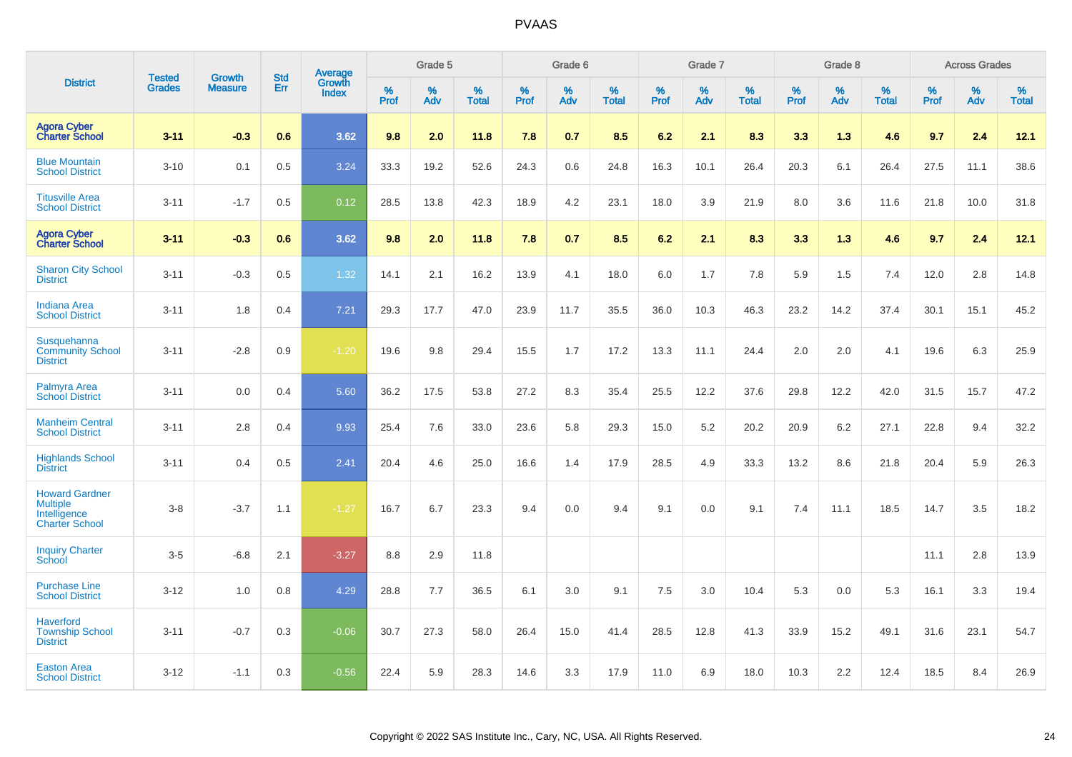| District | Tested Grades | Growth Measure | Std Err | Average Growth Index | Grade 5 | | | Grade 6 | | | Grade 7 | | | Grade 8 | | | Across Grades | | |
|---|---|---|---|---|---|---|---|---|---|---|---|---|---|---|---|---|---|---|---|
| | | | | | % Prof | % Adv | % Total | % Prof | % Adv | % Total | % Prof | % Adv | % Total | % Prof | % Adv | % Total | % Prof | % Adv | % Total |
| **Agora Cyber Charter School** | **3-11** | **-0.3** | **0.6** | **3.62** | **9.8** | **2.0** | **11.8** | **7.8** | **0.7** | **8.5** | **6.2** | **2.1** | **8.3** | **3.3** | **1.3** | **4.6** | **9.7** | **2.4** | **12.1** |
| Blue Mountain School District | 3-10 | 0.1 | 0.5 | 3.24 | 33.3 | 19.2 | 52.6 | 24.3 | 0.6 | 24.8 | 16.3 | 10.1 | 26.4 | 20.3 | 6.1 | 26.4 | 27.5 | 11.1 | 38.6 |
| Titusville Area School District | 3-11 | -1.7 | 0.5 | 0.12 | 28.5 | 13.8 | 42.3 | 18.9 | 4.2 | 23.1 | 18.0 | 3.9 | 21.9 | 8.0 | 3.6 | 11.6 | 21.8 | 10.0 | 31.8 |
| **Agora Cyber Charter School** | **3-11** | **-0.3** | **0.6** | **3.62** | **9.8** | **2.0** | **11.8** | **7.8** | **0.7** | **8.5** | **6.2** | **2.1** | **8.3** | **3.3** | **1.3** | **4.6** | **9.7** | **2.4** | **12.1** |
| Sharon City School District | 3-11 | -0.3 | 0.5 | 1.32 | 14.1 | 2.1 | 16.2 | 13.9 | 4.1 | 18.0 | 6.0 | 1.7 | 7.8 | 5.9 | 1.5 | 7.4 | 12.0 | 2.8 | 14.8 |
| Indiana Area School District | 3-11 | 1.8 | 0.4 | 7.21 | 29.3 | 17.7 | 47.0 | 23.9 | 11.7 | 35.5 | 36.0 | 10.3 | 46.3 | 23.2 | 14.2 | 37.4 | 30.1 | 15.1 | 45.2 |
| Susquehanna Community School District | 3-11 | -2.8 | 0.9 | -1.20 | 19.6 | 9.8 | 29.4 | 15.5 | 1.7 | 17.2 | 13.3 | 11.1 | 24.4 | 2.0 | 2.0 | 4.1 | 19.6 | 6.3 | 25.9 |
| Palmyra Area School District | 3-11 | 0.0 | 0.4 | 5.60 | 36.2 | 17.5 | 53.8 | 27.2 | 8.3 | 35.4 | 25.5 | 12.2 | 37.6 | 29.8 | 12.2 | 42.0 | 31.5 | 15.7 | 47.2 |
| Manheim Central School District | 3-11 | 2.8 | 0.4 | 9.93 | 25.4 | 7.6 | 33.0 | 23.6 | 5.8 | 29.3 | 15.0 | 5.2 | 20.2 | 20.9 | 6.2 | 27.1 | 22.8 | 9.4 | 32.2 |
| Highlands School District | 3-11 | 0.4 | 0.5 | 2.41 | 20.4 | 4.6 | 25.0 | 16.6 | 1.4 | 17.9 | 28.5 | 4.9 | 33.3 | 13.2 | 8.6 | 21.8 | 20.4 | 5.9 | 26.3 |
| Howard Gardner Multiple Intelligence Charter School | 3-8 | -3.7 | 1.1 | -1.27 | 16.7 | 6.7 | 23.3 | 9.4 | 0.0 | 9.4 | 9.1 | 0.0 | 9.1 | 7.4 | 11.1 | 18.5 | 14.7 | 3.5 | 18.2 |
| Inquiry Charter School | 3-5 | -6.8 | 2.1 | -3.27 | 8.8 | 2.9 | 11.8 | | | | | | | | | | 11.1 | 2.8 | 13.9 |
| Purchase Line School District | 3-12 | 1.0 | 0.8 | 4.29 | 28.8 | 7.7 | 36.5 | 6.1 | 3.0 | 9.1 | 7.5 | 3.0 | 10.4 | 5.3 | 0.0 | 5.3 | 16.1 | 3.3 | 19.4 |
| Haverford Township School District | 3-11 | -0.7 | 0.3 | -0.06 | 30.7 | 27.3 | 58.0 | 26.4 | 15.0 | 41.4 | 28.5 | 12.8 | 41.3 | 33.9 | 15.2 | 49.1 | 31.6 | 23.1 | 54.7 |
| Easton Area School District | 3-12 | -1.1 | 0.3 | -0.56 | 22.4 | 5.9 | 28.3 | 14.6 | 3.3 | 17.9 | 11.0 | 6.9 | 18.0 | 10.3 | 2.2 | 12.4 | 18.5 | 8.4 | 26.9 |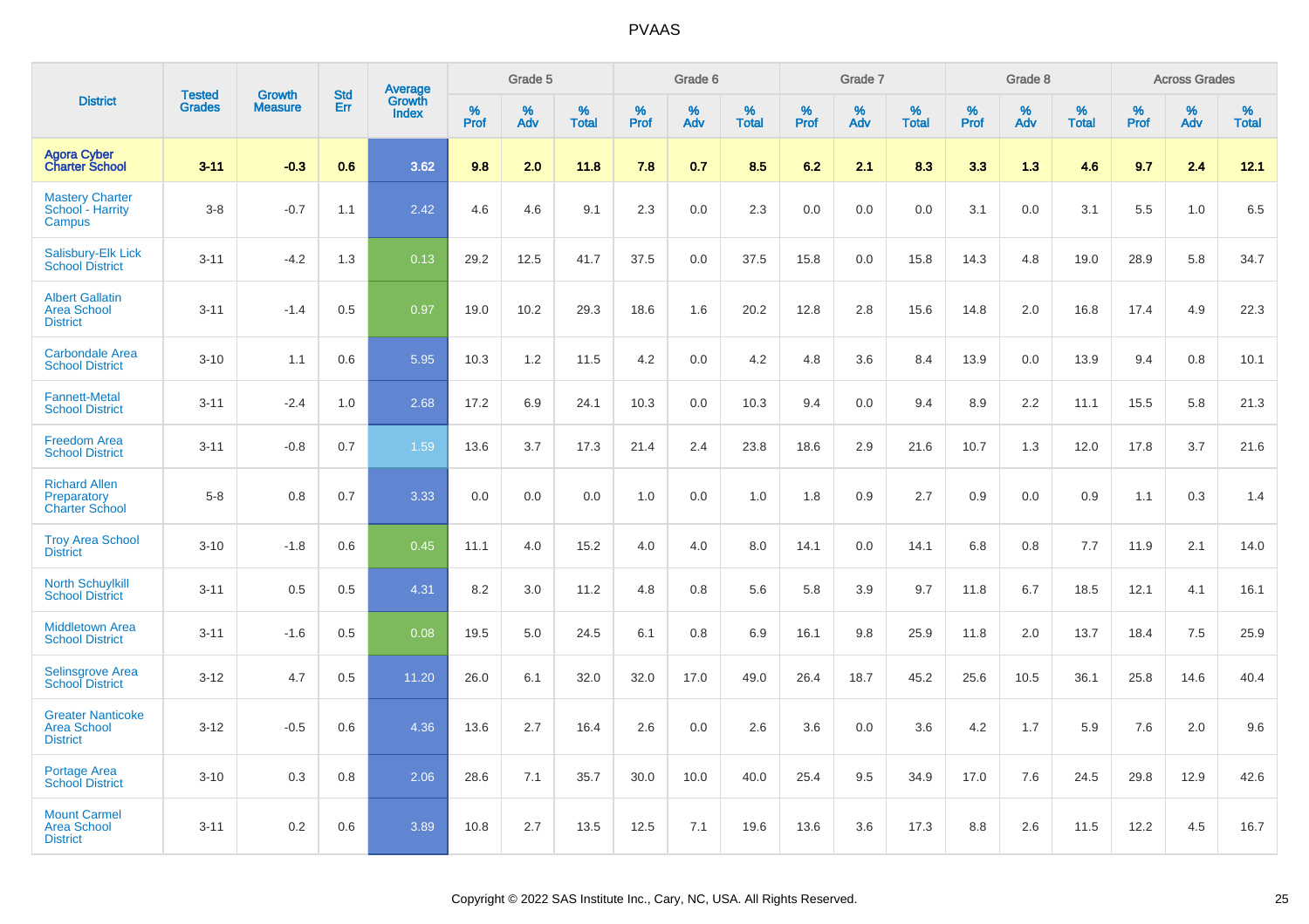| District | Tested Grades | Growth Measure | Std Err | Average Growth Index | Grade 5 | | | Grade 6 | | | Grade 7 | | | Grade 8 | | | Across Grades | | |
|---|---|---|---|---|---|---|---|---|---|---|---|---|---|---|---|---|---|---|---|
| | | | | | % Prof | % Adv | % Total | % Prof | % Adv | % Total | % Prof | % Adv | % Total | % Prof | % Adv | % Total | % Prof | % Adv | % Total |
| **Agora Cyber Charter School** | **3-11** | **-0.3** | **0.6** | **3.62** | **9.8** | **2.0** | **11.8** | **7.8** | **0.7** | **8.5** | **6.2** | **2.1** | **8.3** | **3.3** | **1.3** | **4.6** | **9.7** | **2.4** | **12.1** |
| Mastery Charter School - Harrity Campus | 3-8 | -0.7 | 1.1 | 2.42 | 4.6 | 4.6 | 9.1 | 2.3 | 0.0 | 2.3 | 0.0 | 0.0 | 0.0 | 3.1 | 0.0 | 3.1 | 5.5 | 1.0 | 6.5 |
| Salisbury-Elk Lick School District | 3-11 | -4.2 | 1.3 | 0.13 | 29.2 | 12.5 | 41.7 | 37.5 | 0.0 | 37.5 | 15.8 | 0.0 | 15.8 | 14.3 | 4.8 | 19.0 | 28.9 | 5.8 | 34.7 |
| Albert Gallatin Area School District | 3-11 | -1.4 | 0.5 | 0.97 | 19.0 | 10.2 | 29.3 | 18.6 | 1.6 | 20.2 | 12.8 | 2.8 | 15.6 | 14.8 | 2.0 | 16.8 | 17.4 | 4.9 | 22.3 |
| Carbondale Area School District | 3-10 | 1.1 | 0.6 | 5.95 | 10.3 | 1.2 | 11.5 | 4.2 | 0.0 | 4.2 | 4.8 | 3.6 | 8.4 | 13.9 | 0.0 | 13.9 | 9.4 | 0.8 | 10.1 |
| Fannett-Metal School District | 3-11 | -2.4 | 1.0 | 2.68 | 17.2 | 6.9 | 24.1 | 10.3 | 0.0 | 10.3 | 9.4 | 0.0 | 9.4 | 8.9 | 2.2 | 11.1 | 15.5 | 5.8 | 21.3 |
| Freedom Area School District | 3-11 | -0.8 | 0.7 | 1.59 | 13.6 | 3.7 | 17.3 | 21.4 | 2.4 | 23.8 | 18.6 | 2.9 | 21.6 | 10.7 | 1.3 | 12.0 | 17.8 | 3.7 | 21.6 |
| Richard Allen Preparatory Charter School | 5-8 | 0.8 | 0.7 | 3.33 | 0.0 | 0.0 | 0.0 | 1.0 | 0.0 | 1.0 | 1.8 | 0.9 | 2.7 | 0.9 | 0.0 | 0.9 | 1.1 | 0.3 | 1.4 |
| Troy Area School District | 3-10 | -1.8 | 0.6 | 0.45 | 11.1 | 4.0 | 15.2 | 4.0 | 4.0 | 8.0 | 14.1 | 0.0 | 14.1 | 6.8 | 0.8 | 7.7 | 11.9 | 2.1 | 14.0 |
| North Schuylkill School District | 3-11 | 0.5 | 0.5 | 4.31 | 8.2 | 3.0 | 11.2 | 4.8 | 0.8 | 5.6 | 5.8 | 3.9 | 9.7 | 11.8 | 6.7 | 18.5 | 12.1 | 4.1 | 16.1 |
| Middletown Area School District | 3-11 | -1.6 | 0.5 | 0.08 | 19.5 | 5.0 | 24.5 | 6.1 | 0.8 | 6.9 | 16.1 | 9.8 | 25.9 | 11.8 | 2.0 | 13.7 | 18.4 | 7.5 | 25.9 |
| Selinsgrove Area School District | 3-12 | 4.7 | 0.5 | 11.20 | 26.0 | 6.1 | 32.0 | 32.0 | 17.0 | 49.0 | 26.4 | 18.7 | 45.2 | 25.6 | 10.5 | 36.1 | 25.8 | 14.6 | 40.4 |
| Greater Nanticoke Area School District | 3-12 | -0.5 | 0.6 | 4.36 | 13.6 | 2.7 | 16.4 | 2.6 | 0.0 | 2.6 | 3.6 | 0.0 | 3.6 | 4.2 | 1.7 | 5.9 | 7.6 | 2.0 | 9.6 |
| Portage Area School District | 3-10 | 0.3 | 0.8 | 2.06 | 28.6 | 7.1 | 35.7 | 30.0 | 10.0 | 40.0 | 25.4 | 9.5 | 34.9 | 17.0 | 7.6 | 24.5 | 29.8 | 12.9 | 42.6 |
| Mount Carmel Area School District | 3-11 | 0.2 | 0.6 | 3.89 | 10.8 | 2.7 | 13.5 | 12.5 | 7.1 | 19.6 | 13.6 | 3.6 | 17.3 | 8.8 | 2.6 | 11.5 | 12.2 | 4.5 | 16.7 |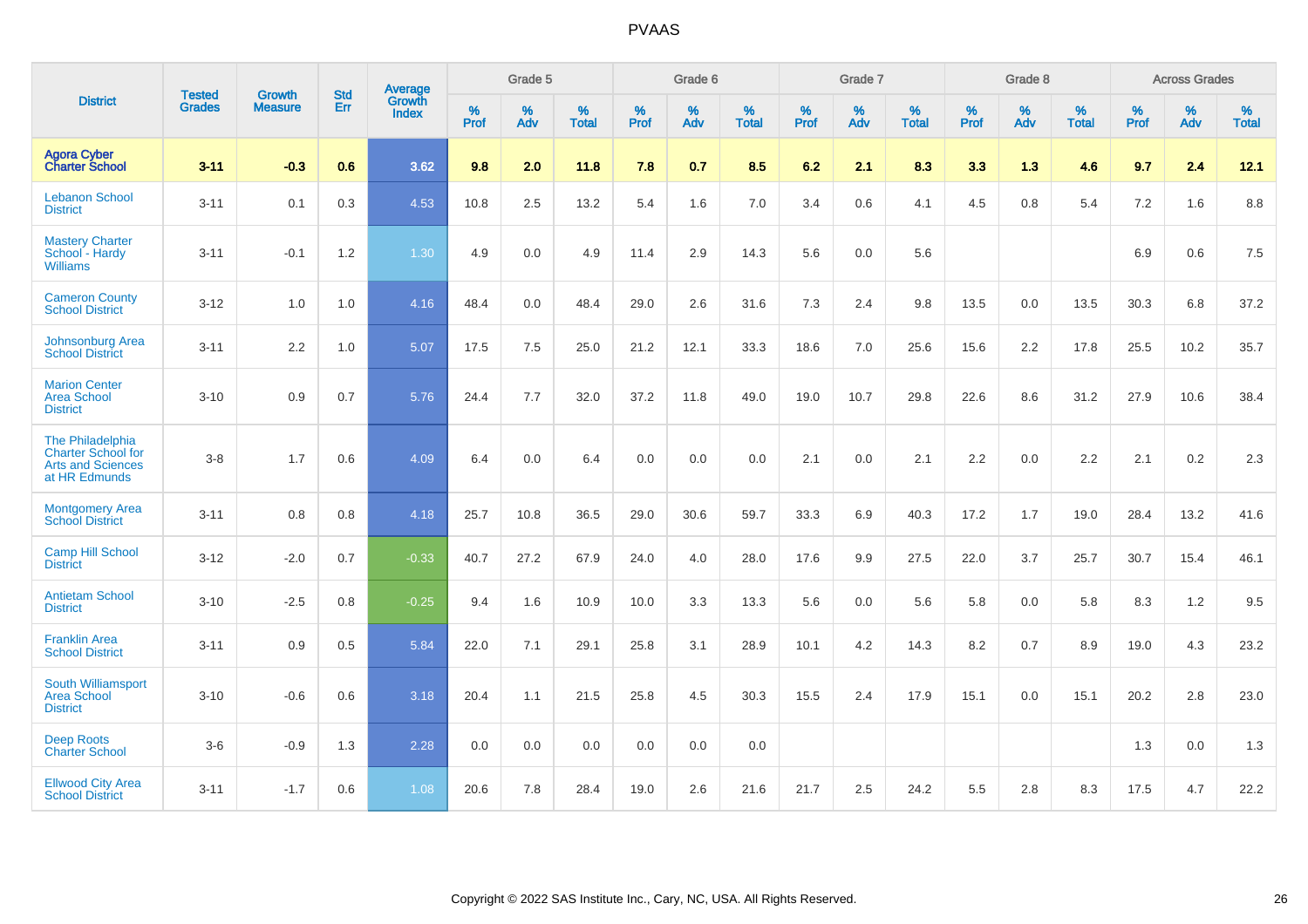# PVAAS

| District | Tested Grades | Growth Measure | Std Err | Average Growth Index | Grade 5 | | | Grade 6 | | | Grade 7 | | | Grade 8 | | | Across Grades | | |
|---|---|---|---|---|---|---|---|---|---|---|---|---|---|---|---|---|---|---|---|
| | | | | | % Prof | % Adv | % Total | % Prof | % Adv | % Total | % Prof | % Adv | % Total | % Prof | % Adv | % Total | % Prof | % Adv | % Total |
| **Agora Cyber Charter School** | **3-11** | **-0.3** | **0.6** | **3.62** | **9.8** | **2.0** | **11.8** | **7.8** | **0.7** | **8.5** | **6.2** | **2.1** | **8.3** | **3.3** | **1.3** | **4.6** | **9.7** | **2.4** | **12.1** |
| Lebanon School District | 3-11 | 0.1 | 0.3 | 4.53 | 10.8 | 2.5 | 13.2 | 5.4 | 1.6 | 7.0 | 3.4 | 0.6 | 4.1 | 4.5 | 0.8 | 5.4 | 7.2 | 1.6 | 8.8 |
| Mastery Charter School - Hardy Williams | 3-11 | -0.1 | 1.2 | 1.30 | 4.9 | 0.0 | 4.9 | 11.4 | 2.9 | 14.3 | 5.6 | 0.0 | 5.6 | | | | 6.9 | 0.6 | 7.5 |
| Cameron County School District | 3-12 | 1.0 | 1.0 | 4.16 | 48.4 | 0.0 | 48.4 | 29.0 | 2.6 | 31.6 | 7.3 | 2.4 | 9.8 | 13.5 | 0.0 | 13.5 | 30.3 | 6.8 | 37.2 |
| Johnsonburg Area School District | 3-11 | 2.2 | 1.0 | 5.07 | 17.5 | 7.5 | 25.0 | 21.2 | 12.1 | 33.3 | 18.6 | 7.0 | 25.6 | 15.6 | 2.2 | 17.8 | 25.5 | 10.2 | 35.7 |
| Marion Center Area School District | 3-10 | 0.9 | 0.7 | 5.76 | 24.4 | 7.7 | 32.0 | 37.2 | 11.8 | 49.0 | 19.0 | 10.7 | 29.8 | 22.6 | 8.6 | 31.2 | 27.9 | 10.6 | 38.4 |
| The Philadelphia Charter School for Arts and Sciences at HR Edmunds | 3-8 | 1.7 | 0.6 | 4.09 | 6.4 | 0.0 | 6.4 | 0.0 | 0.0 | 0.0 | 2.1 | 0.0 | 2.1 | 2.2 | 0.0 | 2.2 | 2.1 | 0.2 | 2.3 |
| Montgomery Area School District | 3-11 | 0.8 | 0.8 | 4.18 | 25.7 | 10.8 | 36.5 | 29.0 | 30.6 | 59.7 | 33.3 | 6.9 | 40.3 | 17.2 | 1.7 | 19.0 | 28.4 | 13.2 | 41.6 |
| Camp Hill School District | 3-12 | -2.0 | 0.7 | -0.33 | 40.7 | 27.2 | 67.9 | 24.0 | 4.0 | 28.0 | 17.6 | 9.9 | 27.5 | 22.0 | 3.7 | 25.7 | 30.7 | 15.4 | 46.1 |
| Antietam School District | 3-10 | -2.5 | 0.8 | -0.25 | 9.4 | 1.6 | 10.9 | 10.0 | 3.3 | 13.3 | 5.6 | 0.0 | 5.6 | 5.8 | 0.0 | 5.8 | 8.3 | 1.2 | 9.5 |
| Franklin Area School District | 3-11 | 0.9 | 0.5 | 5.84 | 22.0 | 7.1 | 29.1 | 25.8 | 3.1 | 28.9 | 10.1 | 4.2 | 14.3 | 8.2 | 0.7 | 8.9 | 19.0 | 4.3 | 23.2 |
| South Williamsport Area School District | 3-10 | -0.6 | 0.6 | 3.18 | 20.4 | 1.1 | 21.5 | 25.8 | 4.5 | 30.3 | 15.5 | 2.4 | 17.9 | 15.1 | 0.0 | 15.1 | 20.2 | 2.8 | 23.0 |
| Deep Roots Charter School | 3-6 | -0.9 | 1.3 | 2.28 | 0.0 | 0.0 | 0.0 | 0.0 | 0.0 | 0.0 | | | | | | | 1.3 | 0.0 | 1.3 |
| Ellwood City Area School District | 3-11 | -1.7 | 0.6 | 1.08 | 20.6 | 7.8 | 28.4 | 19.0 | 2.6 | 21.6 | 21.7 | 2.5 | 24.2 | 5.5 | 2.8 | 8.3 | 17.5 | 4.7 | 22.2 |

Copyright © 2022 SAS Institute Inc., Cary, NC, USA. All Rights Reserved.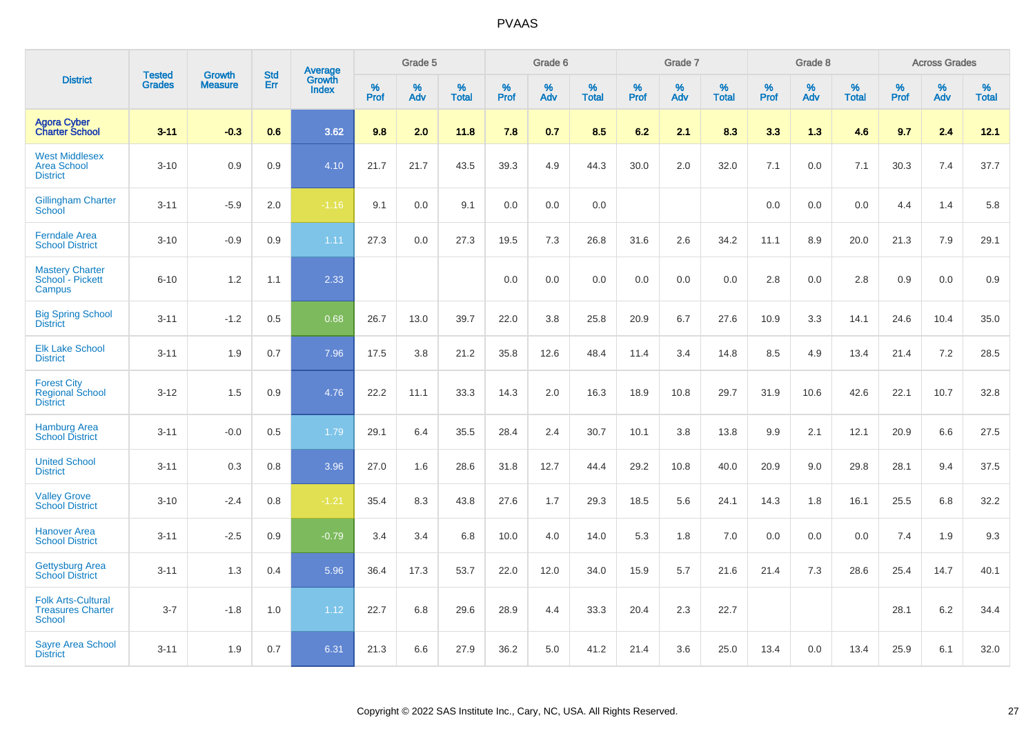# PVAAS

| District | Tested Grades | Growth Measure | Std Err | Average Growth Index | Grade 5 | | | Grade 6 | | | Grade 7 | | | Grade 8 | | | Across Grades | | |
|---|---|---|---|---|---|---|---|---|---|---|---|---|---|---|---|---|---|---|---|
| | | | | | % Prof | % Adv | % Total | % Prof | % Adv | % Total | % Prof | % Adv | % Total | % Prof | % Adv | % Total | % Prof | % Adv | % Total |
| **Agora Cyber Charter School** | **3-11** | **-0.3** | **0.6** | **3.62** | **9.8** | **2.0** | **11.8** | **7.8** | **0.7** | **8.5** | **6.2** | **2.1** | **8.3** | **3.3** | **1.3** | **4.6** | **9.7** | **2.4** | **12.1** |
| West Middlesex Area School District | 3-10 | 0.9 | 0.9 | 4.10 | 21.7 | 21.7 | 43.5 | 39.3 | 4.9 | 44.3 | 30.0 | 2.0 | 32.0 | 7.1 | 0.0 | 7.1 | 30.3 | 7.4 | 37.7 |
| Gillingham Charter School | 3-11 | -5.9 | 2.0 | -1.16 | 9.1 | 0.0 | 9.1 | 0.0 | 0.0 | 0.0 | | | | 0.0 | 0.0 | 0.0 | 4.4 | 1.4 | 5.8 |
| Ferndale Area School District | 3-10 | -0.9 | 0.9 | 1.11 | 27.3 | 0.0 | 27.3 | 19.5 | 7.3 | 26.8 | 31.6 | 2.6 | 34.2 | 11.1 | 8.9 | 20.0 | 21.3 | 7.9 | 29.1 |
| Mastery Charter School - Pickett Campus | 6-10 | 1.2 | 1.1 | 2.33 | | | | 0.0 | 0.0 | 0.0 | 0.0 | 0.0 | 0.0 | 2.8 | 0.0 | 2.8 | 0.9 | 0.0 | 0.9 |
| Big Spring School District | 3-11 | -1.2 | 0.5 | 0.68 | 26.7 | 13.0 | 39.7 | 22.0 | 3.8 | 25.8 | 20.9 | 6.7 | 27.6 | 10.9 | 3.3 | 14.1 | 24.6 | 10.4 | 35.0 |
| Elk Lake School District | 3-11 | 1.9 | 0.7 | 7.96 | 17.5 | 3.8 | 21.2 | 35.8 | 12.6 | 48.4 | 11.4 | 3.4 | 14.8 | 8.5 | 4.9 | 13.4 | 21.4 | 7.2 | 28.5 |
| Forest City Regional School District | 3-12 | 1.5 | 0.9 | 4.76 | 22.2 | 11.1 | 33.3 | 14.3 | 2.0 | 16.3 | 18.9 | 10.8 | 29.7 | 31.9 | 10.6 | 42.6 | 22.1 | 10.7 | 32.8 |
| Hamburg Area School District | 3-11 | -0.0 | 0.5 | 1.79 | 29.1 | 6.4 | 35.5 | 28.4 | 2.4 | 30.7 | 10.1 | 3.8 | 13.8 | 9.9 | 2.1 | 12.1 | 20.9 | 6.6 | 27.5 |
| United School District | 3-11 | 0.3 | 0.8 | 3.96 | 27.0 | 1.6 | 28.6 | 31.8 | 12.7 | 44.4 | 29.2 | 10.8 | 40.0 | 20.9 | 9.0 | 29.8 | 28.1 | 9.4 | 37.5 |
| Valley Grove School District | 3-10 | -2.4 | 0.8 | -1.21 | 35.4 | 8.3 | 43.8 | 27.6 | 1.7 | 29.3 | 18.5 | 5.6 | 24.1 | 14.3 | 1.8 | 16.1 | 25.5 | 6.8 | 32.2 |
| Hanover Area School District | 3-11 | -2.5 | 0.9 | -0.79 | 3.4 | 3.4 | 6.8 | 10.0 | 4.0 | 14.0 | 5.3 | 1.8 | 7.0 | 0.0 | 0.0 | 0.0 | 7.4 | 1.9 | 9.3 |
| Gettysburg Area School District | 3-11 | 1.3 | 0.4 | 5.96 | 36.4 | 17.3 | 53.7 | 22.0 | 12.0 | 34.0 | 15.9 | 5.7 | 21.6 | 21.4 | 7.3 | 28.6 | 25.4 | 14.7 | 40.1 |
| Folk Arts-Cultural Treasures Charter School | 3-7 | -1.8 | 1.0 | 1.12 | 22.7 | 6.8 | 29.6 | 28.9 | 4.4 | 33.3 | 20.4 | 2.3 | 22.7 | | | | 28.1 | 6.2 | 34.4 |
| Sayre Area School District | 3-11 | 1.9 | 0.7 | 6.31 | 21.3 | 6.6 | 27.9 | 36.2 | 5.0 | 41.2 | 21.4 | 3.6 | 25.0 | 13.4 | 0.0 | 13.4 | 25.9 | 6.1 | 32.0 |

Copyright © 2022 SAS Institute Inc., Cary, NC, USA. All Rights Reserved.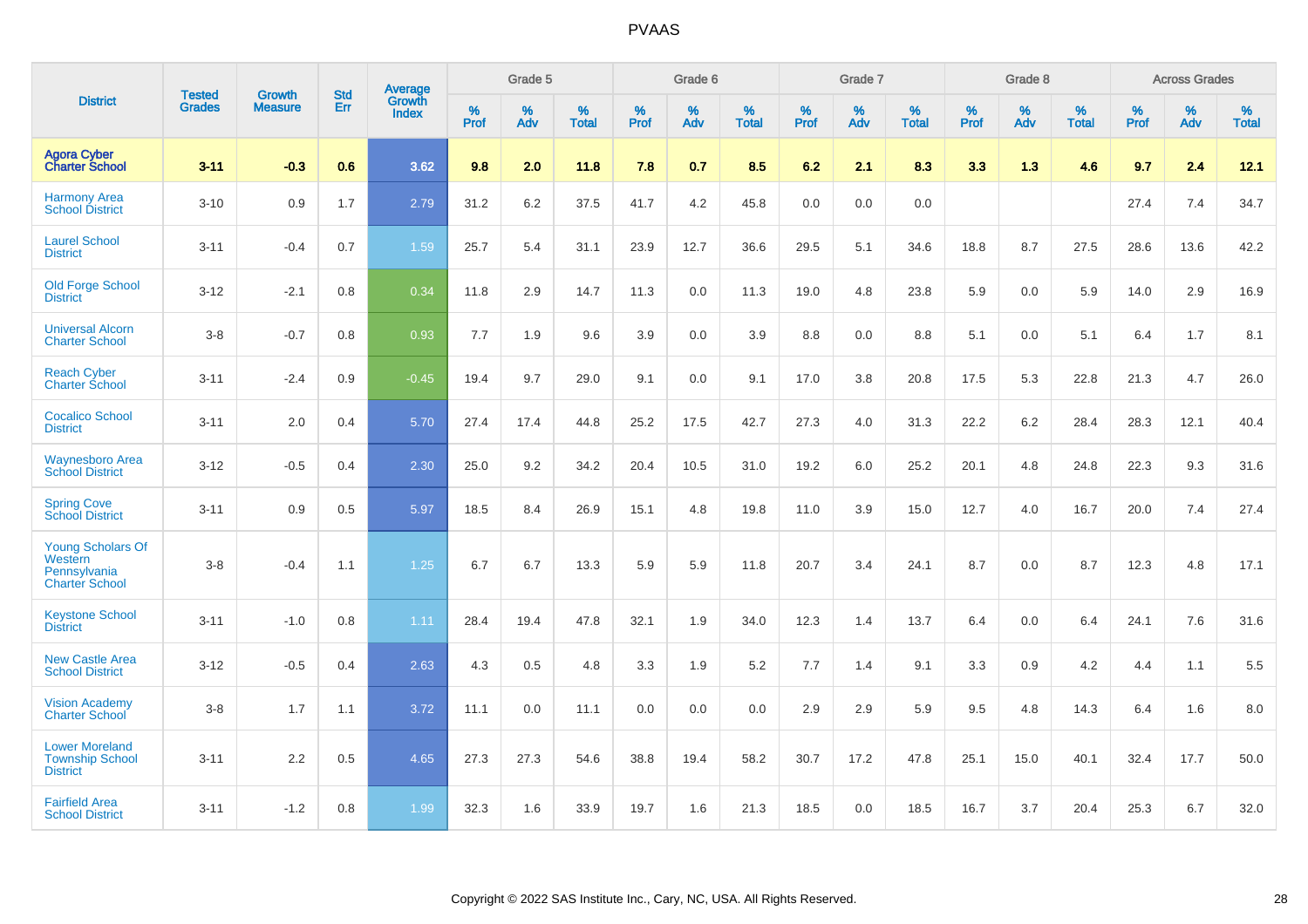# PVAAS

| District | Tested Grades | Growth Measure | Std Err | Average Growth Index | Grade 5 | | | Grade 6 | | | Grade 7 | | | Grade 8 | | | Across Grades | | |
|---|---|---|---|---|---|---|---|---|---|---|---|---|---|---|---|---|---|---|---|
| | | | | | % Prof | % Adv | % Total | % Prof | % Adv | % Total | % Prof | % Adv | % Total | % Prof | % Adv | % Total | % Prof | % Adv | % Total |
| **Agora Cyber Charter School** | **3-11** | **-0.3** | **0.6** | **3.62** | **9.8** | **2.0** | **11.8** | **7.8** | **0.7** | **8.5** | **6.2** | **2.1** | **8.3** | **3.3** | **1.3** | **4.6** | **9.7** | **2.4** | **12.1** |
| Harmony Area School District | 3-10 | 0.9 | 1.7 | 2.79 | 31.2 | 6.2 | 37.5 | 41.7 | 4.2 | 45.8 | 0.0 | 0.0 | 0.0 | | | | 27.4 | 7.4 | 34.7 |
| Laurel School District | 3-11 | -0.4 | 0.7 | 1.59 | 25.7 | 5.4 | 31.1 | 23.9 | 12.7 | 36.6 | 29.5 | 5.1 | 34.6 | 18.8 | 8.7 | 27.5 | 28.6 | 13.6 | 42.2 |
| Old Forge School District | 3-12 | -2.1 | 0.8 | 0.34 | 11.8 | 2.9 | 14.7 | 11.3 | 0.0 | 11.3 | 19.0 | 4.8 | 23.8 | 5.9 | 0.0 | 5.9 | 14.0 | 2.9 | 16.9 |
| Universal Alcorn Charter School | 3-8 | -0.7 | 0.8 | 0.93 | 7.7 | 1.9 | 9.6 | 3.9 | 0.0 | 3.9 | 8.8 | 0.0 | 8.8 | 5.1 | 0.0 | 5.1 | 6.4 | 1.7 | 8.1 |
| Reach Cyber Charter School | 3-11 | -2.4 | 0.9 | -0.45 | 19.4 | 9.7 | 29.0 | 9.1 | 0.0 | 9.1 | 17.0 | 3.8 | 20.8 | 17.5 | 5.3 | 22.8 | 21.3 | 4.7 | 26.0 |
| Cocalico School District | 3-11 | 2.0 | 0.4 | 5.70 | 27.4 | 17.4 | 44.8 | 25.2 | 17.5 | 42.7 | 27.3 | 4.0 | 31.3 | 22.2 | 6.2 | 28.4 | 28.3 | 12.1 | 40.4 |
| Waynesboro Area School District | 3-12 | -0.5 | 0.4 | 2.30 | 25.0 | 9.2 | 34.2 | 20.4 | 10.5 | 31.0 | 19.2 | 6.0 | 25.2 | 20.1 | 4.8 | 24.8 | 22.3 | 9.3 | 31.6 |
| Spring Cove School District | 3-11 | 0.9 | 0.5 | 5.97 | 18.5 | 8.4 | 26.9 | 15.1 | 4.8 | 19.8 | 11.0 | 3.9 | 15.0 | 12.7 | 4.0 | 16.7 | 20.0 | 7.4 | 27.4 |
| Young Scholars Of Western Pennsylvania Charter School | 3-8 | -0.4 | 1.1 | 1.25 | 6.7 | 6.7 | 13.3 | 5.9 | 5.9 | 11.8 | 20.7 | 3.4 | 24.1 | 8.7 | 0.0 | 8.7 | 12.3 | 4.8 | 17.1 |
| Keystone School District | 3-11 | -1.0 | 0.8 | 1.11 | 28.4 | 19.4 | 47.8 | 32.1 | 1.9 | 34.0 | 12.3 | 1.4 | 13.7 | 6.4 | 0.0 | 6.4 | 24.1 | 7.6 | 31.6 |
| New Castle Area School District | 3-12 | -0.5 | 0.4 | 2.63 | 4.3 | 0.5 | 4.8 | 3.3 | 1.9 | 5.2 | 7.7 | 1.4 | 9.1 | 3.3 | 0.9 | 4.2 | 4.4 | 1.1 | 5.5 |
| Vision Academy Charter School | 3-8 | 1.7 | 1.1 | 3.72 | 11.1 | 0.0 | 11.1 | 0.0 | 0.0 | 0.0 | 2.9 | 2.9 | 5.9 | 9.5 | 4.8 | 14.3 | 6.4 | 1.6 | 8.0 |
| Lower Moreland Township School District | 3-11 | 2.2 | 0.5 | 4.65 | 27.3 | 27.3 | 54.6 | 38.8 | 19.4 | 58.2 | 30.7 | 17.2 | 47.8 | 25.1 | 15.0 | 40.1 | 32.4 | 17.7 | 50.0 |
| Fairfield Area School District | 3-11 | -1.2 | 0.8 | 1.99 | 32.3 | 1.6 | 33.9 | 19.7 | 1.6 | 21.3 | 18.5 | 0.0 | 18.5 | 16.7 | 3.7 | 20.4 | 25.3 | 6.7 | 32.0 |

Copyright © 2022 SAS Institute Inc., Cary, NC, USA. All Rights Reserved.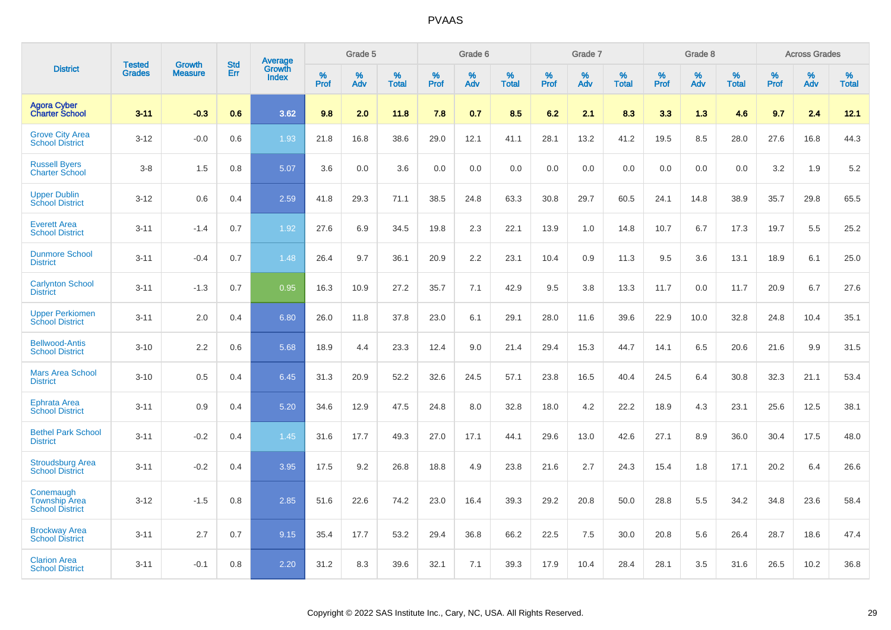| District | Tested Grades | Growth Measure | Std Err | Average Growth Index | Grade 5 | | | Grade 6 | | | Grade 7 | | | Grade 8 | | | Across Grades | | |
|---|---|---|---|---|---|---|---|---|---|---|---|---|---|---|---|---|---|---|---|
| | | | | | % Prof | % Adv | % Total | % Prof | % Adv | % Total | % Prof | % Adv | % Total | % Prof | % Adv | % Total | % Prof | % Adv | % Total |
| **Agora Cyber Charter School** | **3-11** | **-0.3** | **0.6** | **3.62** | **9.8** | **2.0** | **11.8** | **7.8** | **0.7** | **8.5** | **6.2** | **2.1** | **8.3** | **3.3** | **1.3** | **4.6** | **9.7** | **2.4** | **12.1** |
| Grove City Area School District | 3-12 | -0.0 | 0.6 | 1.93 | 21.8 | 16.8 | 38.6 | 29.0 | 12.1 | 41.1 | 28.1 | 13.2 | 41.2 | 19.5 | 8.5 | 28.0 | 27.6 | 16.8 | 44.3 |
| Russell Byers Charter School | 3-8 | 1.5 | 0.8 | 5.07 | 3.6 | 0.0 | 3.6 | 0.0 | 0.0 | 0.0 | 0.0 | 0.0 | 0.0 | 0.0 | 0.0 | 0.0 | 3.2 | 1.9 | 5.2 |
| Upper Dublin School District | 3-12 | 0.6 | 0.4 | 2.59 | 41.8 | 29.3 | 71.1 | 38.5 | 24.8 | 63.3 | 30.8 | 29.7 | 60.5 | 24.1 | 14.8 | 38.9 | 35.7 | 29.8 | 65.5 |
| Everett Area School District | 3-11 | -1.4 | 0.7 | 1.92 | 27.6 | 6.9 | 34.5 | 19.8 | 2.3 | 22.1 | 13.9 | 1.0 | 14.8 | 10.7 | 6.7 | 17.3 | 19.7 | 5.5 | 25.2 |
| Dunmore School District | 3-11 | -0.4 | 0.7 | 1.48 | 26.4 | 9.7 | 36.1 | 20.9 | 2.2 | 23.1 | 10.4 | 0.9 | 11.3 | 9.5 | 3.6 | 13.1 | 18.9 | 6.1 | 25.0 |
| Carlynton School District | 3-11 | -1.3 | 0.7 | 0.95 | 16.3 | 10.9 | 27.2 | 35.7 | 7.1 | 42.9 | 9.5 | 3.8 | 13.3 | 11.7 | 0.0 | 11.7 | 20.9 | 6.7 | 27.6 |
| Upper Perkiomen School District | 3-11 | 2.0 | 0.4 | 6.80 | 26.0 | 11.8 | 37.8 | 23.0 | 6.1 | 29.1 | 28.0 | 11.6 | 39.6 | 22.9 | 10.0 | 32.8 | 24.8 | 10.4 | 35.1 |
| Bellwood-Antis School District | 3-10 | 2.2 | 0.6 | 5.68 | 18.9 | 4.4 | 23.3 | 12.4 | 9.0 | 21.4 | 29.4 | 15.3 | 44.7 | 14.1 | 6.5 | 20.6 | 21.6 | 9.9 | 31.5 |
| Mars Area School District | 3-10 | 0.5 | 0.4 | 6.45 | 31.3 | 20.9 | 52.2 | 32.6 | 24.5 | 57.1 | 23.8 | 16.5 | 40.4 | 24.5 | 6.4 | 30.8 | 32.3 | 21.1 | 53.4 |
| Ephrata Area School District | 3-11 | 0.9 | 0.4 | 5.20 | 34.6 | 12.9 | 47.5 | 24.8 | 8.0 | 32.8 | 18.0 | 4.2 | 22.2 | 18.9 | 4.3 | 23.1 | 25.6 | 12.5 | 38.1 |
| Bethel Park School District | 3-11 | -0.2 | 0.4 | 1.45 | 31.6 | 17.7 | 49.3 | 27.0 | 17.1 | 44.1 | 29.6 | 13.0 | 42.6 | 27.1 | 8.9 | 36.0 | 30.4 | 17.5 | 48.0 |
| Stroudsburg Area School District | 3-11 | -0.2 | 0.4 | 3.95 | 17.5 | 9.2 | 26.8 | 18.8 | 4.9 | 23.8 | 21.6 | 2.7 | 24.3 | 15.4 | 1.8 | 17.1 | 20.2 | 6.4 | 26.6 |
| Conemaugh Township Area School District | 3-12 | -1.5 | 0.8 | 2.85 | 51.6 | 22.6 | 74.2 | 23.0 | 16.4 | 39.3 | 29.2 | 20.8 | 50.0 | 28.8 | 5.5 | 34.2 | 34.8 | 23.6 | 58.4 |
| Brockway Area School District | 3-11 | 2.7 | 0.7 | 9.15 | 35.4 | 17.7 | 53.2 | 29.4 | 36.8 | 66.2 | 22.5 | 7.5 | 30.0 | 20.8 | 5.6 | 26.4 | 28.7 | 18.6 | 47.4 |
| Clarion Area School District | 3-11 | -0.1 | 0.8 | 2.20 | 31.2 | 8.3 | 39.6 | 32.1 | 7.1 | 39.3 | 17.9 | 10.4 | 28.4 | 28.1 | 3.5 | 31.6 | 26.5 | 10.2 | 36.8 |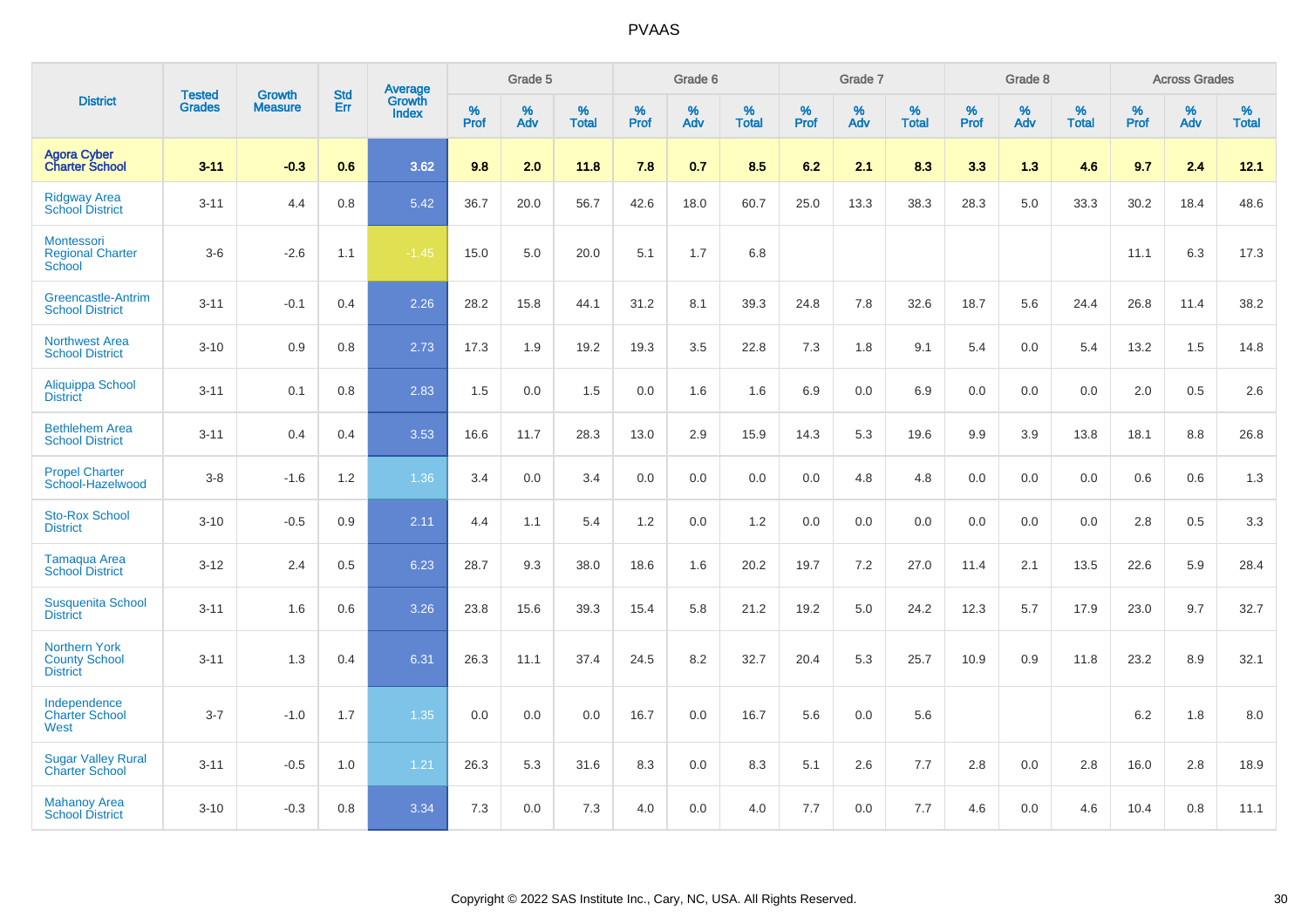# PVAAS

| District | Tested Grades | Growth Measure | Std Err | Average Growth Index | Grade 5 | | | Grade 6 | | | Grade 7 | | | Grade 8 | | | Across Grades | | |
|---|---|---|---|---|---|---|---|---|---|---|---|---|---|---|---|---|---|---|---|
| | | | | | % Prof | % Adv | % Total | % Prof | % Adv | % Total | % Prof | % Adv | % Total | % Prof | % Adv | % Total | % Prof | % Adv | % Total |
| **Agora Cyber Charter School** | **3-11** | **-0.3** | **0.6** | **3.62** | **9.8** | **2.0** | **11.8** | **7.8** | **0.7** | **8.5** | **6.2** | **2.1** | **8.3** | **3.3** | **1.3** | **4.6** | **9.7** | **2.4** | **12.1** |
| Ridgway Area School District | 3-11 | 4.4 | 0.8 | 5.42 | 36.7 | 20.0 | 56.7 | 42.6 | 18.0 | 60.7 | 25.0 | 13.3 | 38.3 | 28.3 | 5.0 | 33.3 | 30.2 | 18.4 | 48.6 |
| Montessori Regional Charter School | 3-6 | -2.6 | 1.1 | -1.45 | 15.0 | 5.0 | 20.0 | 5.1 | 1.7 | 6.8 | | | | | | | 11.1 | 6.3 | 17.3 |
| Greencastle-Antrim School District | 3-11 | -0.1 | 0.4 | 2.26 | 28.2 | 15.8 | 44.1 | 31.2 | 8.1 | 39.3 | 24.8 | 7.8 | 32.6 | 18.7 | 5.6 | 24.4 | 26.8 | 11.4 | 38.2 |
| Northwest Area School District | 3-10 | 0.9 | 0.8 | 2.73 | 17.3 | 1.9 | 19.2 | 19.3 | 3.5 | 22.8 | 7.3 | 1.8 | 9.1 | 5.4 | 0.0 | 5.4 | 13.2 | 1.5 | 14.8 |
| Aliquippa School District | 3-11 | 0.1 | 0.8 | 2.83 | 1.5 | 0.0 | 1.5 | 0.0 | 1.6 | 1.6 | 6.9 | 0.0 | 6.9 | 0.0 | 0.0 | 0.0 | 2.0 | 0.5 | 2.6 |
| Bethlehem Area School District | 3-11 | 0.4 | 0.4 | 3.53 | 16.6 | 11.7 | 28.3 | 13.0 | 2.9 | 15.9 | 14.3 | 5.3 | 19.6 | 9.9 | 3.9 | 13.8 | 18.1 | 8.8 | 26.8 |
| Propel Charter School-Hazelwood | 3-8 | -1.6 | 1.2 | 1.36 | 3.4 | 0.0 | 3.4 | 0.0 | 0.0 | 0.0 | 0.0 | 4.8 | 4.8 | 0.0 | 0.0 | 0.0 | 0.6 | 0.6 | 1.3 |
| Sto-Rox School District | 3-10 | -0.5 | 0.9 | 2.11 | 4.4 | 1.1 | 5.4 | 1.2 | 0.0 | 1.2 | 0.0 | 0.0 | 0.0 | 0.0 | 0.0 | 0.0 | 2.8 | 0.5 | 3.3 |
| Tamaqua Area School District | 3-12 | 2.4 | 0.5 | 6.23 | 28.7 | 9.3 | 38.0 | 18.6 | 1.6 | 20.2 | 19.7 | 7.2 | 27.0 | 11.4 | 2.1 | 13.5 | 22.6 | 5.9 | 28.4 |
| Susquenita School District | 3-11 | 1.6 | 0.6 | 3.26 | 23.8 | 15.6 | 39.3 | 15.4 | 5.8 | 21.2 | 19.2 | 5.0 | 24.2 | 12.3 | 5.7 | 17.9 | 23.0 | 9.7 | 32.7 |
| Northern York County School District | 3-11 | 1.3 | 0.4 | 6.31 | 26.3 | 11.1 | 37.4 | 24.5 | 8.2 | 32.7 | 20.4 | 5.3 | 25.7 | 10.9 | 0.9 | 11.8 | 23.2 | 8.9 | 32.1 |
| Independence Charter School West | 3-7 | -1.0 | 1.7 | 1.35 | 0.0 | 0.0 | 0.0 | 16.7 | 0.0 | 16.7 | 5.6 | 0.0 | 5.6 | | | | 6.2 | 1.8 | 8.0 |
| Sugar Valley Rural Charter School | 3-11 | -0.5 | 1.0 | 1.21 | 26.3 | 5.3 | 31.6 | 8.3 | 0.0 | 8.3 | 5.1 | 2.6 | 7.7 | 2.8 | 0.0 | 2.8 | 16.0 | 2.8 | 18.9 |
| Mahanoy Area School District | 3-10 | -0.3 | 0.8 | 3.34 | 7.3 | 0.0 | 7.3 | 4.0 | 0.0 | 4.0 | 7.7 | 0.0 | 7.7 | 4.6 | 0.0 | 4.6 | 10.4 | 0.8 | 11.1 |

Copyright © 2022 SAS Institute Inc., Cary, NC, USA. All Rights Reserved.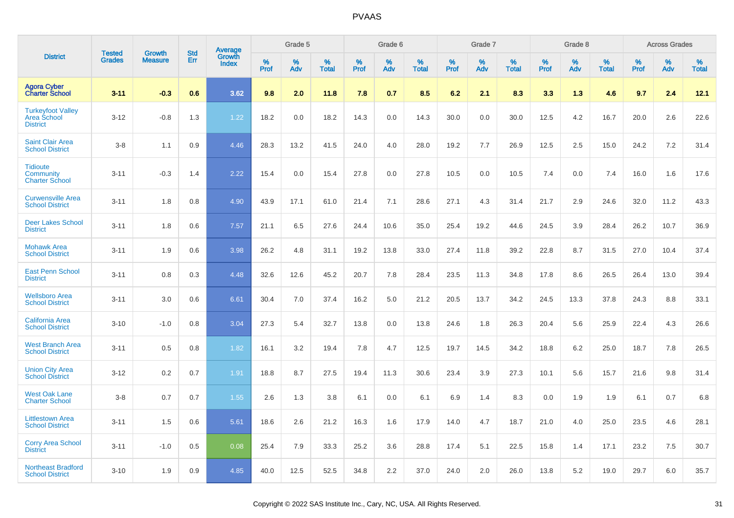| District | Tested Grades | Growth Measure | Std Err | Average Growth Index | Grade 5 | | | Grade 6 | | | Grade 7 | | | Grade 8 | | | Across Grades | | |
|---|---|---|---|---|---|---|---|---|---|---|---|---|---|---|---|---|---|---|---|
| | | | | | % Prof | % Adv | % Total | % Prof | % Adv | % Total | % Prof | % Adv | % Total | % Prof | % Adv | % Total | % Prof | % Adv | % Total |
| **Agora Cyber Charter School** | **3-11** | **-0.3** | **0.6** | **3.62** | **9.8** | **2.0** | **11.8** | **7.8** | **0.7** | **8.5** | **6.2** | **2.1** | **8.3** | **3.3** | **1.3** | **4.6** | **9.7** | **2.4** | **12.1** |
| Turkeyfoot Valley Area School District | 3-12 | -0.8 | 1.3 | 1.22 | 18.2 | 0.0 | 18.2 | 14.3 | 0.0 | 14.3 | 30.0 | 0.0 | 30.0 | 12.5 | 4.2 | 16.7 | 20.0 | 2.6 | 22.6 |
| Saint Clair Area School District | 3-8 | 1.1 | 0.9 | 4.46 | 28.3 | 13.2 | 41.5 | 24.0 | 4.0 | 28.0 | 19.2 | 7.7 | 26.9 | 12.5 | 2.5 | 15.0 | 24.2 | 7.2 | 31.4 |
| Tidioute Community Charter School | 3-11 | -0.3 | 1.4 | 2.22 | 15.4 | 0.0 | 15.4 | 27.8 | 0.0 | 27.8 | 10.5 | 0.0 | 10.5 | 7.4 | 0.0 | 7.4 | 16.0 | 1.6 | 17.6 |
| Curwensville Area School District | 3-11 | 1.8 | 0.8 | 4.90 | 43.9 | 17.1 | 61.0 | 21.4 | 7.1 | 28.6 | 27.1 | 4.3 | 31.4 | 21.7 | 2.9 | 24.6 | 32.0 | 11.2 | 43.3 |
| Deer Lakes School District | 3-11 | 1.8 | 0.6 | 7.57 | 21.1 | 6.5 | 27.6 | 24.4 | 10.6 | 35.0 | 25.4 | 19.2 | 44.6 | 24.5 | 3.9 | 28.4 | 26.2 | 10.7 | 36.9 |
| Mohawk Area School District | 3-11 | 1.9 | 0.6 | 3.98 | 26.2 | 4.8 | 31.1 | 19.2 | 13.8 | 33.0 | 27.4 | 11.8 | 39.2 | 22.8 | 8.7 | 31.5 | 27.0 | 10.4 | 37.4 |
| East Penn School District | 3-11 | 0.8 | 0.3 | 4.48 | 32.6 | 12.6 | 45.2 | 20.7 | 7.8 | 28.4 | 23.5 | 11.3 | 34.8 | 17.8 | 8.6 | 26.5 | 26.4 | 13.0 | 39.4 |
| Wellsboro Area School District | 3-11 | 3.0 | 0.6 | 6.61 | 30.4 | 7.0 | 37.4 | 16.2 | 5.0 | 21.2 | 20.5 | 13.7 | 34.2 | 24.5 | 13.3 | 37.8 | 24.3 | 8.8 | 33.1 |
| California Area School District | 3-10 | -1.0 | 0.8 | 3.04 | 27.3 | 5.4 | 32.7 | 13.8 | 0.0 | 13.8 | 24.6 | 1.8 | 26.3 | 20.4 | 5.6 | 25.9 | 22.4 | 4.3 | 26.6 |
| West Branch Area School District | 3-11 | 0.5 | 0.8 | 1.82 | 16.1 | 3.2 | 19.4 | 7.8 | 4.7 | 12.5 | 19.7 | 14.5 | 34.2 | 18.8 | 6.2 | 25.0 | 18.7 | 7.8 | 26.5 |
| Union City Area School District | 3-12 | 0.2 | 0.7 | 1.91 | 18.8 | 8.7 | 27.5 | 19.4 | 11.3 | 30.6 | 23.4 | 3.9 | 27.3 | 10.1 | 5.6 | 15.7 | 21.6 | 9.8 | 31.4 |
| West Oak Lane Charter School | 3-8 | 0.7 | 0.7 | 1.55 | 2.6 | 1.3 | 3.8 | 6.1 | 0.0 | 6.1 | 6.9 | 1.4 | 8.3 | 0.0 | 1.9 | 1.9 | 6.1 | 0.7 | 6.8 |
| Littlestown Area School District | 3-11 | 1.5 | 0.6 | 5.61 | 18.6 | 2.6 | 21.2 | 16.3 | 1.6 | 17.9 | 14.0 | 4.7 | 18.7 | 21.0 | 4.0 | 25.0 | 23.5 | 4.6 | 28.1 |
| Corry Area School District | 3-11 | -1.0 | 0.5 | 0.08 | 25.4 | 7.9 | 33.3 | 25.2 | 3.6 | 28.8 | 17.4 | 5.1 | 22.5 | 15.8 | 1.4 | 17.1 | 23.2 | 7.5 | 30.7 |
| Northeast Bradford School District | 3-10 | 1.9 | 0.9 | 4.85 | 40.0 | 12.5 | 52.5 | 34.8 | 2.2 | 37.0 | 24.0 | 2.0 | 26.0 | 13.8 | 5.2 | 19.0 | 29.7 | 6.0 | 35.7 |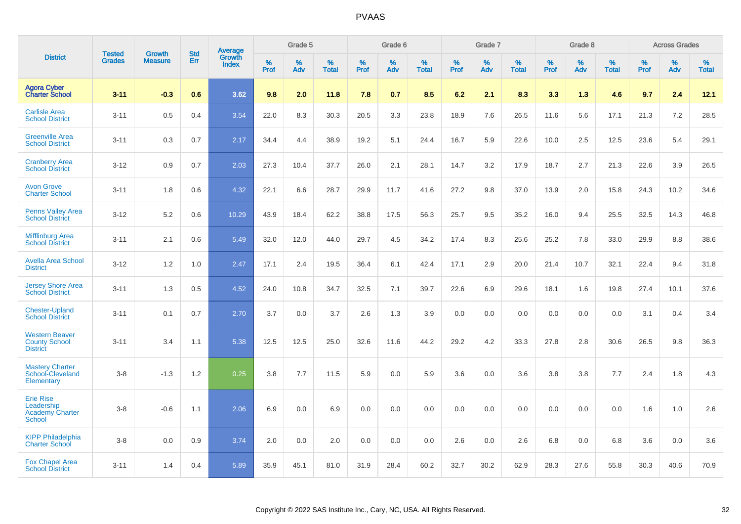# PVAAS

| District | Tested Grades | Growth Measure | Std Err | Average Growth Index | Grade 5 | | | Grade 6 | | | Grade 7 | | | Grade 8 | | | Across Grades | | |
|---|---|---|---|---|---|---|---|---|---|---|---|---|---|---|---|---|---|---|---|
| | | | | | % Prof | % Adv | % Total | % Prof | % Adv | % Total | % Prof | % Adv | % Total | % Prof | % Adv | % Total | % Prof | % Adv | % Total |
| **Agora Cyber Charter School** | **3-11** | **-0.3** | **0.6** | **3.62** | **9.8** | **2.0** | **11.8** | **7.8** | **0.7** | **8.5** | **6.2** | **2.1** | **8.3** | **3.3** | **1.3** | **4.6** | **9.7** | **2.4** | **12.1** |
| Carlisle Area School District | 3-11 | 0.5 | 0.4 | 3.54 | 22.0 | 8.3 | 30.3 | 20.5 | 3.3 | 23.8 | 18.9 | 7.6 | 26.5 | 11.6 | 5.6 | 17.1 | 21.3 | 7.2 | 28.5 |
| Greenville Area School District | 3-11 | 0.3 | 0.7 | 2.17 | 34.4 | 4.4 | 38.9 | 19.2 | 5.1 | 24.4 | 16.7 | 5.9 | 22.6 | 10.0 | 2.5 | 12.5 | 23.6 | 5.4 | 29.1 |
| Cranberry Area School District | 3-12 | 0.9 | 0.7 | 2.03 | 27.3 | 10.4 | 37.7 | 26.0 | 2.1 | 28.1 | 14.7 | 3.2 | 17.9 | 18.7 | 2.7 | 21.3 | 22.6 | 3.9 | 26.5 |
| Avon Grove Charter School | 3-11 | 1.8 | 0.6 | 4.32 | 22.1 | 6.6 | 28.7 | 29.9 | 11.7 | 41.6 | 27.2 | 9.8 | 37.0 | 13.9 | 2.0 | 15.8 | 24.3 | 10.2 | 34.6 |
| Penns Valley Area School District | 3-12 | 5.2 | 0.6 | 10.29 | 43.9 | 18.4 | 62.2 | 38.8 | 17.5 | 56.3 | 25.7 | 9.5 | 35.2 | 16.0 | 9.4 | 25.5 | 32.5 | 14.3 | 46.8 |
| Mifflinburg Area School District | 3-11 | 2.1 | 0.6 | 5.49 | 32.0 | 12.0 | 44.0 | 29.7 | 4.5 | 34.2 | 17.4 | 8.3 | 25.6 | 25.2 | 7.8 | 33.0 | 29.9 | 8.8 | 38.6 |
| Avella Area School District | 3-12 | 1.2 | 1.0 | 2.47 | 17.1 | 2.4 | 19.5 | 36.4 | 6.1 | 42.4 | 17.1 | 2.9 | 20.0 | 21.4 | 10.7 | 32.1 | 22.4 | 9.4 | 31.8 |
| Jersey Shore Area School District | 3-11 | 1.3 | 0.5 | 4.52 | 24.0 | 10.8 | 34.7 | 32.5 | 7.1 | 39.7 | 22.6 | 6.9 | 29.6 | 18.1 | 1.6 | 19.8 | 27.4 | 10.1 | 37.6 |
| Chester-Upland School District | 3-11 | 0.1 | 0.7 | 2.70 | 3.7 | 0.0 | 3.7 | 2.6 | 1.3 | 3.9 | 0.0 | 0.0 | 0.0 | 0.0 | 0.0 | 0.0 | 3.1 | 0.4 | 3.4 |
| Western Beaver County School District | 3-11 | 3.4 | 1.1 | 5.38 | 12.5 | 12.5 | 25.0 | 32.6 | 11.6 | 44.2 | 29.2 | 4.2 | 33.3 | 27.8 | 2.8 | 30.6 | 26.5 | 9.8 | 36.3 |
| Mastery Charter School-Cleveland Elementary | 3-8 | -1.3 | 1.2 | 0.25 | 3.8 | 7.7 | 11.5 | 5.9 | 0.0 | 5.9 | 3.6 | 0.0 | 3.6 | 3.8 | 3.8 | 7.7 | 2.4 | 1.8 | 4.3 |
| Erie Rise Leadership Academy Charter School | 3-8 | -0.6 | 1.1 | 2.06 | 6.9 | 0.0 | 6.9 | 0.0 | 0.0 | 0.0 | 0.0 | 0.0 | 0.0 | 0.0 | 0.0 | 0.0 | 1.6 | 1.0 | 2.6 |
| KIPP Philadelphia Charter School | 3-8 | 0.0 | 0.9 | 3.74 | 2.0 | 0.0 | 2.0 | 0.0 | 0.0 | 0.0 | 2.6 | 0.0 | 2.6 | 6.8 | 0.0 | 6.8 | 3.6 | 0.0 | 3.6 |
| Fox Chapel Area School District | 3-11 | 1.4 | 0.4 | 5.89 | 35.9 | 45.1 | 81.0 | 31.9 | 28.4 | 60.2 | 32.7 | 30.2 | 62.9 | 28.3 | 27.6 | 55.8 | 30.3 | 40.6 | 70.9 |

Copyright © 2022 SAS Institute Inc., Cary, NC, USA. All Rights Reserved.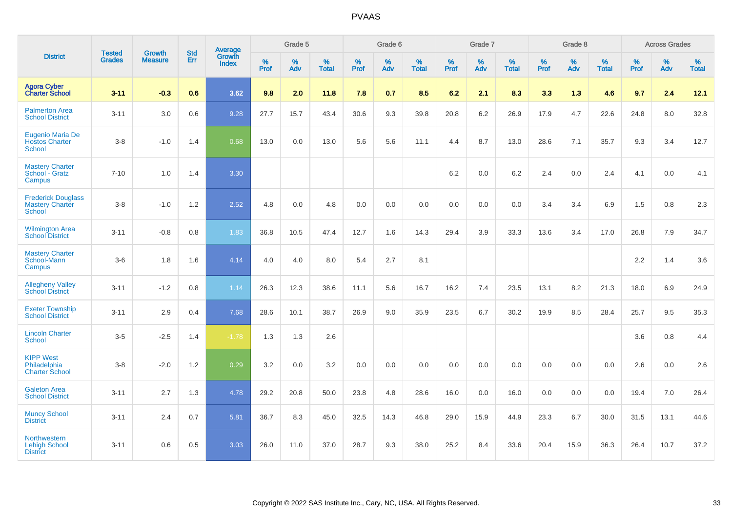# PVAAS

| District | Tested Grades | Growth Measure | Std Err | Average Growth Index | Grade 5 | | | Grade 6 | | | Grade 7 | | | Grade 8 | | | Across Grades | | |
|---|---|---|---|---|---|---|---|---|---|---|---|---|---|---|---|---|---|---|---|
| | | | | | % Prof | % Adv | % Total | % Prof | % Adv | % Total | % Prof | % Adv | % Total | % Prof | % Adv | % Total | % Prof | % Adv | % Total |
| **Agora Cyber Charter School** | **3-11** | **-0.3** | **0.6** | **3.62** | **9.8** | **2.0** | **11.8** | **7.8** | **0.7** | **8.5** | **6.2** | **2.1** | **8.3** | **3.3** | **1.3** | **4.6** | **9.7** | **2.4** | **12.1** |
| Palmerton Area School District | 3-11 | 3.0 | 0.6 | 9.28 | 27.7 | 15.7 | 43.4 | 30.6 | 9.3 | 39.8 | 20.8 | 6.2 | 26.9 | 17.9 | 4.7 | 22.6 | 24.8 | 8.0 | 32.8 |
| Eugenio Maria De Hostos Charter School | 3-8 | -1.0 | 1.4 | 0.68 | 13.0 | 0.0 | 13.0 | 5.6 | 5.6 | 11.1 | 4.4 | 8.7 | 13.0 | 28.6 | 7.1 | 35.7 | 9.3 | 3.4 | 12.7 |
| Mastery Charter School - Gratz Campus | 7-10 | 1.0 | 1.4 | 3.30 | | | | | | | 6.2 | 0.0 | 6.2 | 2.4 | 0.0 | 2.4 | 4.1 | 0.0 | 4.1 |
| Frederick Douglass Mastery Charter School | 3-8 | -1.0 | 1.2 | 2.52 | 4.8 | 0.0 | 4.8 | 0.0 | 0.0 | 0.0 | 0.0 | 0.0 | 0.0 | 3.4 | 3.4 | 6.9 | 1.5 | 0.8 | 2.3 |
| Wilmington Area School District | 3-11 | -0.8 | 0.8 | 1.83 | 36.8 | 10.5 | 47.4 | 12.7 | 1.6 | 14.3 | 29.4 | 3.9 | 33.3 | 13.6 | 3.4 | 17.0 | 26.8 | 7.9 | 34.7 |
| Mastery Charter School-Mann Campus | 3-6 | 1.8 | 1.6 | 4.14 | 4.0 | 4.0 | 8.0 | 5.4 | 2.7 | 8.1 | | | | | | | 2.2 | 1.4 | 3.6 |
| Allegheny Valley School District | 3-11 | -1.2 | 0.8 | 1.14 | 26.3 | 12.3 | 38.6 | 11.1 | 5.6 | 16.7 | 16.2 | 7.4 | 23.5 | 13.1 | 8.2 | 21.3 | 18.0 | 6.9 | 24.9 |
| Exeter Township School District | 3-11 | 2.9 | 0.4 | 7.68 | 28.6 | 10.1 | 38.7 | 26.9 | 9.0 | 35.9 | 23.5 | 6.7 | 30.2 | 19.9 | 8.5 | 28.4 | 25.7 | 9.5 | 35.3 |
| Lincoln Charter School | 3-5 | -2.5 | 1.4 | -1.78 | 1.3 | 1.3 | 2.6 | | | | | | | | | | 3.6 | 0.8 | 4.4 |
| KIPP West Philadelphia Charter School | 3-8 | -2.0 | 1.2 | 0.29 | 3.2 | 0.0 | 3.2 | 0.0 | 0.0 | 0.0 | 0.0 | 0.0 | 0.0 | 0.0 | 0.0 | 0.0 | 2.6 | 0.0 | 2.6 |
| Galeton Area School District | 3-11 | 2.7 | 1.3 | 4.78 | 29.2 | 20.8 | 50.0 | 23.8 | 4.8 | 28.6 | 16.0 | 0.0 | 16.0 | 0.0 | 0.0 | 0.0 | 19.4 | 7.0 | 26.4 |
| Muncy School District | 3-11 | 2.4 | 0.7 | 5.81 | 36.7 | 8.3 | 45.0 | 32.5 | 14.3 | 46.8 | 29.0 | 15.9 | 44.9 | 23.3 | 6.7 | 30.0 | 31.5 | 13.1 | 44.6 |
| Northwestern Lehigh School District | 3-11 | 0.6 | 0.5 | 3.03 | 26.0 | 11.0 | 37.0 | 28.7 | 9.3 | 38.0 | 25.2 | 8.4 | 33.6 | 20.4 | 15.9 | 36.3 | 26.4 | 10.7 | 37.2 |

Copyright © 2022 SAS Institute Inc., Cary, NC, USA. All Rights Reserved.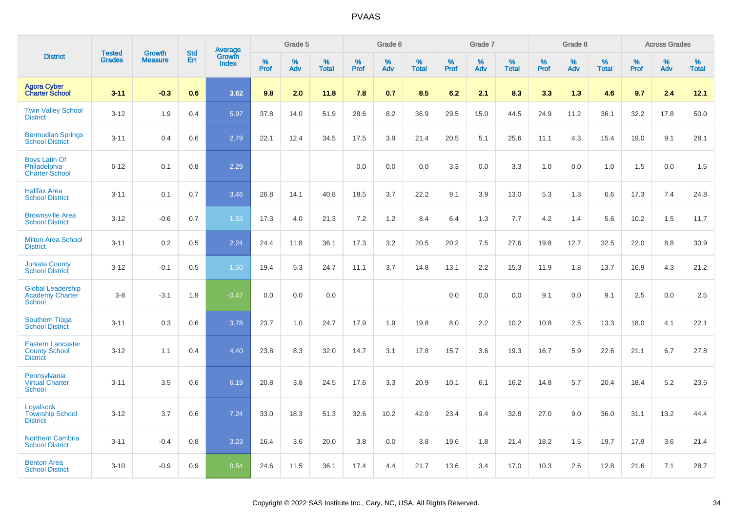# PVAAS

| District | Tested Grades | Growth Measure | Std Err | Average Growth Index | Grade 5 | | | Grade 6 | | | Grade 7 | | | Grade 8 | | | Across Grades | | |
|---|---|---|---|---|---|---|---|---|---|---|---|---|---|---|---|---|---|---|---|
| | | | | | % Prof | % Adv | % Total | % Prof | % Adv | % Total | % Prof | % Adv | % Total | % Prof | % Adv | % Total | % Prof | % Adv | % Total |
| **Agora Cyber Charter School** | **3-11** | **-0.3** | **0.6** | **3.62** | **9.8** | **2.0** | **11.8** | **7.8** | **0.7** | **8.5** | **6.2** | **2.1** | **8.3** | **3.3** | **1.3** | **4.6** | **9.7** | **2.4** | **12.1** |
| Twin Valley School District | 3-12 | 1.9 | 0.4 | 5.97 | 37.8 | 14.0 | 51.9 | 28.6 | 8.2 | 36.9 | 29.5 | 15.0 | 44.5 | 24.9 | 11.2 | 36.1 | 32.2 | 17.8 | 50.0 |
| Bermudian Springs School District | 3-11 | 0.4 | 0.6 | 2.79 | 22.1 | 12.4 | 34.5 | 17.5 | 3.9 | 21.4 | 20.5 | 5.1 | 25.6 | 11.1 | 4.3 | 15.4 | 19.0 | 9.1 | 28.1 |
| Boys Latin Of Philadelphia Charter School | 6-12 | 0.1 | 0.8 | 2.29 | | | | 0.0 | 0.0 | 0.0 | 3.3 | 0.0 | 3.3 | 1.0 | 0.0 | 1.0 | 1.5 | 0.0 | 1.5 |
| Halifax Area School District | 3-11 | 0.1 | 0.7 | 3.46 | 26.8 | 14.1 | 40.8 | 18.5 | 3.7 | 22.2 | 9.1 | 3.9 | 13.0 | 5.3 | 1.3 | 6.6 | 17.3 | 7.4 | 24.8 |
| Brownsville Area School District | 3-12 | -0.6 | 0.7 | 1.53 | 17.3 | 4.0 | 21.3 | 7.2 | 1.2 | 8.4 | 6.4 | 1.3 | 7.7 | 4.2 | 1.4 | 5.6 | 10.2 | 1.5 | 11.7 |
| Milton Area School District | 3-11 | 0.2 | 0.5 | 2.24 | 24.4 | 11.8 | 36.1 | 17.3 | 3.2 | 20.5 | 20.2 | 7.5 | 27.6 | 19.8 | 12.7 | 32.5 | 22.0 | 8.8 | 30.9 |
| Juniata County School District | 3-12 | -0.1 | 0.5 | 1.50 | 19.4 | 5.3 | 24.7 | 11.1 | 3.7 | 14.8 | 13.1 | 2.2 | 15.3 | 11.9 | 1.8 | 13.7 | 16.9 | 4.3 | 21.2 |
| Global Leadership Academy Charter School | 3-8 | -3.1 | 1.9 | -0.47 | 0.0 | 0.0 | 0.0 | | | | 0.0 | 0.0 | 0.0 | 9.1 | 0.0 | 9.1 | 2.5 | 0.0 | 2.5 |
| Southern Tioga School District | 3-11 | 0.3 | 0.6 | 3.78 | 23.7 | 1.0 | 24.7 | 17.9 | 1.9 | 19.8 | 8.0 | 2.2 | 10.2 | 10.8 | 2.5 | 13.3 | 18.0 | 4.1 | 22.1 |
| Eastern Lancaster County School District | 3-12 | 1.1 | 0.4 | 4.40 | 23.8 | 8.3 | 32.0 | 14.7 | 3.1 | 17.8 | 15.7 | 3.6 | 19.3 | 16.7 | 5.9 | 22.6 | 21.1 | 6.7 | 27.8 |
| Pennsylvania Virtual Charter School | 3-11 | 3.5 | 0.6 | 6.19 | 20.8 | 3.8 | 24.5 | 17.6 | 3.3 | 20.9 | 10.1 | 6.1 | 16.2 | 14.8 | 5.7 | 20.4 | 18.4 | 5.2 | 23.5 |
| Loyalsock Township School District | 3-12 | 3.7 | 0.6 | 7.24 | 33.0 | 18.3 | 51.3 | 32.6 | 10.2 | 42.9 | 23.4 | 9.4 | 32.8 | 27.0 | 9.0 | 36.0 | 31.1 | 13.2 | 44.4 |
| Northern Cambria School District | 3-11 | -0.4 | 0.8 | 3.23 | 16.4 | 3.6 | 20.0 | 3.8 | 0.0 | 3.8 | 19.6 | 1.8 | 21.4 | 18.2 | 1.5 | 19.7 | 17.9 | 3.6 | 21.4 |
| Benton Area School District | 3-10 | -0.9 | 0.9 | 0.54 | 24.6 | 11.5 | 36.1 | 17.4 | 4.4 | 21.7 | 13.6 | 3.4 | 17.0 | 10.3 | 2.6 | 12.8 | 21.6 | 7.1 | 28.7 |

Copyright © 2022 SAS Institute Inc., Cary, NC, USA. All Rights Reserved.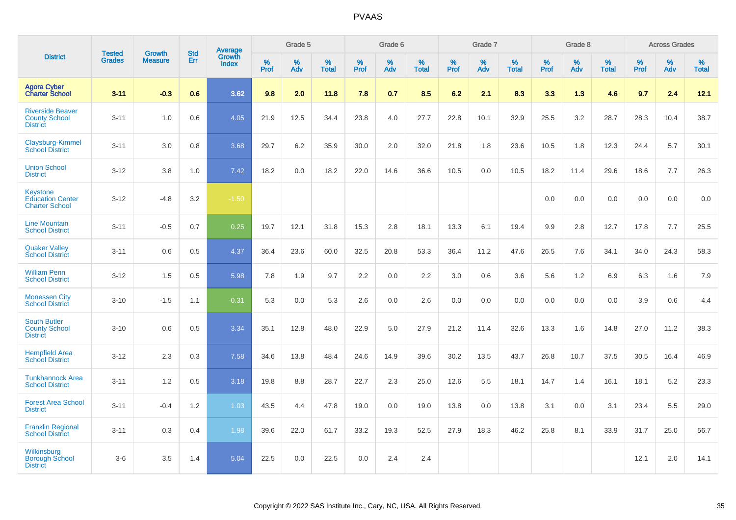# PVAAS

| District | Tested Grades | Growth Measure | Std Err | Average Growth Index | Grade 5 | | | Grade 6 | | | Grade 7 | | | Grade 8 | | | Across Grades | | |
|---|---|---|---|---|---|---|---|---|---|---|---|---|---|---|---|---|---|---|---|
| | | | | | % Prof | % Adv | % Total | % Prof | % Adv | % Total | % Prof | % Adv | % Total | % Prof | % Adv | % Total | % Prof | % Adv | % Total |
| **Agora Cyber Charter School** | **3-11** | **-0.3** | **0.6** | **3.62** | **9.8** | **2.0** | **11.8** | **7.8** | **0.7** | **8.5** | **6.2** | **2.1** | **8.3** | **3.3** | **1.3** | **4.6** | **9.7** | **2.4** | **12.1** |
| Riverside Beaver County School District | 3-11 | 1.0 | 0.6 | 4.05 | 21.9 | 12.5 | 34.4 | 23.8 | 4.0 | 27.7 | 22.8 | 10.1 | 32.9 | 25.5 | 3.2 | 28.7 | 28.3 | 10.4 | 38.7 |
| Claysburg-Kimmel School District | 3-11 | 3.0 | 0.8 | 3.68 | 29.7 | 6.2 | 35.9 | 30.0 | 2.0 | 32.0 | 21.8 | 1.8 | 23.6 | 10.5 | 1.8 | 12.3 | 24.4 | 5.7 | 30.1 |
| Union School District | 3-12 | 3.8 | 1.0 | 7.42 | 18.2 | 0.0 | 18.2 | 22.0 | 14.6 | 36.6 | 10.5 | 0.0 | 10.5 | 18.2 | 11.4 | 29.6 | 18.6 | 7.7 | 26.3 |
| Keystone Education Center Charter School | 3-12 | -4.8 | 3.2 | -1.50 | | | | | | | | | | 0.0 | 0.0 | 0.0 | 0.0 | 0.0 | 0.0 |
| Line Mountain School District | 3-11 | -0.5 | 0.7 | 0.25 | 19.7 | 12.1 | 31.8 | 15.3 | 2.8 | 18.1 | 13.3 | 6.1 | 19.4 | 9.9 | 2.8 | 12.7 | 17.8 | 7.7 | 25.5 |
| Quaker Valley School District | 3-11 | 0.6 | 0.5 | 4.37 | 36.4 | 23.6 | 60.0 | 32.5 | 20.8 | 53.3 | 36.4 | 11.2 | 47.6 | 26.5 | 7.6 | 34.1 | 34.0 | 24.3 | 58.3 |
| William Penn School District | 3-12 | 1.5 | 0.5 | 5.98 | 7.8 | 1.9 | 9.7 | 2.2 | 0.0 | 2.2 | 3.0 | 0.6 | 3.6 | 5.6 | 1.2 | 6.9 | 6.3 | 1.6 | 7.9 |
| Monessen City School District | 3-10 | -1.5 | 1.1 | -0.31 | 5.3 | 0.0 | 5.3 | 2.6 | 0.0 | 2.6 | 0.0 | 0.0 | 0.0 | 0.0 | 0.0 | 0.0 | 3.9 | 0.6 | 4.4 |
| South Butler County School District | 3-10 | 0.6 | 0.5 | 3.34 | 35.1 | 12.8 | 48.0 | 22.9 | 5.0 | 27.9 | 21.2 | 11.4 | 32.6 | 13.3 | 1.6 | 14.8 | 27.0 | 11.2 | 38.3 |
| Hempfield Area School District | 3-12 | 2.3 | 0.3 | 7.58 | 34.6 | 13.8 | 48.4 | 24.6 | 14.9 | 39.6 | 30.2 | 13.5 | 43.7 | 26.8 | 10.7 | 37.5 | 30.5 | 16.4 | 46.9 |
| Tunkhannock Area School District | 3-11 | 1.2 | 0.5 | 3.18 | 19.8 | 8.8 | 28.7 | 22.7 | 2.3 | 25.0 | 12.6 | 5.5 | 18.1 | 14.7 | 1.4 | 16.1 | 18.1 | 5.2 | 23.3 |
| Forest Area School District | 3-11 | -0.4 | 1.2 | 1.03 | 43.5 | 4.4 | 47.8 | 19.0 | 0.0 | 19.0 | 13.8 | 0.0 | 13.8 | 3.1 | 0.0 | 3.1 | 23.4 | 5.5 | 29.0 |
| Franklin Regional School District | 3-11 | 0.3 | 0.4 | 1.98 | 39.6 | 22.0 | 61.7 | 33.2 | 19.3 | 52.5 | 27.9 | 18.3 | 46.2 | 25.8 | 8.1 | 33.9 | 31.7 | 25.0 | 56.7 |
| Wilkinsburg Borough School District | 3-6 | 3.5 | 1.4 | 5.04 | 22.5 | 0.0 | 22.5 | 0.0 | 2.4 | 2.4 | | | | | | | 12.1 | 2.0 | 14.1 |

Copyright © 2022 SAS Institute Inc., Cary, NC, USA. All Rights Reserved.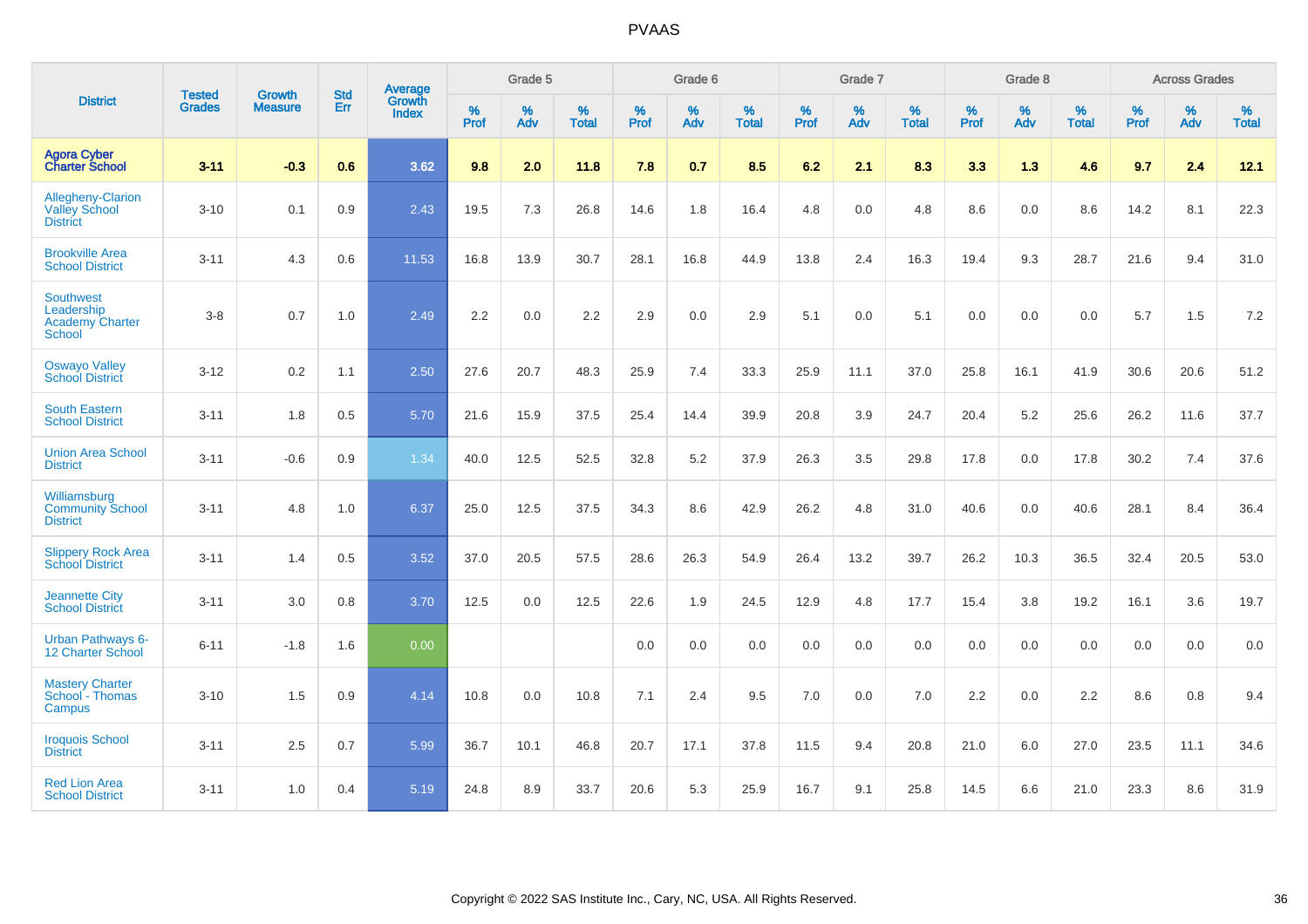# PVAAS

| District | Tested Grades | Growth Measure | Std Err | Average Growth Index | Grade 5 | | | Grade 6 | | | Grade 7 | | | Grade 8 | | | Across Grades | | |
|---|---|---|---|---|---|---|---|---|---|---|---|---|---|---|---|---|---|---|---|
| | | | | | % Prof | % Adv | % Total | % Prof | % Adv | % Total | % Prof | % Adv | % Total | % Prof | % Adv | % Total | % Prof | % Adv | % Total |
| **Agora Cyber Charter School** | **3-11** | **-0.3** | **0.6** | **3.62** | **9.8** | **2.0** | **11.8** | **7.8** | **0.7** | **8.5** | **6.2** | **2.1** | **8.3** | **3.3** | **1.3** | **4.6** | **9.7** | **2.4** | **12.1** |
| Allegheny-Clarion Valley School District | 3-10 | 0.1 | 0.9 | 2.43 | 19.5 | 7.3 | 26.8 | 14.6 | 1.8 | 16.4 | 4.8 | 0.0 | 4.8 | 8.6 | 0.0 | 8.6 | 14.2 | 8.1 | 22.3 |
| Brookville Area School District | 3-11 | 4.3 | 0.6 | 11.53 | 16.8 | 13.9 | 30.7 | 28.1 | 16.8 | 44.9 | 13.8 | 2.4 | 16.3 | 19.4 | 9.3 | 28.7 | 21.6 | 9.4 | 31.0 |
| Southwest Leadership Academy Charter School | 3-8 | 0.7 | 1.0 | 2.49 | 2.2 | 0.0 | 2.2 | 2.9 | 0.0 | 2.9 | 5.1 | 0.0 | 5.1 | 0.0 | 0.0 | 0.0 | 5.7 | 1.5 | 7.2 |
| Oswayo Valley School District | 3-12 | 0.2 | 1.1 | 2.50 | 27.6 | 20.7 | 48.3 | 25.9 | 7.4 | 33.3 | 25.9 | 11.1 | 37.0 | 25.8 | 16.1 | 41.9 | 30.6 | 20.6 | 51.2 |
| South Eastern School District | 3-11 | 1.8 | 0.5 | 5.70 | 21.6 | 15.9 | 37.5 | 25.4 | 14.4 | 39.9 | 20.8 | 3.9 | 24.7 | 20.4 | 5.2 | 25.6 | 26.2 | 11.6 | 37.7 |
| Union Area School District | 3-11 | -0.6 | 0.9 | 1.34 | 40.0 | 12.5 | 52.5 | 32.8 | 5.2 | 37.9 | 26.3 | 3.5 | 29.8 | 17.8 | 0.0 | 17.8 | 30.2 | 7.4 | 37.6 |
| Williamsburg Community School District | 3-11 | 4.8 | 1.0 | 6.37 | 25.0 | 12.5 | 37.5 | 34.3 | 8.6 | 42.9 | 26.2 | 4.8 | 31.0 | 40.6 | 0.0 | 40.6 | 28.1 | 8.4 | 36.4 |
| Slippery Rock Area School District | 3-11 | 1.4 | 0.5 | 3.52 | 37.0 | 20.5 | 57.5 | 28.6 | 26.3 | 54.9 | 26.4 | 13.2 | 39.7 | 26.2 | 10.3 | 36.5 | 32.4 | 20.5 | 53.0 |
| Jeannette City School District | 3-11 | 3.0 | 0.8 | 3.70 | 12.5 | 0.0 | 12.5 | 22.6 | 1.9 | 24.5 | 12.9 | 4.8 | 17.7 | 15.4 | 3.8 | 19.2 | 16.1 | 3.6 | 19.7 |
| Urban Pathways 6-12 Charter School | 6-11 | -1.8 | 1.6 | 0.00 | | | | 0.0 | 0.0 | 0.0 | 0.0 | 0.0 | 0.0 | 0.0 | 0.0 | 0.0 | 0.0 | 0.0 | 0.0 |
| Mastery Charter School - Thomas Campus | 3-10 | 1.5 | 0.9 | 4.14 | 10.8 | 0.0 | 10.8 | 7.1 | 2.4 | 9.5 | 7.0 | 0.0 | 7.0 | 2.2 | 0.0 | 2.2 | 8.6 | 0.8 | 9.4 |
| Iroquois School District | 3-11 | 2.5 | 0.7 | 5.99 | 36.7 | 10.1 | 46.8 | 20.7 | 17.1 | 37.8 | 11.5 | 9.4 | 20.8 | 21.0 | 6.0 | 27.0 | 23.5 | 11.1 | 34.6 |
| Red Lion Area School District | 3-11 | 1.0 | 0.4 | 5.19 | 24.8 | 8.9 | 33.7 | 20.6 | 5.3 | 25.9 | 16.7 | 9.1 | 25.8 | 14.5 | 6.6 | 21.0 | 23.3 | 8.6 | 31.9 |

Copyright © 2022 SAS Institute Inc., Cary, NC, USA. All Rights Reserved.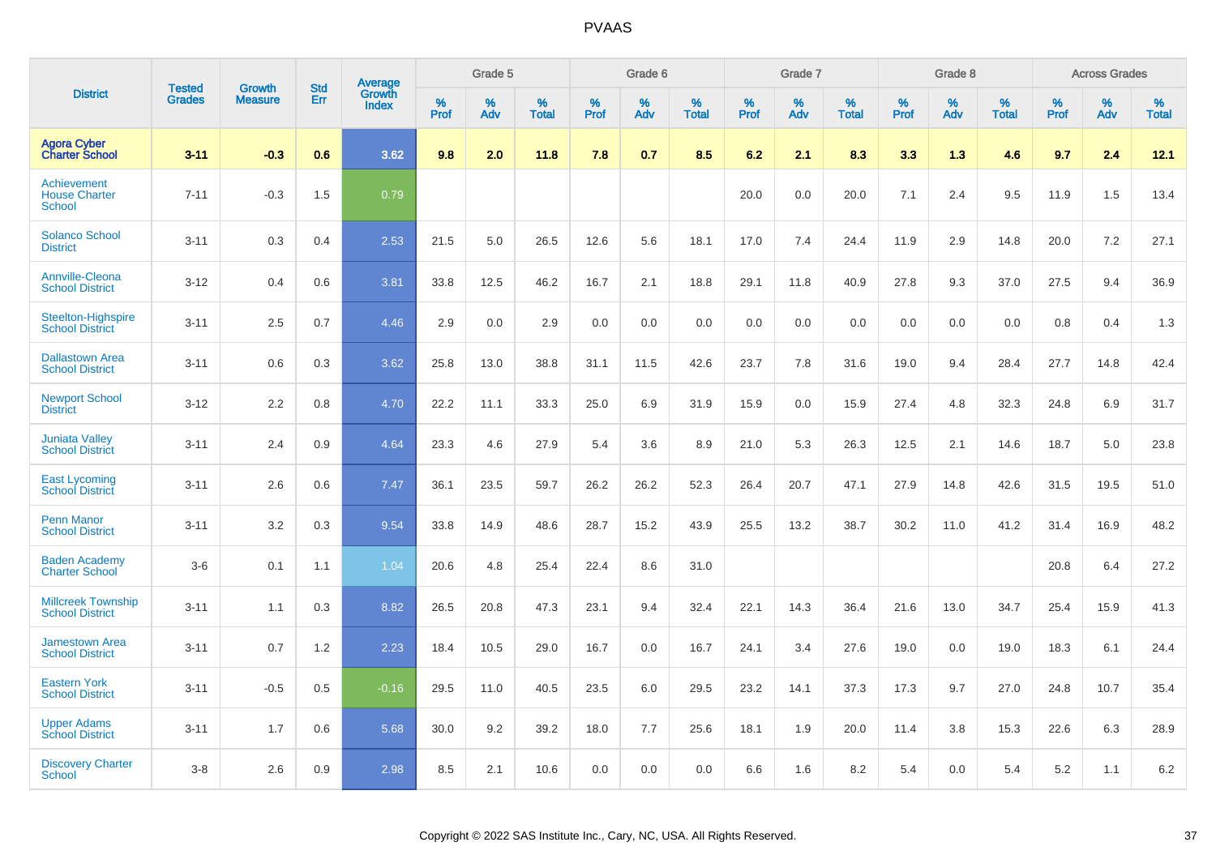# PVAAS

| District | Tested Grades | Growth Measure | Std Err | Average Growth Index | Grade 5 | | | Grade 6 | | | Grade 7 | | | Grade 8 | | | Across Grades | | |
|---|---|---|---|---|---|---|---|---|---|---|---|---|---|---|---|---|---|---|---|
| | | | | | % Prof | % Adv | % Total | % Prof | % Adv | % Total | % Prof | % Adv | % Total | % Prof | % Adv | % Total | % Prof | % Adv | % Total |
| **Agora Cyber Charter School** | **3-11** | **-0.3** | **0.6** | **3.62** | **9.8** | **2.0** | **11.8** | **7.8** | **0.7** | **8.5** | **6.2** | **2.1** | **8.3** | **3.3** | **1.3** | **4.6** | **9.7** | **2.4** | **12.1** |
| Achievement House Charter School | 7-11 | -0.3 | 1.5 | 0.79 | | | | | | | 20.0 | 0.0 | 20.0 | 7.1 | 2.4 | 9.5 | 11.9 | 1.5 | 13.4 |
| Solanco School District | 3-11 | 0.3 | 0.4 | 2.53 | 21.5 | 5.0 | 26.5 | 12.6 | 5.6 | 18.1 | 17.0 | 7.4 | 24.4 | 11.9 | 2.9 | 14.8 | 20.0 | 7.2 | 27.1 |
| Annville-Cleona School District | 3-12 | 0.4 | 0.6 | 3.81 | 33.8 | 12.5 | 46.2 | 16.7 | 2.1 | 18.8 | 29.1 | 11.8 | 40.9 | 27.8 | 9.3 | 37.0 | 27.5 | 9.4 | 36.9 |
| Steelton-Highspire School District | 3-11 | 2.5 | 0.7 | 4.46 | 2.9 | 0.0 | 2.9 | 0.0 | 0.0 | 0.0 | 0.0 | 0.0 | 0.0 | 0.0 | 0.0 | 0.0 | 0.8 | 0.4 | 1.3 |
| Dallastown Area School District | 3-11 | 0.6 | 0.3 | 3.62 | 25.8 | 13.0 | 38.8 | 31.1 | 11.5 | 42.6 | 23.7 | 7.8 | 31.6 | 19.0 | 9.4 | 28.4 | 27.7 | 14.8 | 42.4 |
| Newport School District | 3-12 | 2.2 | 0.8 | 4.70 | 22.2 | 11.1 | 33.3 | 25.0 | 6.9 | 31.9 | 15.9 | 0.0 | 15.9 | 27.4 | 4.8 | 32.3 | 24.8 | 6.9 | 31.7 |
| Juniata Valley School District | 3-11 | 2.4 | 0.9 | 4.64 | 23.3 | 4.6 | 27.9 | 5.4 | 3.6 | 8.9 | 21.0 | 5.3 | 26.3 | 12.5 | 2.1 | 14.6 | 18.7 | 5.0 | 23.8 |
| East Lycoming School District | 3-11 | 2.6 | 0.6 | 7.47 | 36.1 | 23.5 | 59.7 | 26.2 | 26.2 | 52.3 | 26.4 | 20.7 | 47.1 | 27.9 | 14.8 | 42.6 | 31.5 | 19.5 | 51.0 |
| Penn Manor School District | 3-11 | 3.2 | 0.3 | 9.54 | 33.8 | 14.9 | 48.6 | 28.7 | 15.2 | 43.9 | 25.5 | 13.2 | 38.7 | 30.2 | 11.0 | 41.2 | 31.4 | 16.9 | 48.2 |
| Baden Academy Charter School | 3-6 | 0.1 | 1.1 | 1.04 | 20.6 | 4.8 | 25.4 | 22.4 | 8.6 | 31.0 | | | | | | | 20.8 | 6.4 | 27.2 |
| Millcreek Township School District | 3-11 | 1.1 | 0.3 | 8.82 | 26.5 | 20.8 | 47.3 | 23.1 | 9.4 | 32.4 | 22.1 | 14.3 | 36.4 | 21.6 | 13.0 | 34.7 | 25.4 | 15.9 | 41.3 |
| Jamestown Area School District | 3-11 | 0.7 | 1.2 | 2.23 | 18.4 | 10.5 | 29.0 | 16.7 | 0.0 | 16.7 | 24.1 | 3.4 | 27.6 | 19.0 | 0.0 | 19.0 | 18.3 | 6.1 | 24.4 |
| Eastern York School District | 3-11 | -0.5 | 0.5 | -0.16 | 29.5 | 11.0 | 40.5 | 23.5 | 6.0 | 29.5 | 23.2 | 14.1 | 37.3 | 17.3 | 9.7 | 27.0 | 24.8 | 10.7 | 35.4 |
| Upper Adams School District | 3-11 | 1.7 | 0.6 | 5.68 | 30.0 | 9.2 | 39.2 | 18.0 | 7.7 | 25.6 | 18.1 | 1.9 | 20.0 | 11.4 | 3.8 | 15.3 | 22.6 | 6.3 | 28.9 |
| Discovery Charter School | 3-8 | 2.6 | 0.9 | 2.98 | 8.5 | 2.1 | 10.6 | 0.0 | 0.0 | 0.0 | 6.6 | 1.6 | 8.2 | 5.4 | 0.0 | 5.4 | 5.2 | 1.1 | 6.2 |

Copyright © 2022 SAS Institute Inc., Cary, NC, USA. All Rights Reserved.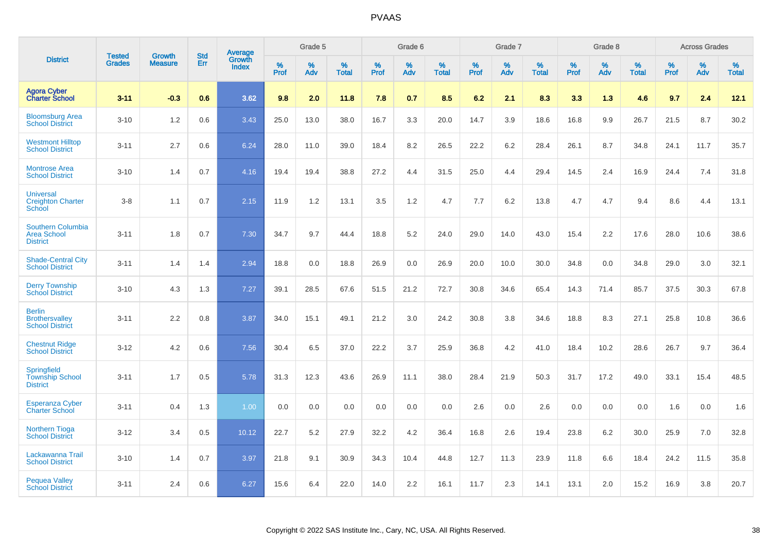# PVAAS

| District | Tested Grades | Growth Measure | Std Err | Average Growth Index | Grade 5 | | | Grade 6 | | | Grade 7 | | | Grade 8 | | | Across Grades | | |
|---|---|---|---|---|---|---|---|---|---|---|---|---|---|---|---|---|---|---|---|
| | | | | | % Prof | % Adv | % Total | % Prof | % Adv | % Total | % Prof | % Adv | % Total | % Prof | % Adv | % Total | % Prof | % Adv | % Total |
| **Agora Cyber Charter School** | **3-11** | **-0.3** | **0.6** | **3.62** | **9.8** | **2.0** | **11.8** | **7.8** | **0.7** | **8.5** | **6.2** | **2.1** | **8.3** | **3.3** | **1.3** | **4.6** | **9.7** | **2.4** | **12.1** |
| Bloomsburg Area School District | 3-10 | 1.2 | 0.6 | 3.43 | 25.0 | 13.0 | 38.0 | 16.7 | 3.3 | 20.0 | 14.7 | 3.9 | 18.6 | 16.8 | 9.9 | 26.7 | 21.5 | 8.7 | 30.2 |
| Westmont Hilltop School District | 3-11 | 2.7 | 0.6 | 6.24 | 28.0 | 11.0 | 39.0 | 18.4 | 8.2 | 26.5 | 22.2 | 6.2 | 28.4 | 26.1 | 8.7 | 34.8 | 24.1 | 11.7 | 35.7 |
| Montrose Area School District | 3-10 | 1.4 | 0.7 | 4.16 | 19.4 | 19.4 | 38.8 | 27.2 | 4.4 | 31.5 | 25.0 | 4.4 | 29.4 | 14.5 | 2.4 | 16.9 | 24.4 | 7.4 | 31.8 |
| Universal Creighton Charter School | 3-8 | 1.1 | 0.7 | 2.15 | 11.9 | 1.2 | 13.1 | 3.5 | 1.2 | 4.7 | 7.7 | 6.2 | 13.8 | 4.7 | 4.7 | 9.4 | 8.6 | 4.4 | 13.1 |
| Southern Columbia Area School District | 3-11 | 1.8 | 0.7 | 7.30 | 34.7 | 9.7 | 44.4 | 18.8 | 5.2 | 24.0 | 29.0 | 14.0 | 43.0 | 15.4 | 2.2 | 17.6 | 28.0 | 10.6 | 38.6 |
| Shade-Central City School District | 3-11 | 1.4 | 1.4 | 2.94 | 18.8 | 0.0 | 18.8 | 26.9 | 0.0 | 26.9 | 20.0 | 10.0 | 30.0 | 34.8 | 0.0 | 34.8 | 29.0 | 3.0 | 32.1 |
| Derry Township School District | 3-10 | 4.3 | 1.3 | 7.27 | 39.1 | 28.5 | 67.6 | 51.5 | 21.2 | 72.7 | 30.8 | 34.6 | 65.4 | 14.3 | 71.4 | 85.7 | 37.5 | 30.3 | 67.8 |
| Berlin Brothersvalley School District | 3-11 | 2.2 | 0.8 | 3.87 | 34.0 | 15.1 | 49.1 | 21.2 | 3.0 | 24.2 | 30.8 | 3.8 | 34.6 | 18.8 | 8.3 | 27.1 | 25.8 | 10.8 | 36.6 |
| Chestnut Ridge School District | 3-12 | 4.2 | 0.6 | 7.56 | 30.4 | 6.5 | 37.0 | 22.2 | 3.7 | 25.9 | 36.8 | 4.2 | 41.0 | 18.4 | 10.2 | 28.6 | 26.7 | 9.7 | 36.4 |
| Springfield Township School District | 3-11 | 1.7 | 0.5 | 5.78 | 31.3 | 12.3 | 43.6 | 26.9 | 11.1 | 38.0 | 28.4 | 21.9 | 50.3 | 31.7 | 17.2 | 49.0 | 33.1 | 15.4 | 48.5 |
| Esperanza Cyber Charter School | 3-11 | 0.4 | 1.3 | 1.00 | 0.0 | 0.0 | 0.0 | 0.0 | 0.0 | 0.0 | 2.6 | 0.0 | 2.6 | 0.0 | 0.0 | 0.0 | 1.6 | 0.0 | 1.6 |
| Northern Tioga School District | 3-12 | 3.4 | 0.5 | 10.12 | 22.7 | 5.2 | 27.9 | 32.2 | 4.2 | 36.4 | 16.8 | 2.6 | 19.4 | 23.8 | 6.2 | 30.0 | 25.9 | 7.0 | 32.8 |
| Lackawanna Trail School District | 3-10 | 1.4 | 0.7 | 3.97 | 21.8 | 9.1 | 30.9 | 34.3 | 10.4 | 44.8 | 12.7 | 11.3 | 23.9 | 11.8 | 6.6 | 18.4 | 24.2 | 11.5 | 35.8 |
| Pequea Valley School District | 3-11 | 2.4 | 0.6 | 6.27 | 15.6 | 6.4 | 22.0 | 14.0 | 2.2 | 16.1 | 11.7 | 2.3 | 14.1 | 13.1 | 2.0 | 15.2 | 16.9 | 3.8 | 20.7 |

Copyright © 2022 SAS Institute Inc., Cary, NC, USA. All Rights Reserved.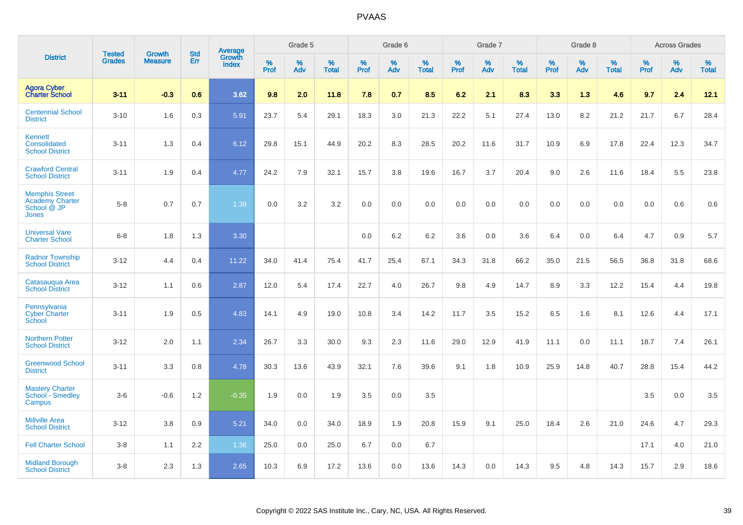# PVAAS

| District | Tested Grades | Growth Measure | Std Err | Average Growth Index | Grade 5 | | | Grade 6 | | | Grade 7 | | | Grade 8 | | | Across Grades | | |
|---|---|---|---|---|---|---|---|---|---|---|---|---|---|---|---|---|---|---|---|
| | | | | | % Prof | % Adv | % Total | % Prof | % Adv | % Total | % Prof | % Adv | % Total | % Prof | % Adv | % Total | % Prof | % Adv | % Total |
| **Agora Cyber Charter School** | **3-11** | **-0.3** | **0.6** | **3.62** | **9.8** | **2.0** | **11.8** | **7.8** | **0.7** | **8.5** | **6.2** | **2.1** | **8.3** | **3.3** | **1.3** | **4.6** | **9.7** | **2.4** | **12.1** |
| Centennial School District | 3-10 | 1.6 | 0.3 | 5.91 | 23.7 | 5.4 | 29.1 | 18.3 | 3.0 | 21.3 | 22.2 | 5.1 | 27.4 | 13.0 | 8.2 | 21.2 | 21.7 | 6.7 | 28.4 |
| Kennett Consolidated School District | 3-11 | 1.3 | 0.4 | 6.12 | 29.8 | 15.1 | 44.9 | 20.2 | 8.3 | 28.5 | 20.2 | 11.6 | 31.7 | 10.9 | 6.9 | 17.8 | 22.4 | 12.3 | 34.7 |
| Crawford Central School District | 3-11 | 1.9 | 0.4 | 4.77 | 24.2 | 7.9 | 32.1 | 15.7 | 3.8 | 19.6 | 16.7 | 3.7 | 20.4 | 9.0 | 2.6 | 11.6 | 18.4 | 5.5 | 23.8 |
| Memphis Street Academy Charter School @ JP Jones | 5-8 | 0.7 | 0.7 | 1.39 | 0.0 | 3.2 | 3.2 | 0.0 | 0.0 | 0.0 | 0.0 | 0.0 | 0.0 | 0.0 | 0.0 | 0.0 | 0.0 | 0.6 | 0.6 |
| Universal Vare Charter School | 6-8 | 1.8 | 1.3 | 3.30 | | | | 0.0 | 6.2 | 6.2 | 3.6 | 0.0 | 3.6 | 6.4 | 0.0 | 6.4 | 4.7 | 0.9 | 5.7 |
| Radnor Township School District | 3-12 | 4.4 | 0.4 | 11.22 | 34.0 | 41.4 | 75.4 | 41.7 | 25.4 | 67.1 | 34.3 | 31.8 | 66.2 | 35.0 | 21.5 | 56.5 | 36.8 | 31.8 | 68.6 |
| Catasauqua Area School District | 3-12 | 1.1 | 0.6 | 2.87 | 12.0 | 5.4 | 17.4 | 22.7 | 4.0 | 26.7 | 9.8 | 4.9 | 14.7 | 8.9 | 3.3 | 12.2 | 15.4 | 4.4 | 19.8 |
| Pennsylvania Cyber Charter School | 3-11 | 1.9 | 0.5 | 4.83 | 14.1 | 4.9 | 19.0 | 10.8 | 3.4 | 14.2 | 11.7 | 3.5 | 15.2 | 6.5 | 1.6 | 8.1 | 12.6 | 4.4 | 17.1 |
| Northern Potter School District | 3-12 | 2.0 | 1.1 | 2.34 | 26.7 | 3.3 | 30.0 | 9.3 | 2.3 | 11.6 | 29.0 | 12.9 | 41.9 | 11.1 | 0.0 | 11.1 | 18.7 | 7.4 | 26.1 |
| Greenwood School District | 3-11 | 3.3 | 0.8 | 4.78 | 30.3 | 13.6 | 43.9 | 32.1 | 7.6 | 39.6 | 9.1 | 1.8 | 10.9 | 25.9 | 14.8 | 40.7 | 28.8 | 15.4 | 44.2 |
| Mastery Charter School - Smedley Campus | 3-6 | -0.6 | 1.2 | -0.35 | 1.9 | 0.0 | 1.9 | 3.5 | 0.0 | 3.5 | | | | | | | 3.5 | 0.0 | 3.5 |
| Millville Area School District | 3-12 | 3.8 | 0.9 | 5.21 | 34.0 | 0.0 | 34.0 | 18.9 | 1.9 | 20.8 | 15.9 | 9.1 | 25.0 | 18.4 | 2.6 | 21.0 | 24.6 | 4.7 | 29.3 |
| Fell Charter School | 3-8 | 1.1 | 2.2 | 1.36 | 25.0 | 0.0 | 25.0 | 6.7 | 0.0 | 6.7 | | | | | | | 17.1 | 4.0 | 21.0 |
| Midland Borough School District | 3-8 | 2.3 | 1.3 | 2.65 | 10.3 | 6.9 | 17.2 | 13.6 | 0.0 | 13.6 | 14.3 | 0.0 | 14.3 | 9.5 | 4.8 | 14.3 | 15.7 | 2.9 | 18.6 |

Copyright © 2022 SAS Institute Inc., Cary, NC, USA. All Rights Reserved.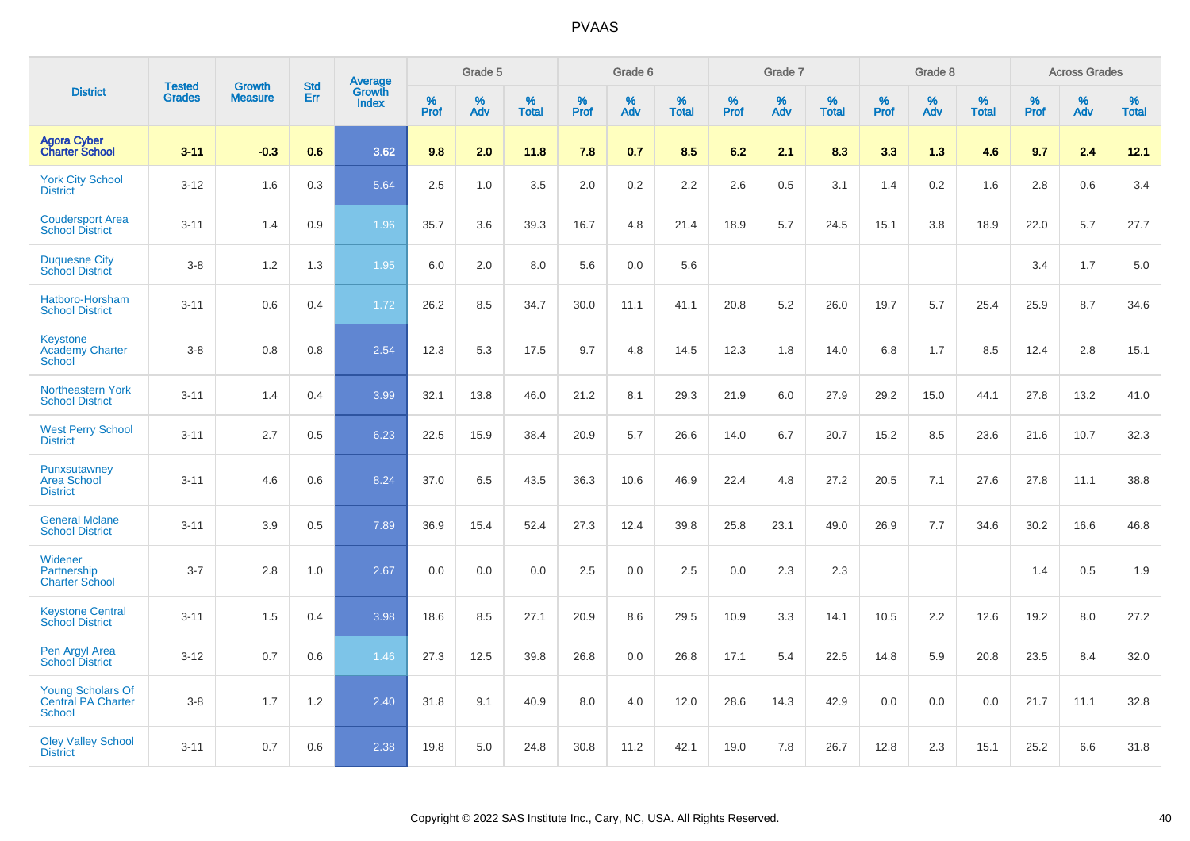# PVAAS

| District | Tested Grades | Growth Measure | Std Err | Average Growth Index | Grade 5 | | | Grade 6 | | | Grade 7 | | | Grade 8 | | | Across Grades | | |
|---|---|---|---|---|---|---|---|---|---|---|---|---|---|---|---|---|---|---|---|
| | | | | | % Prof | % Adv | % Total | % Prof | % Adv | % Total | % Prof | % Adv | % Total | % Prof | % Adv | % Total | % Prof | % Adv | % Total |
| **Agora Cyber Charter School** | **3-11** | **-0.3** | **0.6** | **3.62** | **9.8** | **2.0** | **11.8** | **7.8** | **0.7** | **8.5** | **6.2** | **2.1** | **8.3** | **3.3** | **1.3** | **4.6** | **9.7** | **2.4** | **12.1** |
| York City School District | 3-12 | 1.6 | 0.3 | 5.64 | 2.5 | 1.0 | 3.5 | 2.0 | 0.2 | 2.2 | 2.6 | 0.5 | 3.1 | 1.4 | 0.2 | 1.6 | 2.8 | 0.6 | 3.4 |
| Coudersport Area School District | 3-11 | 1.4 | 0.9 | 1.96 | 35.7 | 3.6 | 39.3 | 16.7 | 4.8 | 21.4 | 18.9 | 5.7 | 24.5 | 15.1 | 3.8 | 18.9 | 22.0 | 5.7 | 27.7 |
| Duquesne City School District | 3-8 | 1.2 | 1.3 | 1.95 | 6.0 | 2.0 | 8.0 | 5.6 | 0.0 | 5.6 | | | | | | | 3.4 | 1.7 | 5.0 |
| Hatboro-Horsham School District | 3-11 | 0.6 | 0.4 | 1.72 | 26.2 | 8.5 | 34.7 | 30.0 | 11.1 | 41.1 | 20.8 | 5.2 | 26.0 | 19.7 | 5.7 | 25.4 | 25.9 | 8.7 | 34.6 |
| Keystone Academy Charter School | 3-8 | 0.8 | 0.8 | 2.54 | 12.3 | 5.3 | 17.5 | 9.7 | 4.8 | 14.5 | 12.3 | 1.8 | 14.0 | 6.8 | 1.7 | 8.5 | 12.4 | 2.8 | 15.1 |
| Northeastern York School District | 3-11 | 1.4 | 0.4 | 3.99 | 32.1 | 13.8 | 46.0 | 21.2 | 8.1 | 29.3 | 21.9 | 6.0 | 27.9 | 29.2 | 15.0 | 44.1 | 27.8 | 13.2 | 41.0 |
| West Perry School District | 3-11 | 2.7 | 0.5 | 6.23 | 22.5 | 15.9 | 38.4 | 20.9 | 5.7 | 26.6 | 14.0 | 6.7 | 20.7 | 15.2 | 8.5 | 23.6 | 21.6 | 10.7 | 32.3 |
| Punxsutawney Area School District | 3-11 | 4.6 | 0.6 | 8.24 | 37.0 | 6.5 | 43.5 | 36.3 | 10.6 | 46.9 | 22.4 | 4.8 | 27.2 | 20.5 | 7.1 | 27.6 | 27.8 | 11.1 | 38.8 |
| General Mclane School District | 3-11 | 3.9 | 0.5 | 7.89 | 36.9 | 15.4 | 52.4 | 27.3 | 12.4 | 39.8 | 25.8 | 23.1 | 49.0 | 26.9 | 7.7 | 34.6 | 30.2 | 16.6 | 46.8 |
| Widener Partnership Charter School | 3-7 | 2.8 | 1.0 | 2.67 | 0.0 | 0.0 | 0.0 | 2.5 | 0.0 | 2.5 | 0.0 | 2.3 | 2.3 | | | | 1.4 | 0.5 | 1.9 |
| Keystone Central School District | 3-11 | 1.5 | 0.4 | 3.98 | 18.6 | 8.5 | 27.1 | 20.9 | 8.6 | 29.5 | 10.9 | 3.3 | 14.1 | 10.5 | 2.2 | 12.6 | 19.2 | 8.0 | 27.2 |
| Pen Argyl Area School District | 3-12 | 0.7 | 0.6 | 1.46 | 27.3 | 12.5 | 39.8 | 26.8 | 0.0 | 26.8 | 17.1 | 5.4 | 22.5 | 14.8 | 5.9 | 20.8 | 23.5 | 8.4 | 32.0 |
| Young Scholars Of Central PA Charter School | 3-8 | 1.7 | 1.2 | 2.40 | 31.8 | 9.1 | 40.9 | 8.0 | 4.0 | 12.0 | 28.6 | 14.3 | 42.9 | 0.0 | 0.0 | 0.0 | 21.7 | 11.1 | 32.8 |
| Oley Valley School District | 3-11 | 0.7 | 0.6 | 2.38 | 19.8 | 5.0 | 24.8 | 30.8 | 11.2 | 42.1 | 19.0 | 7.8 | 26.7 | 12.8 | 2.3 | 15.1 | 25.2 | 6.6 | 31.8 |

Copyright © 2022 SAS Institute Inc., Cary, NC, USA. All Rights Reserved.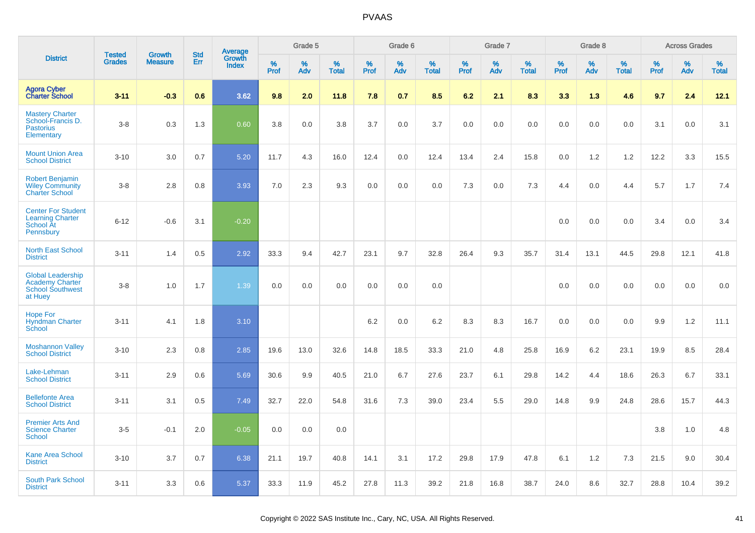| District | Tested Grades | Growth Measure | Std Err | Average Growth Index | Grade 5 | | | Grade 6 | | | Grade 7 | | | Grade 8 | | | Across Grades | | |
|---|---|---|---|---|---|---|---|---|---|---|---|---|---|---|---|---|---|---|---|
| | | | | | % Prof | % Adv | % Total | % Prof | % Adv | % Total | % Prof | % Adv | % Total | % Prof | % Adv | % Total | % Prof | % Adv | % Total |
| **Agora Cyber Charter School** | **3-11** | **-0.3** | **0.6** | **3.62** | **9.8** | **2.0** | **11.8** | **7.8** | **0.7** | **8.5** | **6.2** | **2.1** | **8.3** | **3.3** | **1.3** | **4.6** | **9.7** | **2.4** | **12.1** |
| Mastery Charter School-Francis D. Pastorius Elementary | 3-8 | 0.3 | 1.3 | 0.60 | 3.8 | 0.0 | 3.8 | 3.7 | 0.0 | 3.7 | 0.0 | 0.0 | 0.0 | 0.0 | 0.0 | 0.0 | 3.1 | 0.0 | 3.1 |
| Mount Union Area School District | 3-10 | 3.0 | 0.7 | 5.20 | 11.7 | 4.3 | 16.0 | 12.4 | 0.0 | 12.4 | 13.4 | 2.4 | 15.8 | 0.0 | 1.2 | 1.2 | 12.2 | 3.3 | 15.5 |
| Robert Benjamin Wiley Community Charter School | 3-8 | 2.8 | 0.8 | 3.93 | 7.0 | 2.3 | 9.3 | 0.0 | 0.0 | 0.0 | 7.3 | 0.0 | 7.3 | 4.4 | 0.0 | 4.4 | 5.7 | 1.7 | 7.4 |
| Center For Student Learning Charter School At Pennsbury | 6-12 | -0.6 | 3.1 | -0.20 | | | | | | | | | | 0.0 | 0.0 | 0.0 | 3.4 | 0.0 | 3.4 |
| North East School District | 3-11 | 1.4 | 0.5 | 2.92 | 33.3 | 9.4 | 42.7 | 23.1 | 9.7 | 32.8 | 26.4 | 9.3 | 35.7 | 31.4 | 13.1 | 44.5 | 29.8 | 12.1 | 41.8 |
| Global Leadership Academy Charter School Southwest at Huey | 3-8 | 1.0 | 1.7 | 1.39 | 0.0 | 0.0 | 0.0 | 0.0 | 0.0 | 0.0 | | | | 0.0 | 0.0 | 0.0 | 0.0 | 0.0 | 0.0 |
| Hope For Hyndman Charter School | 3-11 | 4.1 | 1.8 | 3.10 | | | | 6.2 | 0.0 | 6.2 | 8.3 | 8.3 | 16.7 | 0.0 | 0.0 | 0.0 | 9.9 | 1.2 | 11.1 |
| Moshannon Valley School District | 3-10 | 2.3 | 0.8 | 2.85 | 19.6 | 13.0 | 32.6 | 14.8 | 18.5 | 33.3 | 21.0 | 4.8 | 25.8 | 16.9 | 6.2 | 23.1 | 19.9 | 8.5 | 28.4 |
| Lake-Lehman School District | 3-11 | 2.9 | 0.6 | 5.69 | 30.6 | 9.9 | 40.5 | 21.0 | 6.7 | 27.6 | 23.7 | 6.1 | 29.8 | 14.2 | 4.4 | 18.6 | 26.3 | 6.7 | 33.1 |
| Bellefonte Area School District | 3-11 | 3.1 | 0.5 | 7.49 | 32.7 | 22.0 | 54.8 | 31.6 | 7.3 | 39.0 | 23.4 | 5.5 | 29.0 | 14.8 | 9.9 | 24.8 | 28.6 | 15.7 | 44.3 |
| Premier Arts And Science Charter School | 3-5 | -0.1 | 2.0 | -0.05 | 0.0 | 0.0 | 0.0 | | | | | | | | | | 3.8 | 1.0 | 4.8 |
| Kane Area School District | 3-10 | 3.7 | 0.7 | 6.38 | 21.1 | 19.7 | 40.8 | 14.1 | 3.1 | 17.2 | 29.8 | 17.9 | 47.8 | 6.1 | 1.2 | 7.3 | 21.5 | 9.0 | 30.4 |
| South Park School District | 3-11 | 3.3 | 0.6 | 5.37 | 33.3 | 11.9 | 45.2 | 27.8 | 11.3 | 39.2 | 21.8 | 16.8 | 38.7 | 24.0 | 8.6 | 32.7 | 28.8 | 10.4 | 39.2 |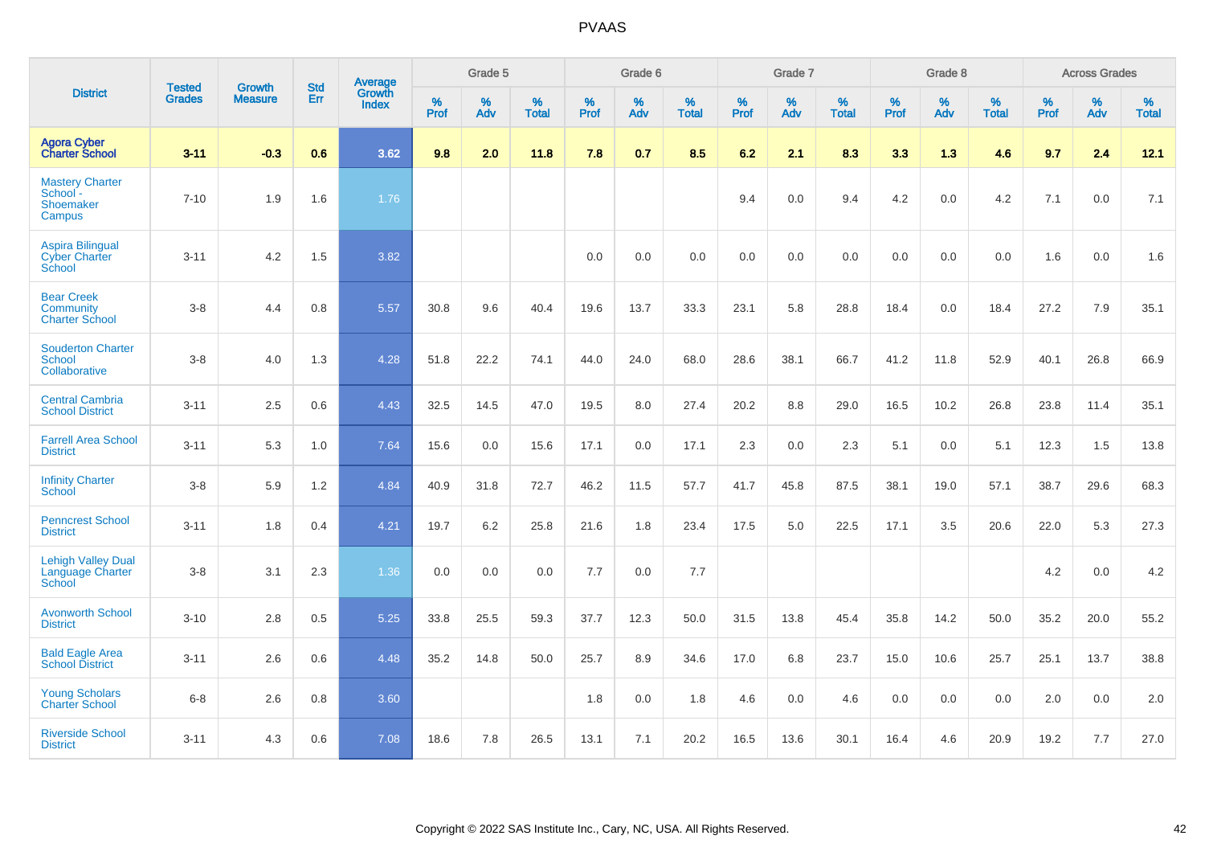| District | Tested Grades | Growth Measure | Std Err | Average Growth Index | Grade 5 | | | Grade 6 | | | Grade 7 | | | Grade 8 | | | Across Grades | | |
|---|---|---|---|---|---|---|---|---|---|---|---|---|---|---|---|---|---|---|---|
| | | | | | % Prof | % Adv | % Total | % Prof | % Adv | % Total | % Prof | % Adv | % Total | % Prof | % Adv | % Total | % Prof | % Adv | % Total |
| **Agora Cyber Charter School** | **3-11** | **-0.3** | **0.6** | **3.62** | **9.8** | **2.0** | **11.8** | **7.8** | **0.7** | **8.5** | **6.2** | **2.1** | **8.3** | **3.3** | **1.3** | **4.6** | **9.7** | **2.4** | **12.1** |
| Mastery Charter School - Shoemaker Campus | 7-10 | 1.9 | 1.6 | 1.76 | | | | | | | 9.4 | 0.0 | 9.4 | 4.2 | 0.0 | 4.2 | 7.1 | 0.0 | 7.1 |
| Aspira Bilingual Cyber Charter School | 3-11 | 4.2 | 1.5 | 3.82 | | | | 0.0 | 0.0 | 0.0 | 0.0 | 0.0 | 0.0 | 0.0 | 0.0 | 0.0 | 1.6 | 0.0 | 1.6 |
| Bear Creek Community Charter School | 3-8 | 4.4 | 0.8 | 5.57 | 30.8 | 9.6 | 40.4 | 19.6 | 13.7 | 33.3 | 23.1 | 5.8 | 28.8 | 18.4 | 0.0 | 18.4 | 27.2 | 7.9 | 35.1 |
| Souderton Charter School Collaborative | 3-8 | 4.0 | 1.3 | 4.28 | 51.8 | 22.2 | 74.1 | 44.0 | 24.0 | 68.0 | 28.6 | 38.1 | 66.7 | 41.2 | 11.8 | 52.9 | 40.1 | 26.8 | 66.9 |
| Central Cambria School District | 3-11 | 2.5 | 0.6 | 4.43 | 32.5 | 14.5 | 47.0 | 19.5 | 8.0 | 27.4 | 20.2 | 8.8 | 29.0 | 16.5 | 10.2 | 26.8 | 23.8 | 11.4 | 35.1 |
| Farrell Area School District | 3-11 | 5.3 | 1.0 | 7.64 | 15.6 | 0.0 | 15.6 | 17.1 | 0.0 | 17.1 | 2.3 | 0.0 | 2.3 | 5.1 | 0.0 | 5.1 | 12.3 | 1.5 | 13.8 |
| Infinity Charter School | 3-8 | 5.9 | 1.2 | 4.84 | 40.9 | 31.8 | 72.7 | 46.2 | 11.5 | 57.7 | 41.7 | 45.8 | 87.5 | 38.1 | 19.0 | 57.1 | 38.7 | 29.6 | 68.3 |
| Penncrest School District | 3-11 | 1.8 | 0.4 | 4.21 | 19.7 | 6.2 | 25.8 | 21.6 | 1.8 | 23.4 | 17.5 | 5.0 | 22.5 | 17.1 | 3.5 | 20.6 | 22.0 | 5.3 | 27.3 |
| Lehigh Valley Dual Language Charter School | 3-8 | 3.1 | 2.3 | 1.36 | 0.0 | 0.0 | 0.0 | 7.7 | 0.0 | 7.7 | | | | | | | 4.2 | 0.0 | 4.2 |
| Avonworth School District | 3-10 | 2.8 | 0.5 | 5.25 | 33.8 | 25.5 | 59.3 | 37.7 | 12.3 | 50.0 | 31.5 | 13.8 | 45.4 | 35.8 | 14.2 | 50.0 | 35.2 | 20.0 | 55.2 |
| Bald Eagle Area School District | 3-11 | 2.6 | 0.6 | 4.48 | 35.2 | 14.8 | 50.0 | 25.7 | 8.9 | 34.6 | 17.0 | 6.8 | 23.7 | 15.0 | 10.6 | 25.7 | 25.1 | 13.7 | 38.8 |
| Young Scholars Charter School | 6-8 | 2.6 | 0.8 | 3.60 | | | | 1.8 | 0.0 | 1.8 | 4.6 | 0.0 | 4.6 | 0.0 | 0.0 | 0.0 | 2.0 | 0.0 | 2.0 |
| Riverside School District | 3-11 | 4.3 | 0.6 | 7.08 | 18.6 | 7.8 | 26.5 | 13.1 | 7.1 | 20.2 | 16.5 | 13.6 | 30.1 | 16.4 | 4.6 | 20.9 | 19.2 | 7.7 | 27.0 |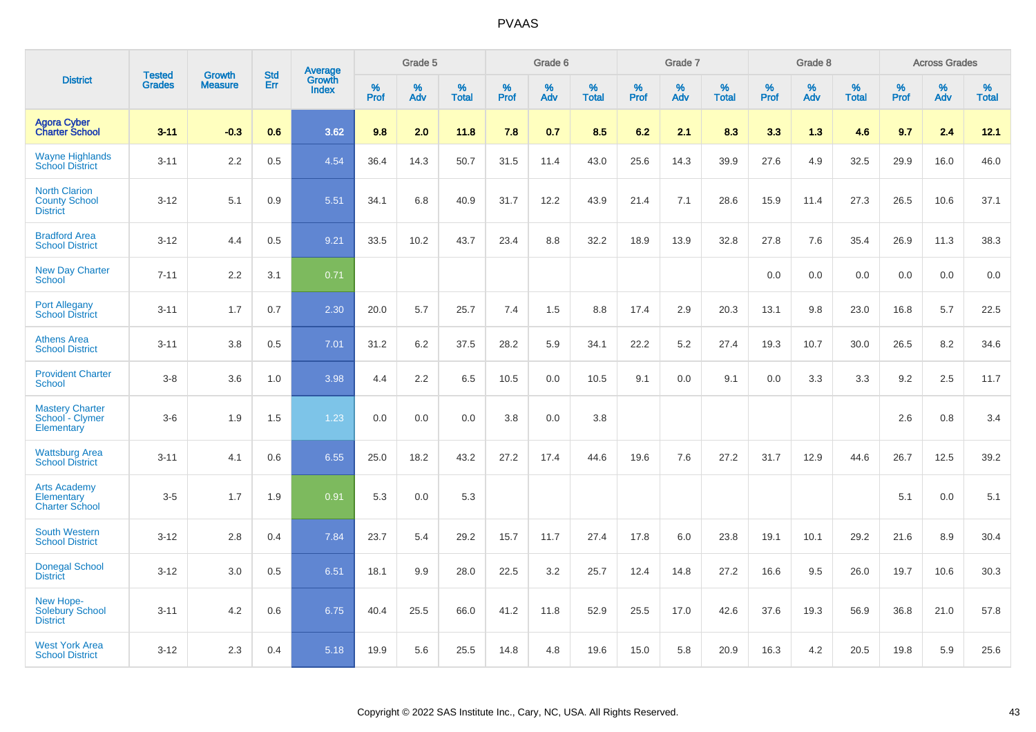# PVAAS

| District | Tested Grades | Growth Measure | Std Err | Average Growth Index | Grade 5 | | | Grade 6 | | | Grade 7 | | | Grade 8 | | | Across Grades | | |
|---|---|---|---|---|---|---|---|---|---|---|---|---|---|---|---|---|---|---|---|
| | | | | | % Prof | % Adv | % Total | % Prof | % Adv | % Total | % Prof | % Adv | % Total | % Prof | % Adv | % Total | % Prof | % Adv | % Total |
| **Agora Cyber Charter School** | **3-11** | **-0.3** | **0.6** | **3.62** | **9.8** | **2.0** | **11.8** | **7.8** | **0.7** | **8.5** | **6.2** | **2.1** | **8.3** | **3.3** | **1.3** | **4.6** | **9.7** | **2.4** | **12.1** |
| Wayne Highlands School District | 3-11 | 2.2 | 0.5 | 4.54 | 36.4 | 14.3 | 50.7 | 31.5 | 11.4 | 43.0 | 25.6 | 14.3 | 39.9 | 27.6 | 4.9 | 32.5 | 29.9 | 16.0 | 46.0 |
| North Clarion County School District | 3-12 | 5.1 | 0.9 | 5.51 | 34.1 | 6.8 | 40.9 | 31.7 | 12.2 | 43.9 | 21.4 | 7.1 | 28.6 | 15.9 | 11.4 | 27.3 | 26.5 | 10.6 | 37.1 |
| Bradford Area School District | 3-12 | 4.4 | 0.5 | 9.21 | 33.5 | 10.2 | 43.7 | 23.4 | 8.8 | 32.2 | 18.9 | 13.9 | 32.8 | 27.8 | 7.6 | 35.4 | 26.9 | 11.3 | 38.3 |
| New Day Charter School | 7-11 | 2.2 | 3.1 | 0.71 | | | | | | | | | | 0.0 | 0.0 | 0.0 | 0.0 | 0.0 | 0.0 |
| Port Allegany School District | 3-11 | 1.7 | 0.7 | 2.30 | 20.0 | 5.7 | 25.7 | 7.4 | 1.5 | 8.8 | 17.4 | 2.9 | 20.3 | 13.1 | 9.8 | 23.0 | 16.8 | 5.7 | 22.5 |
| Athens Area School District | 3-11 | 3.8 | 0.5 | 7.01 | 31.2 | 6.2 | 37.5 | 28.2 | 5.9 | 34.1 | 22.2 | 5.2 | 27.4 | 19.3 | 10.7 | 30.0 | 26.5 | 8.2 | 34.6 |
| Provident Charter School | 3-8 | 3.6 | 1.0 | 3.98 | 4.4 | 2.2 | 6.5 | 10.5 | 0.0 | 10.5 | 9.1 | 0.0 | 9.1 | 0.0 | 3.3 | 3.3 | 9.2 | 2.5 | 11.7 |
| Mastery Charter School - Clymer Elementary | 3-6 | 1.9 | 1.5 | 1.23 | 0.0 | 0.0 | 0.0 | 3.8 | 0.0 | 3.8 | | | | | | | 2.6 | 0.8 | 3.4 |
| Wattsburg Area School District | 3-11 | 4.1 | 0.6 | 6.55 | 25.0 | 18.2 | 43.2 | 27.2 | 17.4 | 44.6 | 19.6 | 7.6 | 27.2 | 31.7 | 12.9 | 44.6 | 26.7 | 12.5 | 39.2 |
| Arts Academy Elementary Charter School | 3-5 | 1.7 | 1.9 | 0.91 | 5.3 | 0.0 | 5.3 | | | | | | | | | | 5.1 | 0.0 | 5.1 |
| South Western School District | 3-12 | 2.8 | 0.4 | 7.84 | 23.7 | 5.4 | 29.2 | 15.7 | 11.7 | 27.4 | 17.8 | 6.0 | 23.8 | 19.1 | 10.1 | 29.2 | 21.6 | 8.9 | 30.4 |
| Donegal School District | 3-12 | 3.0 | 0.5 | 6.51 | 18.1 | 9.9 | 28.0 | 22.5 | 3.2 | 25.7 | 12.4 | 14.8 | 27.2 | 16.6 | 9.5 | 26.0 | 19.7 | 10.6 | 30.3 |
| New Hope-Solebury School District | 3-11 | 4.2 | 0.6 | 6.75 | 40.4 | 25.5 | 66.0 | 41.2 | 11.8 | 52.9 | 25.5 | 17.0 | 42.6 | 37.6 | 19.3 | 56.9 | 36.8 | 21.0 | 57.8 |
| West York Area School District | 3-12 | 2.3 | 0.4 | 5.18 | 19.9 | 5.6 | 25.5 | 14.8 | 4.8 | 19.6 | 15.0 | 5.8 | 20.9 | 16.3 | 4.2 | 20.5 | 19.8 | 5.9 | 25.6 |

Copyright © 2022 SAS Institute Inc., Cary, NC, USA. All Rights Reserved.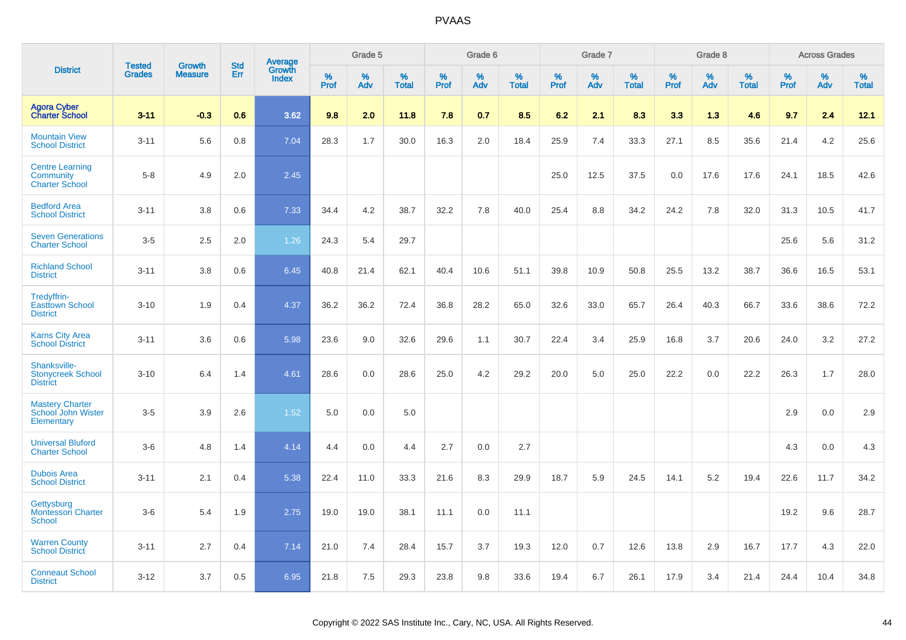# PVAAS

| District | Tested Grades | Growth Measure | Std Err | Average Growth Index | Grade 5 | | | Grade 6 | | | Grade 7 | | | Grade 8 | | | Across Grades | | |
|---|---|---|---|---|---|---|---|---|---|---|---|---|---|---|---|---|---|---|---|
| | | | | | % Prof | % Adv | % Total | % Prof | % Adv | % Total | % Prof | % Adv | % Total | % Prof | % Adv | % Total | % Prof | % Adv | % Total |
| **Agora Cyber Charter School** | **3-11** | **-0.3** | **0.6** | **3.62** | **9.8** | **2.0** | **11.8** | **7.8** | **0.7** | **8.5** | **6.2** | **2.1** | **8.3** | **3.3** | **1.3** | **4.6** | **9.7** | **2.4** | **12.1** |
| Mountain View School District | 3-11 | 5.6 | 0.8 | 7.04 | 28.3 | 1.7 | 30.0 | 16.3 | 2.0 | 18.4 | 25.9 | 7.4 | 33.3 | 27.1 | 8.5 | 35.6 | 21.4 | 4.2 | 25.6 |
| Centre Learning Community Charter School | 5-8 | 4.9 | 2.0 | 2.45 | | | | | | | 25.0 | 12.5 | 37.5 | 0.0 | 17.6 | 17.6 | 24.1 | 18.5 | 42.6 |
| Bedford Area School District | 3-11 | 3.8 | 0.6 | 7.33 | 34.4 | 4.2 | 38.7 | 32.2 | 7.8 | 40.0 | 25.4 | 8.8 | 34.2 | 24.2 | 7.8 | 32.0 | 31.3 | 10.5 | 41.7 |
| Seven Generations Charter School | 3-5 | 2.5 | 2.0 | 1.26 | 24.3 | 5.4 | 29.7 | | | | | | | | | | 25.6 | 5.6 | 31.2 |
| Richland School District | 3-11 | 3.8 | 0.6 | 6.45 | 40.8 | 21.4 | 62.1 | 40.4 | 10.6 | 51.1 | 39.8 | 10.9 | 50.8 | 25.5 | 13.2 | 38.7 | 36.6 | 16.5 | 53.1 |
| Tredyffrin-Easttown School District | 3-10 | 1.9 | 0.4 | 4.37 | 36.2 | 36.2 | 72.4 | 36.8 | 28.2 | 65.0 | 32.6 | 33.0 | 65.7 | 26.4 | 40.3 | 66.7 | 33.6 | 38.6 | 72.2 |
| Karns City Area School District | 3-11 | 3.6 | 0.6 | 5.98 | 23.6 | 9.0 | 32.6 | 29.6 | 1.1 | 30.7 | 22.4 | 3.4 | 25.9 | 16.8 | 3.7 | 20.6 | 24.0 | 3.2 | 27.2 |
| Shanksville-Stonycreek School District | 3-10 | 6.4 | 1.4 | 4.61 | 28.6 | 0.0 | 28.6 | 25.0 | 4.2 | 29.2 | 20.0 | 5.0 | 25.0 | 22.2 | 0.0 | 22.2 | 26.3 | 1.7 | 28.0 |
| Mastery Charter School John Wister Elementary | 3-5 | 3.9 | 2.6 | 1.52 | 5.0 | 0.0 | 5.0 | | | | | | | | | | 2.9 | 0.0 | 2.9 |
| Universal Bluford Charter School | 3-6 | 4.8 | 1.4 | 4.14 | 4.4 | 0.0 | 4.4 | 2.7 | 0.0 | 2.7 | | | | | | | 4.3 | 0.0 | 4.3 |
| Dubois Area School District | 3-11 | 2.1 | 0.4 | 5.38 | 22.4 | 11.0 | 33.3 | 21.6 | 8.3 | 29.9 | 18.7 | 5.9 | 24.5 | 14.1 | 5.2 | 19.4 | 22.6 | 11.7 | 34.2 |
| Gettysburg Montessori Charter School | 3-6 | 5.4 | 1.9 | 2.75 | 19.0 | 19.0 | 38.1 | 11.1 | 0.0 | 11.1 | | | | | | | 19.2 | 9.6 | 28.7 |
| Warren County School District | 3-11 | 2.7 | 0.4 | 7.14 | 21.0 | 7.4 | 28.4 | 15.7 | 3.7 | 19.3 | 12.0 | 0.7 | 12.6 | 13.8 | 2.9 | 16.7 | 17.7 | 4.3 | 22.0 |
| Conneaut School District | 3-12 | 3.7 | 0.5 | 6.95 | 21.8 | 7.5 | 29.3 | 23.8 | 9.8 | 33.6 | 19.4 | 6.7 | 26.1 | 17.9 | 3.4 | 21.4 | 24.4 | 10.4 | 34.8 |

Copyright © 2022 SAS Institute Inc., Cary, NC, USA. All Rights Reserved.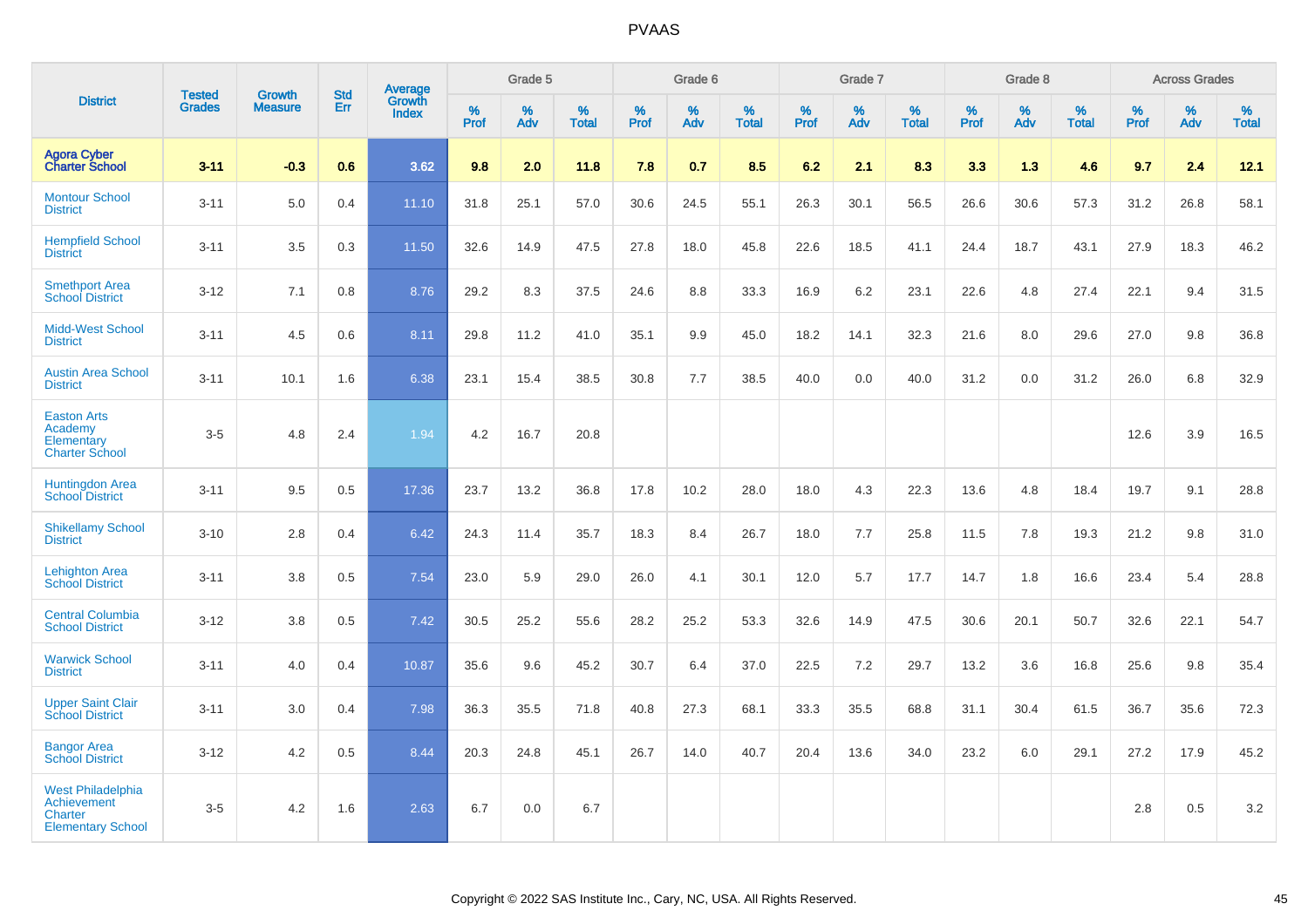# PVAAS

| District | Tested Grades | Growth Measure | Std Err | Average Growth Index | Grade 5 | | | Grade 6 | | | Grade 7 | | | Grade 8 | | | Across Grades | | |
|---|---|---|---|---|---|---|---|---|---|---|---|---|---|---|---|---|---|---|---|
| | | | | | % Prof | % Adv | % Total | % Prof | % Adv | % Total | % Prof | % Adv | % Total | % Prof | % Adv | % Total | % Prof | % Adv | % Total |
| **Agora Cyber Charter School** | **3-11** | **-0.3** | **0.6** | **3.62** | **9.8** | **2.0** | **11.8** | **7.8** | **0.7** | **8.5** | **6.2** | **2.1** | **8.3** | **3.3** | **1.3** | **4.6** | **9.7** | **2.4** | **12.1** |
| Montour School District | 3-11 | 5.0 | 0.4 | 11.10 | 31.8 | 25.1 | 57.0 | 30.6 | 24.5 | 55.1 | 26.3 | 30.1 | 56.5 | 26.6 | 30.6 | 57.3 | 31.2 | 26.8 | 58.1 |
| Hempfield School District | 3-11 | 3.5 | 0.3 | 11.50 | 32.6 | 14.9 | 47.5 | 27.8 | 18.0 | 45.8 | 22.6 | 18.5 | 41.1 | 24.4 | 18.7 | 43.1 | 27.9 | 18.3 | 46.2 |
| Smethport Area School District | 3-12 | 7.1 | 0.8 | 8.76 | 29.2 | 8.3 | 37.5 | 24.6 | 8.8 | 33.3 | 16.9 | 6.2 | 23.1 | 22.6 | 4.8 | 27.4 | 22.1 | 9.4 | 31.5 |
| Midd-West School District | 3-11 | 4.5 | 0.6 | 8.11 | 29.8 | 11.2 | 41.0 | 35.1 | 9.9 | 45.0 | 18.2 | 14.1 | 32.3 | 21.6 | 8.0 | 29.6 | 27.0 | 9.8 | 36.8 |
| Austin Area School District | 3-11 | 10.1 | 1.6 | 6.38 | 23.1 | 15.4 | 38.5 | 30.8 | 7.7 | 38.5 | 40.0 | 0.0 | 40.0 | 31.2 | 0.0 | 31.2 | 26.0 | 6.8 | 32.9 |
| Easton Arts Academy Elementary Charter School | 3-5 | 4.8 | 2.4 | 1.94 | 4.2 | 16.7 | 20.8 | | | | | | | | | | 12.6 | 3.9 | 16.5 |
| Huntingdon Area School District | 3-11 | 9.5 | 0.5 | 17.36 | 23.7 | 13.2 | 36.8 | 17.8 | 10.2 | 28.0 | 18.0 | 4.3 | 22.3 | 13.6 | 4.8 | 18.4 | 19.7 | 9.1 | 28.8 |
| Shikellamy School District | 3-10 | 2.8 | 0.4 | 6.42 | 24.3 | 11.4 | 35.7 | 18.3 | 8.4 | 26.7 | 18.0 | 7.7 | 25.8 | 11.5 | 7.8 | 19.3 | 21.2 | 9.8 | 31.0 |
| Lehighton Area School District | 3-11 | 3.8 | 0.5 | 7.54 | 23.0 | 5.9 | 29.0 | 26.0 | 4.1 | 30.1 | 12.0 | 5.7 | 17.7 | 14.7 | 1.8 | 16.6 | 23.4 | 5.4 | 28.8 |
| Central Columbia School District | 3-12 | 3.8 | 0.5 | 7.42 | 30.5 | 25.2 | 55.6 | 28.2 | 25.2 | 53.3 | 32.6 | 14.9 | 47.5 | 30.6 | 20.1 | 50.7 | 32.6 | 22.1 | 54.7 |
| Warwick School District | 3-11 | 4.0 | 0.4 | 10.87 | 35.6 | 9.6 | 45.2 | 30.7 | 6.4 | 37.0 | 22.5 | 7.2 | 29.7 | 13.2 | 3.6 | 16.8 | 25.6 | 9.8 | 35.4 |
| Upper Saint Clair School District | 3-11 | 3.0 | 0.4 | 7.98 | 36.3 | 35.5 | 71.8 | 40.8 | 27.3 | 68.1 | 33.3 | 35.5 | 68.8 | 31.1 | 30.4 | 61.5 | 36.7 | 35.6 | 72.3 |
| Bangor Area School District | 3-12 | 4.2 | 0.5 | 8.44 | 20.3 | 24.8 | 45.1 | 26.7 | 14.0 | 40.7 | 20.4 | 13.6 | 34.0 | 23.2 | 6.0 | 29.1 | 27.2 | 17.9 | 45.2 |
| West Philadelphia Achievement Charter Elementary School | 3-5 | 4.2 | 1.6 | 2.63 | 6.7 | 0.0 | 6.7 | | | | | | | | | | 2.8 | 0.5 | 3.2 |

Copyright © 2022 SAS Institute Inc., Cary, NC, USA. All Rights Reserved.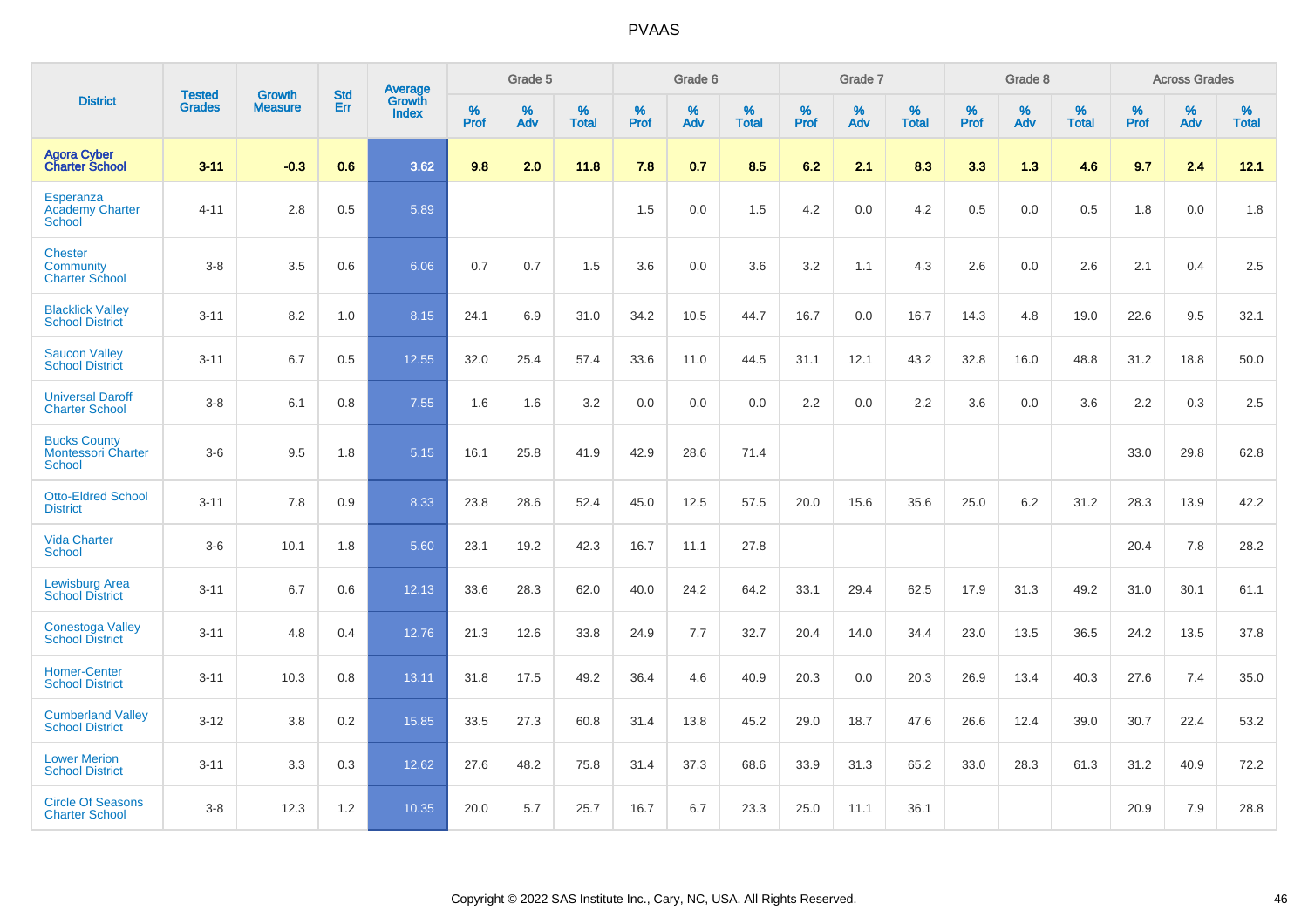| District | Tested Grades | Growth Measure | Std Err | Average Growth Index | Grade 5 | | | Grade 6 | | | Grade 7 | | | Grade 8 | | | Across Grades | | |
|---|---|---|---|---|---|---|---|---|---|---|---|---|---|---|---|---|---|---|---|
| | | | | | % Prof | % Adv | % Total | % Prof | % Adv | % Total | % Prof | % Adv | % Total | % Prof | % Adv | % Total | % Prof | % Adv | % Total |
| **Agora Cyber Charter School** | **3-11** | **-0.3** | **0.6** | **3.62** | **9.8** | **2.0** | **11.8** | **7.8** | **0.7** | **8.5** | **6.2** | **2.1** | **8.3** | **3.3** | **1.3** | **4.6** | **9.7** | **2.4** | **12.1** |
| Esperanza Academy Charter School | 4-11 | 2.8 | 0.5 | 5.89 | | | | 1.5 | 0.0 | 1.5 | 4.2 | 0.0 | 4.2 | 0.5 | 0.0 | 0.5 | 1.8 | 0.0 | 1.8 |
| Chester Community Charter School | 3-8 | 3.5 | 0.6 | 6.06 | 0.7 | 0.7 | 1.5 | 3.6 | 0.0 | 3.6 | 3.2 | 1.1 | 4.3 | 2.6 | 0.0 | 2.6 | 2.1 | 0.4 | 2.5 |
| Blacklick Valley School District | 3-11 | 8.2 | 1.0 | 8.15 | 24.1 | 6.9 | 31.0 | 34.2 | 10.5 | 44.7 | 16.7 | 0.0 | 16.7 | 14.3 | 4.8 | 19.0 | 22.6 | 9.5 | 32.1 |
| Saucon Valley School District | 3-11 | 6.7 | 0.5 | 12.55 | 32.0 | 25.4 | 57.4 | 33.6 | 11.0 | 44.5 | 31.1 | 12.1 | 43.2 | 32.8 | 16.0 | 48.8 | 31.2 | 18.8 | 50.0 |
| Universal Daroff Charter School | 3-8 | 6.1 | 0.8 | 7.55 | 1.6 | 1.6 | 3.2 | 0.0 | 0.0 | 0.0 | 2.2 | 0.0 | 2.2 | 3.6 | 0.0 | 3.6 | 2.2 | 0.3 | 2.5 |
| Bucks County Montessori Charter School | 3-6 | 9.5 | 1.8 | 5.15 | 16.1 | 25.8 | 41.9 | 42.9 | 28.6 | 71.4 | | | | | | | 33.0 | 29.8 | 62.8 |
| Otto-Eldred School District | 3-11 | 7.8 | 0.9 | 8.33 | 23.8 | 28.6 | 52.4 | 45.0 | 12.5 | 57.5 | 20.0 | 15.6 | 35.6 | 25.0 | 6.2 | 31.2 | 28.3 | 13.9 | 42.2 |
| Vida Charter School | 3-6 | 10.1 | 1.8 | 5.60 | 23.1 | 19.2 | 42.3 | 16.7 | 11.1 | 27.8 | | | | | | | 20.4 | 7.8 | 28.2 |
| Lewisburg Area School District | 3-11 | 6.7 | 0.6 | 12.13 | 33.6 | 28.3 | 62.0 | 40.0 | 24.2 | 64.2 | 33.1 | 29.4 | 62.5 | 17.9 | 31.3 | 49.2 | 31.0 | 30.1 | 61.1 |
| Conestoga Valley School District | 3-11 | 4.8 | 0.4 | 12.76 | 21.3 | 12.6 | 33.8 | 24.9 | 7.7 | 32.7 | 20.4 | 14.0 | 34.4 | 23.0 | 13.5 | 36.5 | 24.2 | 13.5 | 37.8 |
| Homer-Center School District | 3-11 | 10.3 | 0.8 | 13.11 | 31.8 | 17.5 | 49.2 | 36.4 | 4.6 | 40.9 | 20.3 | 0.0 | 20.3 | 26.9 | 13.4 | 40.3 | 27.6 | 7.4 | 35.0 |
| Cumberland Valley School District | 3-12 | 3.8 | 0.2 | 15.85 | 33.5 | 27.3 | 60.8 | 31.4 | 13.8 | 45.2 | 29.0 | 18.7 | 47.6 | 26.6 | 12.4 | 39.0 | 30.7 | 22.4 | 53.2 |
| Lower Merion School District | 3-11 | 3.3 | 0.3 | 12.62 | 27.6 | 48.2 | 75.8 | 31.4 | 37.3 | 68.6 | 33.9 | 31.3 | 65.2 | 33.0 | 28.3 | 61.3 | 31.2 | 40.9 | 72.2 |
| Circle Of Seasons Charter School | 3-8 | 12.3 | 1.2 | 10.35 | 20.0 | 5.7 | 25.7 | 16.7 | 6.7 | 23.3 | 25.0 | 11.1 | 36.1 | | | | 20.9 | 7.9 | 28.8 |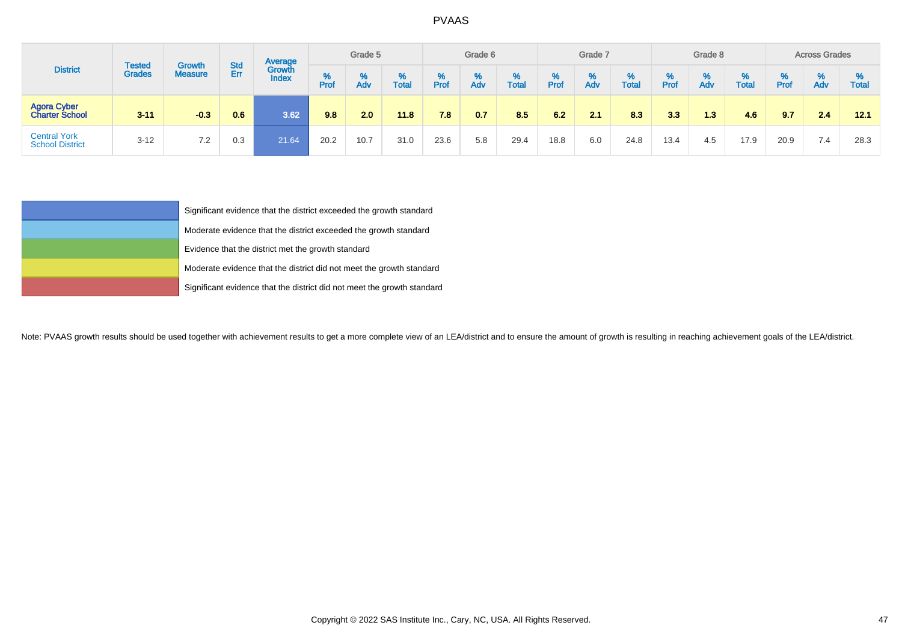# PVAAS

| District | Tested Grades | Growth Measure | Std Err | Average Growth Index | Grade 5 | | | Grade 6 | | | Grade 7 | | | Grade 8 | | | Across Grades | | |
|---|---|---|---|---|---|---|---|---|---|---|---|---|---|---|---|---|---|---|---|
| | | | | | % Prof | % Adv | % Total | % Prof | % Adv | % Total | % Prof | % Adv | % Total | % Prof | % Adv | % Total | % Prof | % Adv | % Total |
| **Agora Cyber Charter School** | **3-11** | **-0.3** | **0.6** | **3.62** | **9.8** | **2.0** | **11.8** | **7.8** | **0.7** | **8.5** | **6.2** | **2.1** | **8.3** | **3.3** | **1.3** | **4.6** | **9.7** | **2.4** | **12.1** |
| Central York School District | 3-12 | 7.2 | 0.3 | 21.64 | 20.2 | 10.7 | 31.0 | 23.6 | 5.8 | 29.4 | 18.8 | 6.0 | 24.8 | 13.4 | 4.5 | 17.9 | 20.9 | 7.4 | 28.3 |

- Significant evidence that the district exceeded the growth standard
- Moderate evidence that the district exceeded the growth standard
- Evidence that the district met the growth standard
- Moderate evidence that the district did not meet the growth standard
- Significant evidence that the district did not meet the growth standard

Note: PVAAS growth results should be used together with achievement results to get a more complete view of an LEA/district and to ensure the amount of growth is resulting in reaching achievement goals of the LEA/district.

Copyright © 2022 SAS Institute Inc., Cary, NC, USA. All Rights Reserved.